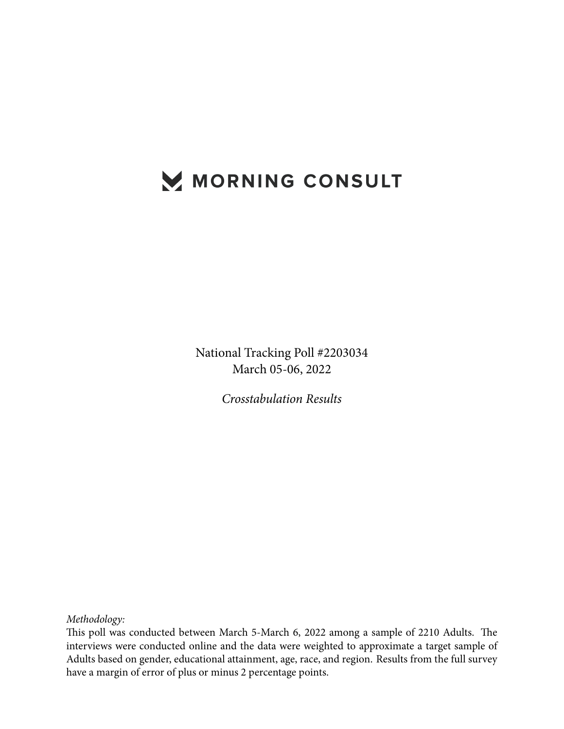# MORNING CONSULT

National Tracking Poll #2203034
March 05-06, 2022

*Crosstabulation Results*

*Methodology:*
This poll was conducted between March 5-March 6, 2022 among a sample of 2210 Adults. The interviews were conducted online and the data were weighted to approximate a target sample of Adults based on gender, educational attainment, age, race, and region. Results from the full survey have a margin of error of plus or minus 2 percentage points.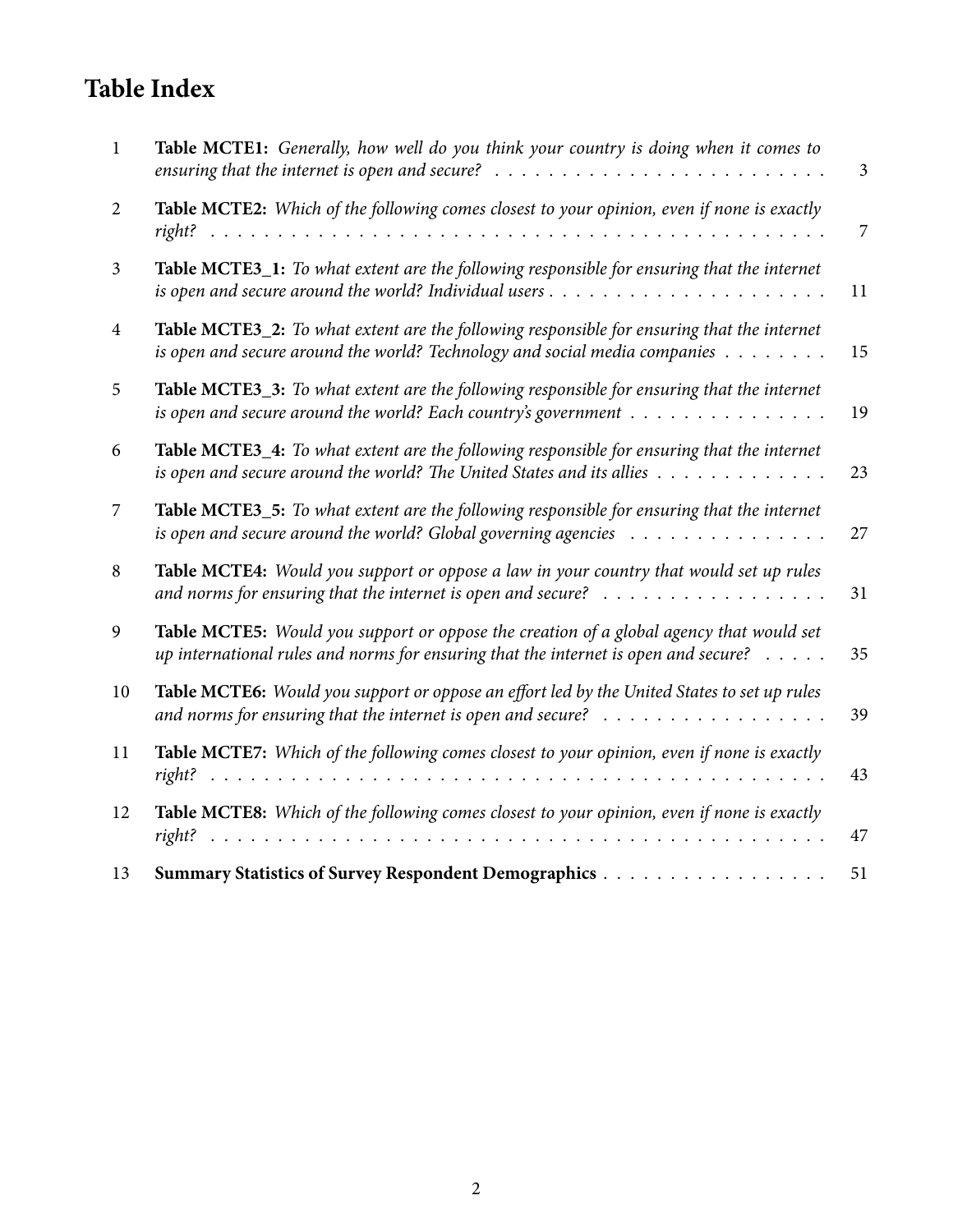# Table Index

| | | |
|---|---|---|
| 1 | **Table MCTE1:** *Generally, how well do you think your country is doing when it comes to ensuring that the internet is open and secure?* | 3 |
| 2 | **Table MCTE2:** *Which of the following comes closest to your opinion, even if none is exactly right?* | 7 |
| 3 | **Table MCTE3_1:** *To what extent are the following responsible for ensuring that the internet is open and secure around the world? Individual users* | 11 |
| 4 | **Table MCTE3_2:** *To what extent are the following responsible for ensuring that the internet is open and secure around the world? Technology and social media companies* | 15 |
| 5 | **Table MCTE3_3:** *To what extent are the following responsible for ensuring that the internet is open and secure around the world? Each country's government* | 19 |
| 6 | **Table MCTE3_4:** *To what extent are the following responsible for ensuring that the internet is open and secure around the world? The United States and its allies* | 23 |
| 7 | **Table MCTE3_5:** *To what extent are the following responsible for ensuring that the internet is open and secure around the world? Global governing agencies* | 27 |
| 8 | **Table MCTE4:** *Would you support or oppose a law in your country that would set up rules and norms for ensuring that the internet is open and secure?* | 31 |
| 9 | **Table MCTE5:** *Would you support or oppose the creation of a global agency that would set up international rules and norms for ensuring that the internet is open and secure?* | 35 |
| 10 | **Table MCTE6:** *Would you support or oppose an effort led by the United States to set up rules and norms for ensuring that the internet is open and secure?* | 39 |
| 11 | **Table MCTE7:** *Which of the following comes closest to your opinion, even if none is exactly right?* | 43 |
| 12 | **Table MCTE8:** *Which of the following comes closest to your opinion, even if none is exactly right?* | 47 |
| 13 | **Summary Statistics of Survey Respondent Demographics** | 51 |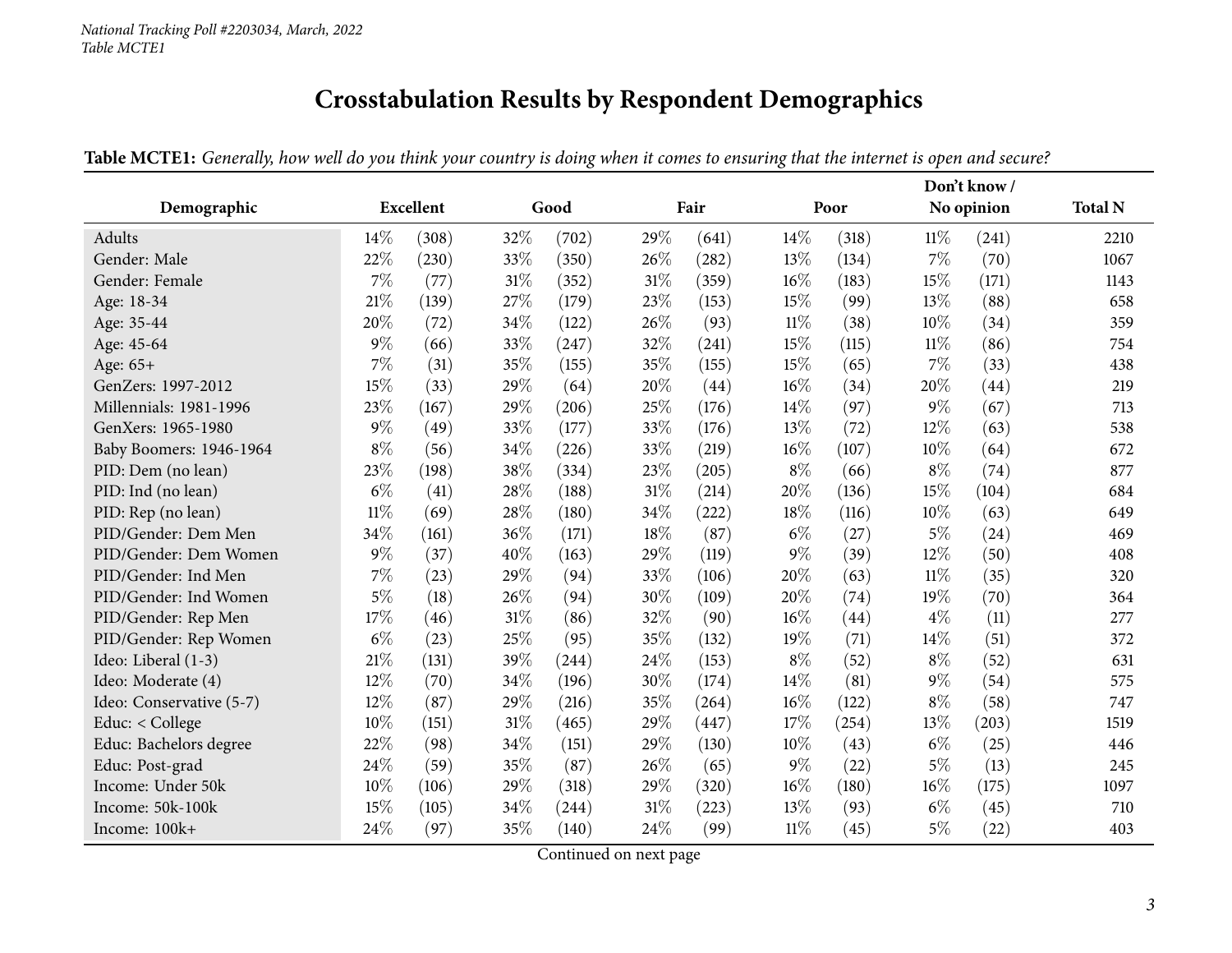National Tracking Poll #2203034, March, 2022
Table MCTE1

# Crosstabulation Results by Respondent Demographics

**Table MCTE1:** *Generally, how well do you think your country is doing when it comes to ensuring that the internet is open and secure?*

| Demographic | Excellent | | Good | | Fair | | Poor | | Don't know / No opinion | | Total N |
|---|---|---|---|---|---|---|---|---|---|---|---|
| Adults | 14% | (308) | 32% | (702) | 29% | (641) | 14% | (318) | 11% | (241) | 2210 |
| Gender: Male | 22% | (230) | 33% | (350) | 26% | (282) | 13% | (134) | 7% | (70) | 1067 |
| Gender: Female | 7% | (77) | 31% | (352) | 31% | (359) | 16% | (183) | 15% | (171) | 1143 |
| Age: 18-34 | 21% | (139) | 27% | (179) | 23% | (153) | 15% | (99) | 13% | (88) | 658 |
| Age: 35-44 | 20% | (72) | 34% | (122) | 26% | (93) | 11% | (38) | 10% | (34) | 359 |
| Age: 45-64 | 9% | (66) | 33% | (247) | 32% | (241) | 15% | (115) | 11% | (86) | 754 |
| Age: 65+ | 7% | (31) | 35% | (155) | 35% | (155) | 15% | (65) | 7% | (33) | 438 |
| GenZers: 1997-2012 | 15% | (33) | 29% | (64) | 20% | (44) | 16% | (34) | 20% | (44) | 219 |
| Millennials: 1981-1996 | 23% | (167) | 29% | (206) | 25% | (176) | 14% | (97) | 9% | (67) | 713 |
| GenXers: 1965-1980 | 9% | (49) | 33% | (177) | 33% | (176) | 13% | (72) | 12% | (63) | 538 |
| Baby Boomers: 1946-1964 | 8% | (56) | 34% | (226) | 33% | (219) | 16% | (107) | 10% | (64) | 672 |
| PID: Dem (no lean) | 23% | (198) | 38% | (334) | 23% | (205) | 8% | (66) | 8% | (74) | 877 |
| PID: Ind (no lean) | 6% | (41) | 28% | (188) | 31% | (214) | 20% | (136) | 15% | (104) | 684 |
| PID: Rep (no lean) | 11% | (69) | 28% | (180) | 34% | (222) | 18% | (116) | 10% | (63) | 649 |
| PID/Gender: Dem Men | 34% | (161) | 36% | (171) | 18% | (87) | 6% | (27) | 5% | (24) | 469 |
| PID/Gender: Dem Women | 9% | (37) | 40% | (163) | 29% | (119) | 9% | (39) | 12% | (50) | 408 |
| PID/Gender: Ind Men | 7% | (23) | 29% | (94) | 33% | (106) | 20% | (63) | 11% | (35) | 320 |
| PID/Gender: Ind Women | 5% | (18) | 26% | (94) | 30% | (109) | 20% | (74) | 19% | (70) | 364 |
| PID/Gender: Rep Men | 17% | (46) | 31% | (86) | 32% | (90) | 16% | (44) | 4% | (11) | 277 |
| PID/Gender: Rep Women | 6% | (23) | 25% | (95) | 35% | (132) | 19% | (71) | 14% | (51) | 372 |
| Ideo: Liberal (1-3) | 21% | (131) | 39% | (244) | 24% | (153) | 8% | (52) | 8% | (52) | 631 |
| Ideo: Moderate (4) | 12% | (70) | 34% | (196) | 30% | (174) | 14% | (81) | 9% | (54) | 575 |
| Ideo: Conservative (5-7) | 12% | (87) | 29% | (216) | 35% | (264) | 16% | (122) | 8% | (58) | 747 |
| Educ: < College | 10% | (151) | 31% | (465) | 29% | (447) | 17% | (254) | 13% | (203) | 1519 |
| Educ: Bachelors degree | 22% | (98) | 34% | (151) | 29% | (130) | 10% | (43) | 6% | (25) | 446 |
| Educ: Post-grad | 24% | (59) | 35% | (87) | 26% | (65) | 9% | (22) | 5% | (13) | 245 |
| Income: Under 50k | 10% | (106) | 29% | (318) | 29% | (320) | 16% | (180) | 16% | (175) | 1097 |
| Income: 50k-100k | 15% | (105) | 34% | (244) | 31% | (223) | 13% | (93) | 6% | (45) | 710 |
| Income: 100k+ | 24% | (97) | 35% | (140) | 24% | (99) | 11% | (45) | 5% | (22) | 403 |

Continued on next page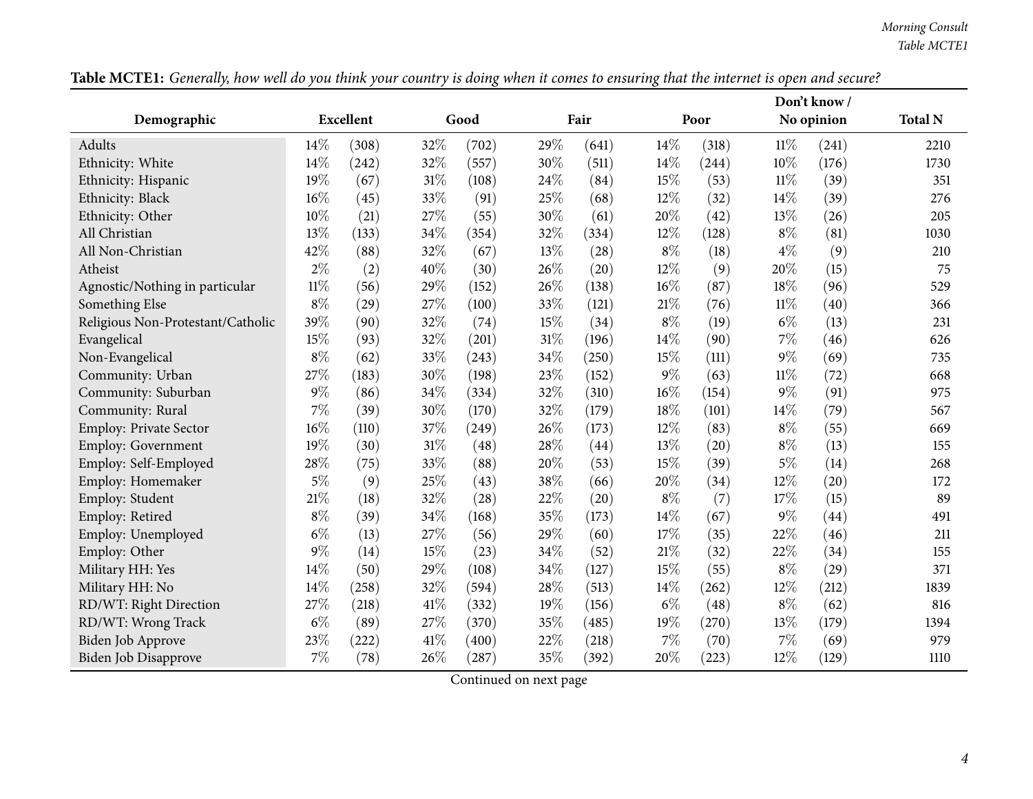**Table MCTE1:** *Generally, how well do you think your country is doing when it comes to ensuring that the internet is open and secure?*

| Demographic | Excellent | | Good | | Fair | | Poor | | Don't know / No opinion | | Total N |
|---|---|---|---|---|---|---|---|---|---|---|---|
| Adults | 14% | (308) | 32% | (702) | 29% | (641) | 14% | (318) | 11% | (241) | 2210 |
| Ethnicity: White | 14% | (242) | 32% | (557) | 30% | (511) | 14% | (244) | 10% | (176) | 1730 |
| Ethnicity: Hispanic | 19% | (67) | 31% | (108) | 24% | (84) | 15% | (53) | 11% | (39) | 351 |
| Ethnicity: Black | 16% | (45) | 33% | (91) | 25% | (68) | 12% | (32) | 14% | (39) | 276 |
| Ethnicity: Other | 10% | (21) | 27% | (55) | 30% | (61) | 20% | (42) | 13% | (26) | 205 |
| All Christian | 13% | (133) | 34% | (354) | 32% | (334) | 12% | (128) | 8% | (81) | 1030 |
| All Non-Christian | 42% | (88) | 32% | (67) | 13% | (28) | 8% | (18) | 4% | (9) | 210 |
| Atheist | 2% | (2) | 40% | (30) | 26% | (20) | 12% | (9) | 20% | (15) | 75 |
| Agnostic/Nothing in particular | 11% | (56) | 29% | (152) | 26% | (138) | 16% | (87) | 18% | (96) | 529 |
| Something Else | 8% | (29) | 27% | (100) | 33% | (121) | 21% | (76) | 11% | (40) | 366 |
| Religious Non-Protestant/Catholic | 39% | (90) | 32% | (74) | 15% | (34) | 8% | (19) | 6% | (13) | 231 |
| Evangelical | 15% | (93) | 32% | (201) | 31% | (196) | 14% | (90) | 7% | (46) | 626 |
| Non-Evangelical | 8% | (62) | 33% | (243) | 34% | (250) | 15% | (111) | 9% | (69) | 735 |
| Community: Urban | 27% | (183) | 30% | (198) | 23% | (152) | 9% | (63) | 11% | (72) | 668 |
| Community: Suburban | 9% | (86) | 34% | (334) | 32% | (310) | 16% | (154) | 9% | (91) | 975 |
| Community: Rural | 7% | (39) | 30% | (170) | 32% | (179) | 18% | (101) | 14% | (79) | 567 |
| Employ: Private Sector | 16% | (110) | 37% | (249) | 26% | (173) | 12% | (83) | 8% | (55) | 669 |
| Employ: Government | 19% | (30) | 31% | (48) | 28% | (44) | 13% | (20) | 8% | (13) | 155 |
| Employ: Self-Employed | 28% | (75) | 33% | (88) | 20% | (53) | 15% | (39) | 5% | (14) | 268 |
| Employ: Homemaker | 5% | (9) | 25% | (43) | 38% | (66) | 20% | (34) | 12% | (20) | 172 |
| Employ: Student | 21% | (18) | 32% | (28) | 22% | (20) | 8% | (7) | 17% | (15) | 89 |
| Employ: Retired | 8% | (39) | 34% | (168) | 35% | (173) | 14% | (67) | 9% | (44) | 491 |
| Employ: Unemployed | 6% | (13) | 27% | (56) | 29% | (60) | 17% | (35) | 22% | (46) | 211 |
| Employ: Other | 9% | (14) | 15% | (23) | 34% | (52) | 21% | (32) | 22% | (34) | 155 |
| Military HH: Yes | 14% | (50) | 29% | (108) | 34% | (127) | 15% | (55) | 8% | (29) | 371 |
| Military HH: No | 14% | (258) | 32% | (594) | 28% | (513) | 14% | (262) | 12% | (212) | 1839 |
| RD/WT: Right Direction | 27% | (218) | 41% | (332) | 19% | (156) | 6% | (48) | 8% | (62) | 816 |
| RD/WT: Wrong Track | 6% | (89) | 27% | (370) | 35% | (485) | 19% | (270) | 13% | (179) | 1394 |
| Biden Job Approve | 23% | (222) | 41% | (400) | 22% | (218) | 7% | (70) | 7% | (69) | 979 |
| Biden Job Disapprove | 7% | (78) | 26% | (287) | 35% | (392) | 20% | (223) | 12% | (129) | 1110 |

Continued on next page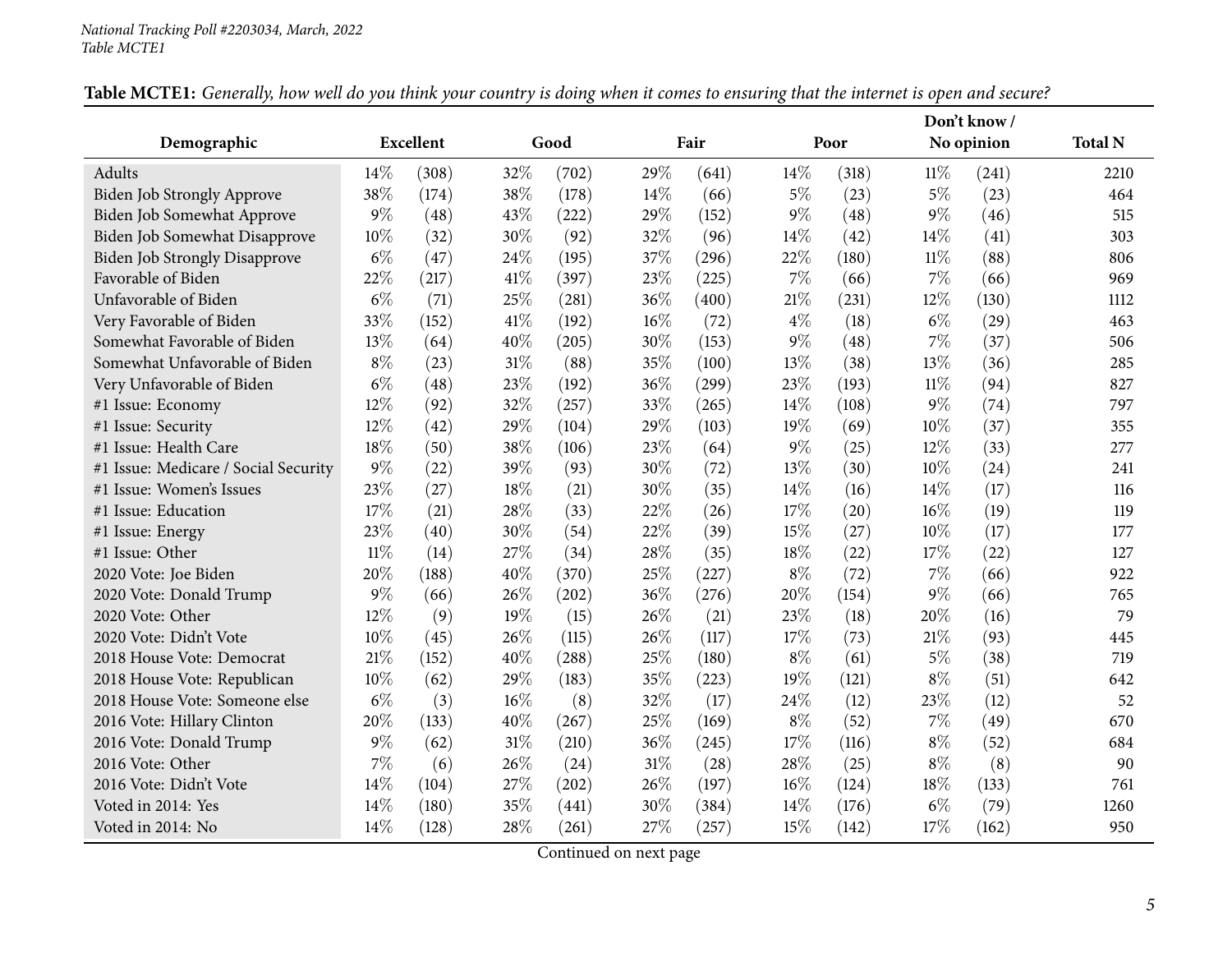*National Tracking Poll #2203034, March, 2022*
*Table MCTE1*

**Table MCTE1:** *Generally, how well do you think your country is doing when it comes to ensuring that the internet is open and secure?*

| Demographic | Excellent | | Good | | Fair | | Poor | | Don't know / No opinion | | Total N |
|---|---|---|---|---|---|---|---|---|---|---|---|
| Adults | 14% | (308) | 32% | (702) | 29% | (641) | 14% | (318) | 11% | (241) | 2210 |
| Biden Job Strongly Approve | 38% | (174) | 38% | (178) | 14% | (66) | 5% | (23) | 5% | (23) | 464 |
| Biden Job Somewhat Approve | 9% | (48) | 43% | (222) | 29% | (152) | 9% | (48) | 9% | (46) | 515 |
| Biden Job Somewhat Disapprove | 10% | (32) | 30% | (92) | 32% | (96) | 14% | (42) | 14% | (41) | 303 |
| Biden Job Strongly Disapprove | 6% | (47) | 24% | (195) | 37% | (296) | 22% | (180) | 11% | (88) | 806 |
| Favorable of Biden | 22% | (217) | 41% | (397) | 23% | (225) | 7% | (66) | 7% | (66) | 969 |
| Unfavorable of Biden | 6% | (71) | 25% | (281) | 36% | (400) | 21% | (231) | 12% | (130) | 1112 |
| Very Favorable of Biden | 33% | (152) | 41% | (192) | 16% | (72) | 4% | (18) | 6% | (29) | 463 |
| Somewhat Favorable of Biden | 13% | (64) | 40% | (205) | 30% | (153) | 9% | (48) | 7% | (37) | 506 |
| Somewhat Unfavorable of Biden | 8% | (23) | 31% | (88) | 35% | (100) | 13% | (38) | 13% | (36) | 285 |
| Very Unfavorable of Biden | 6% | (48) | 23% | (192) | 36% | (299) | 23% | (193) | 11% | (94) | 827 |
| #1 Issue: Economy | 12% | (92) | 32% | (257) | 33% | (265) | 14% | (108) | 9% | (74) | 797 |
| #1 Issue: Security | 12% | (42) | 29% | (104) | 29% | (103) | 19% | (69) | 10% | (37) | 355 |
| #1 Issue: Health Care | 18% | (50) | 38% | (106) | 23% | (64) | 9% | (25) | 12% | (33) | 277 |
| #1 Issue: Medicare / Social Security | 9% | (22) | 39% | (93) | 30% | (72) | 13% | (30) | 10% | (24) | 241 |
| #1 Issue: Women's Issues | 23% | (27) | 18% | (21) | 30% | (35) | 14% | (16) | 14% | (17) | 116 |
| #1 Issue: Education | 17% | (21) | 28% | (33) | 22% | (26) | 17% | (20) | 16% | (19) | 119 |
| #1 Issue: Energy | 23% | (40) | 30% | (54) | 22% | (39) | 15% | (27) | 10% | (17) | 177 |
| #1 Issue: Other | 11% | (14) | 27% | (34) | 28% | (35) | 18% | (22) | 17% | (22) | 127 |
| 2020 Vote: Joe Biden | 20% | (188) | 40% | (370) | 25% | (227) | 8% | (72) | 7% | (66) | 922 |
| 2020 Vote: Donald Trump | 9% | (66) | 26% | (202) | 36% | (276) | 20% | (154) | 9% | (66) | 765 |
| 2020 Vote: Other | 12% | (9) | 19% | (15) | 26% | (21) | 23% | (18) | 20% | (16) | 79 |
| 2020 Vote: Didn't Vote | 10% | (45) | 26% | (115) | 26% | (117) | 17% | (73) | 21% | (93) | 445 |
| 2018 House Vote: Democrat | 21% | (152) | 40% | (288) | 25% | (180) | 8% | (61) | 5% | (38) | 719 |
| 2018 House Vote: Republican | 10% | (62) | 29% | (183) | 35% | (223) | 19% | (121) | 8% | (51) | 642 |
| 2018 House Vote: Someone else | 6% | (3) | 16% | (8) | 32% | (17) | 24% | (12) | 23% | (12) | 52 |
| 2016 Vote: Hillary Clinton | 20% | (133) | 40% | (267) | 25% | (169) | 8% | (52) | 7% | (49) | 670 |
| 2016 Vote: Donald Trump | 9% | (62) | 31% | (210) | 36% | (245) | 17% | (116) | 8% | (52) | 684 |
| 2016 Vote: Other | 7% | (6) | 26% | (24) | 31% | (28) | 28% | (25) | 8% | (8) | 90 |
| 2016 Vote: Didn't Vote | 14% | (104) | 27% | (202) | 26% | (197) | 16% | (124) | 18% | (133) | 761 |
| Voted in 2014: Yes | 14% | (180) | 35% | (441) | 30% | (384) | 14% | (176) | 6% | (79) | 1260 |
| Voted in 2014: No | 14% | (128) | 28% | (261) | 27% | (257) | 15% | (142) | 17% | (162) | 950 |

Continued on next page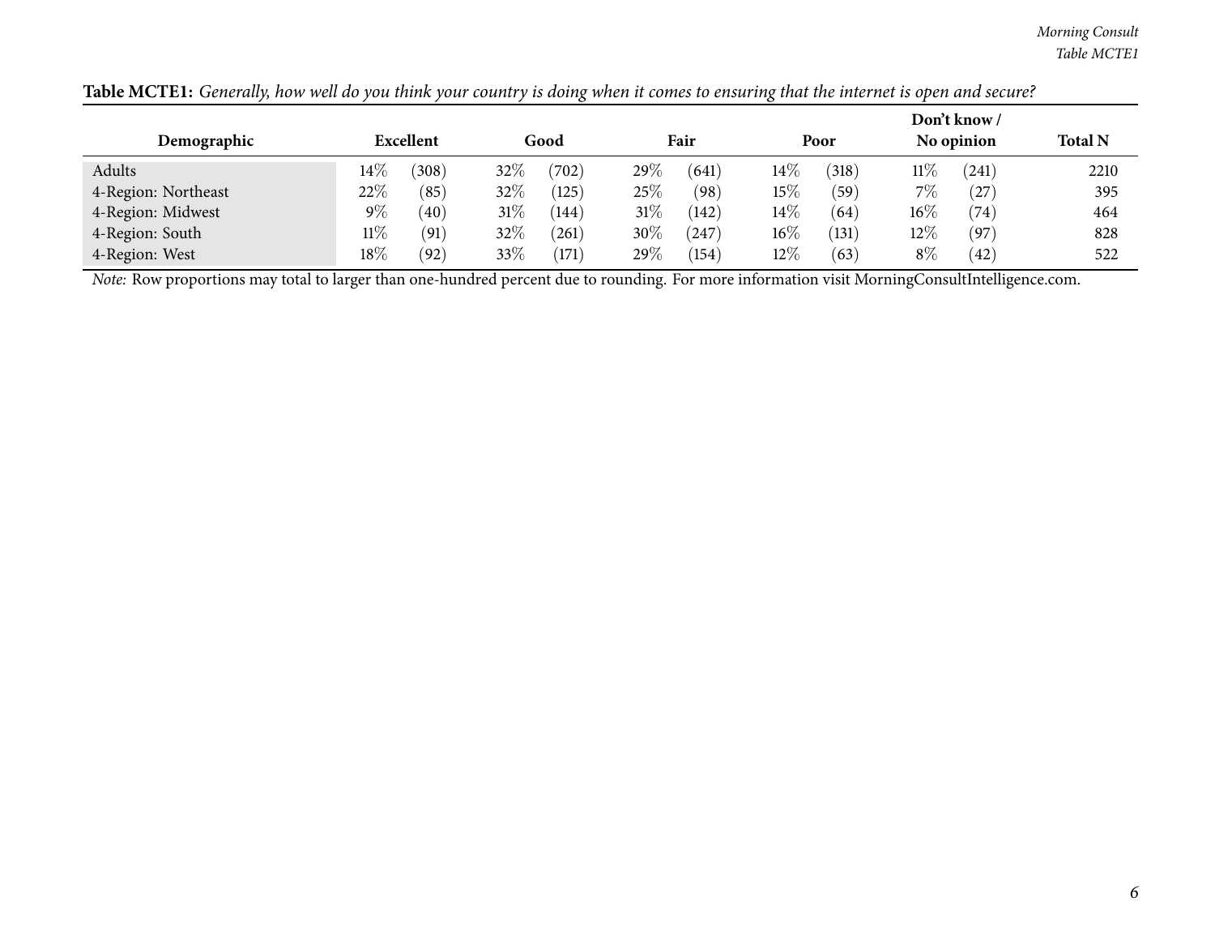**Table MCTE1:** *Generally, how well do you think your country is doing when it comes to ensuring that the internet is open and secure?*

| Demographic | Excellent | | Good | | Fair | | Poor | | Don't know / No opinion | | Total N |
|---|---|---|---|---|---|---|---|---|---|---|---|
| Adults | 14% | (308) | 32% | (702) | 29% | (641) | 14% | (318) | 11% | (241) | 2210 |
| 4-Region: Northeast | 22% | (85) | 32% | (125) | 25% | (98) | 15% | (59) | 7% | (27) | 395 |
| 4-Region: Midwest | 9% | (40) | 31% | (144) | 31% | (142) | 14% | (64) | 16% | (74) | 464 |
| 4-Region: South | 11% | (91) | 32% | (261) | 30% | (247) | 16% | (131) | 12% | (97) | 828 |
| 4-Region: West | 18% | (92) | 33% | (171) | 29% | (154) | 12% | (63) | 8% | (42) | 522 |

*Note:* Row proportions may total to larger than one-hundred percent due to rounding. For more information visit MorningConsultIntelligence.com.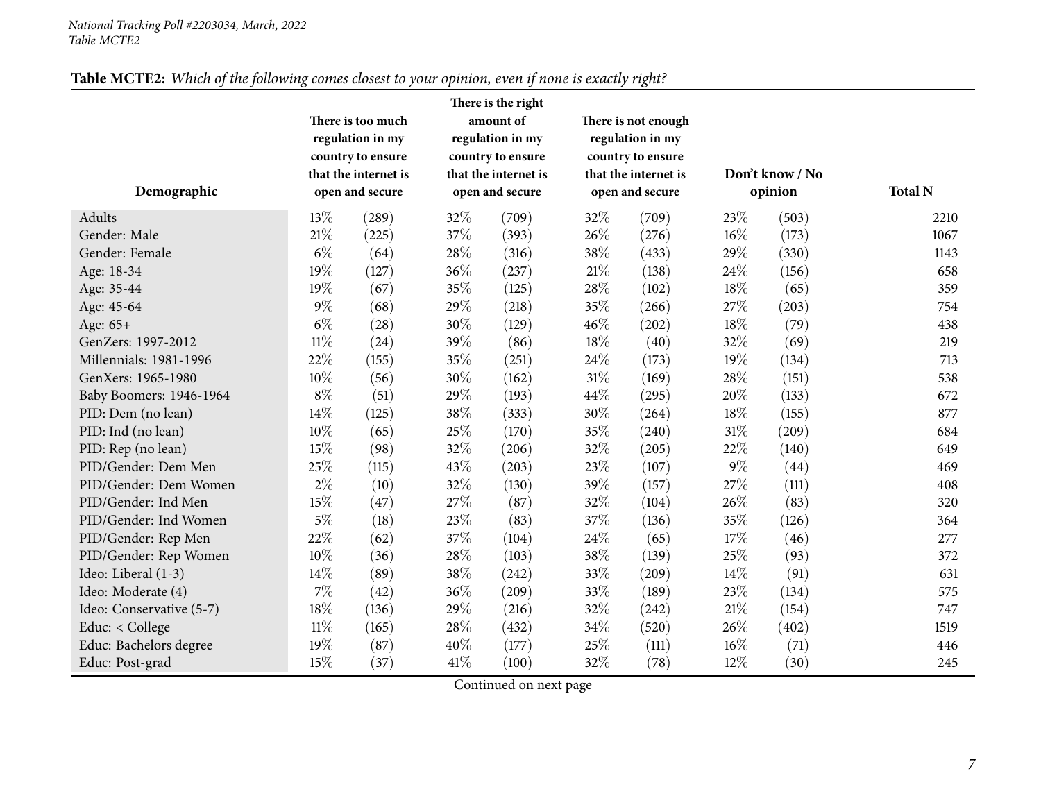*National Tracking Poll #2203034, March, 2022*
*Table MCTE2*

**Table MCTE2:** *Which of the following comes closest to your opinion, even if none is exactly right?*

| Demographic | There is too much regulation in my country to ensure that the internet is open and secure | | There is the right amount of regulation in my country to ensure that the internet is open and secure | | There is not enough regulation in my country to ensure that the internet is open and secure | | Don't know / No opinion | | Total N |
|---|---|---|---|---|---|---|---|---|---|
| Adults | 13% | (289) | 32% | (709) | 32% | (709) | 23% | (503) | 2210 |
| Gender: Male | 21% | (225) | 37% | (393) | 26% | (276) | 16% | (173) | 1067 |
| Gender: Female | 6% | (64) | 28% | (316) | 38% | (433) | 29% | (330) | 1143 |
| Age: 18-34 | 19% | (127) | 36% | (237) | 21% | (138) | 24% | (156) | 658 |
| Age: 35-44 | 19% | (67) | 35% | (125) | 28% | (102) | 18% | (65) | 359 |
| Age: 45-64 | 9% | (68) | 29% | (218) | 35% | (266) | 27% | (203) | 754 |
| Age: 65+ | 6% | (28) | 30% | (129) | 46% | (202) | 18% | (79) | 438 |
| GenZers: 1997-2012 | 11% | (24) | 39% | (86) | 18% | (40) | 32% | (69) | 219 |
| Millennials: 1981-1996 | 22% | (155) | 35% | (251) | 24% | (173) | 19% | (134) | 713 |
| GenXers: 1965-1980 | 10% | (56) | 30% | (162) | 31% | (169) | 28% | (151) | 538 |
| Baby Boomers: 1946-1964 | 8% | (51) | 29% | (193) | 44% | (295) | 20% | (133) | 672 |
| PID: Dem (no lean) | 14% | (125) | 38% | (333) | 30% | (264) | 18% | (155) | 877 |
| PID: Ind (no lean) | 10% | (65) | 25% | (170) | 35% | (240) | 31% | (209) | 684 |
| PID: Rep (no lean) | 15% | (98) | 32% | (206) | 32% | (205) | 22% | (140) | 649 |
| PID/Gender: Dem Men | 25% | (115) | 43% | (203) | 23% | (107) | 9% | (44) | 469 |
| PID/Gender: Dem Women | 2% | (10) | 32% | (130) | 39% | (157) | 27% | (111) | 408 |
| PID/Gender: Ind Men | 15% | (47) | 27% | (87) | 32% | (104) | 26% | (83) | 320 |
| PID/Gender: Ind Women | 5% | (18) | 23% | (83) | 37% | (136) | 35% | (126) | 364 |
| PID/Gender: Rep Men | 22% | (62) | 37% | (104) | 24% | (65) | 17% | (46) | 277 |
| PID/Gender: Rep Women | 10% | (36) | 28% | (103) | 38% | (139) | 25% | (93) | 372 |
| Ideo: Liberal (1-3) | 14% | (89) | 38% | (242) | 33% | (209) | 14% | (91) | 631 |
| Ideo: Moderate (4) | 7% | (42) | 36% | (209) | 33% | (189) | 23% | (134) | 575 |
| Ideo: Conservative (5-7) | 18% | (136) | 29% | (216) | 32% | (242) | 21% | (154) | 747 |
| Educ: < College | 11% | (165) | 28% | (432) | 34% | (520) | 26% | (402) | 1519 |
| Educ: Bachelors degree | 19% | (87) | 40% | (177) | 25% | (111) | 16% | (71) | 446 |
| Educ: Post-grad | 15% | (37) | 41% | (100) | 32% | (78) | 12% | (30) | 245 |

Continued on next page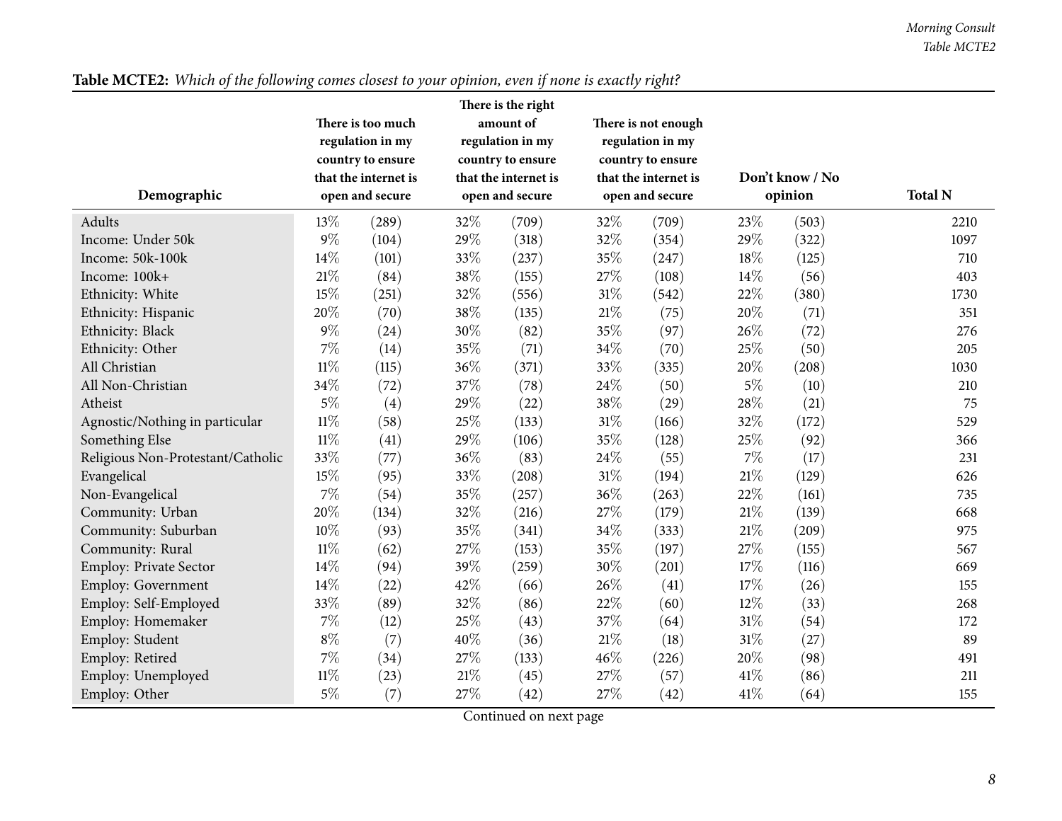**Table MCTE2:** *Which of the following comes closest to your opinion, even if none is exactly right?*

| Demographic | There is too much regulation in my country to ensure that the internet is open and secure | | There is the right amount of regulation in my country to ensure that the internet is open and secure | | There is not enough regulation in my country to ensure that the internet is open and secure | | Don't know / No opinion | | Total N |
|---|---|---|---|---|---|---|---|---|---|
| Adults | 13% | (289) | 32% | (709) | 32% | (709) | 23% | (503) | 2210 |
| Income: Under 50k | 9% | (104) | 29% | (318) | 32% | (354) | 29% | (322) | 1097 |
| Income: 50k-100k | 14% | (101) | 33% | (237) | 35% | (247) | 18% | (125) | 710 |
| Income: 100k+ | 21% | (84) | 38% | (155) | 27% | (108) | 14% | (56) | 403 |
| Ethnicity: White | 15% | (251) | 32% | (556) | 31% | (542) | 22% | (380) | 1730 |
| Ethnicity: Hispanic | 20% | (70) | 38% | (135) | 21% | (75) | 20% | (71) | 351 |
| Ethnicity: Black | 9% | (24) | 30% | (82) | 35% | (97) | 26% | (72) | 276 |
| Ethnicity: Other | 7% | (14) | 35% | (71) | 34% | (70) | 25% | (50) | 205 |
| All Christian | 11% | (115) | 36% | (371) | 33% | (335) | 20% | (208) | 1030 |
| All Non-Christian | 34% | (72) | 37% | (78) | 24% | (50) | 5% | (10) | 210 |
| Atheist | 5% | (4) | 29% | (22) | 38% | (29) | 28% | (21) | 75 |
| Agnostic/Nothing in particular | 11% | (58) | 25% | (133) | 31% | (166) | 32% | (172) | 529 |
| Something Else | 11% | (41) | 29% | (106) | 35% | (128) | 25% | (92) | 366 |
| Religious Non-Protestant/Catholic | 33% | (77) | 36% | (83) | 24% | (55) | 7% | (17) | 231 |
| Evangelical | 15% | (95) | 33% | (208) | 31% | (194) | 21% | (129) | 626 |
| Non-Evangelical | 7% | (54) | 35% | (257) | 36% | (263) | 22% | (161) | 735 |
| Community: Urban | 20% | (134) | 32% | (216) | 27% | (179) | 21% | (139) | 668 |
| Community: Suburban | 10% | (93) | 35% | (341) | 34% | (333) | 21% | (209) | 975 |
| Community: Rural | 11% | (62) | 27% | (153) | 35% | (197) | 27% | (155) | 567 |
| Employ: Private Sector | 14% | (94) | 39% | (259) | 30% | (201) | 17% | (116) | 669 |
| Employ: Government | 14% | (22) | 42% | (66) | 26% | (41) | 17% | (26) | 155 |
| Employ: Self-Employed | 33% | (89) | 32% | (86) | 22% | (60) | 12% | (33) | 268 |
| Employ: Homemaker | 7% | (12) | 25% | (43) | 37% | (64) | 31% | (54) | 172 |
| Employ: Student | 8% | (7) | 40% | (36) | 21% | (18) | 31% | (27) | 89 |
| Employ: Retired | 7% | (34) | 27% | (133) | 46% | (226) | 20% | (98) | 491 |
| Employ: Unemployed | 11% | (23) | 21% | (45) | 27% | (57) | 41% | (86) | 211 |
| Employ: Other | 5% | (7) | 27% | (42) | 27% | (42) | 41% | (64) | 155 |

Continued on next page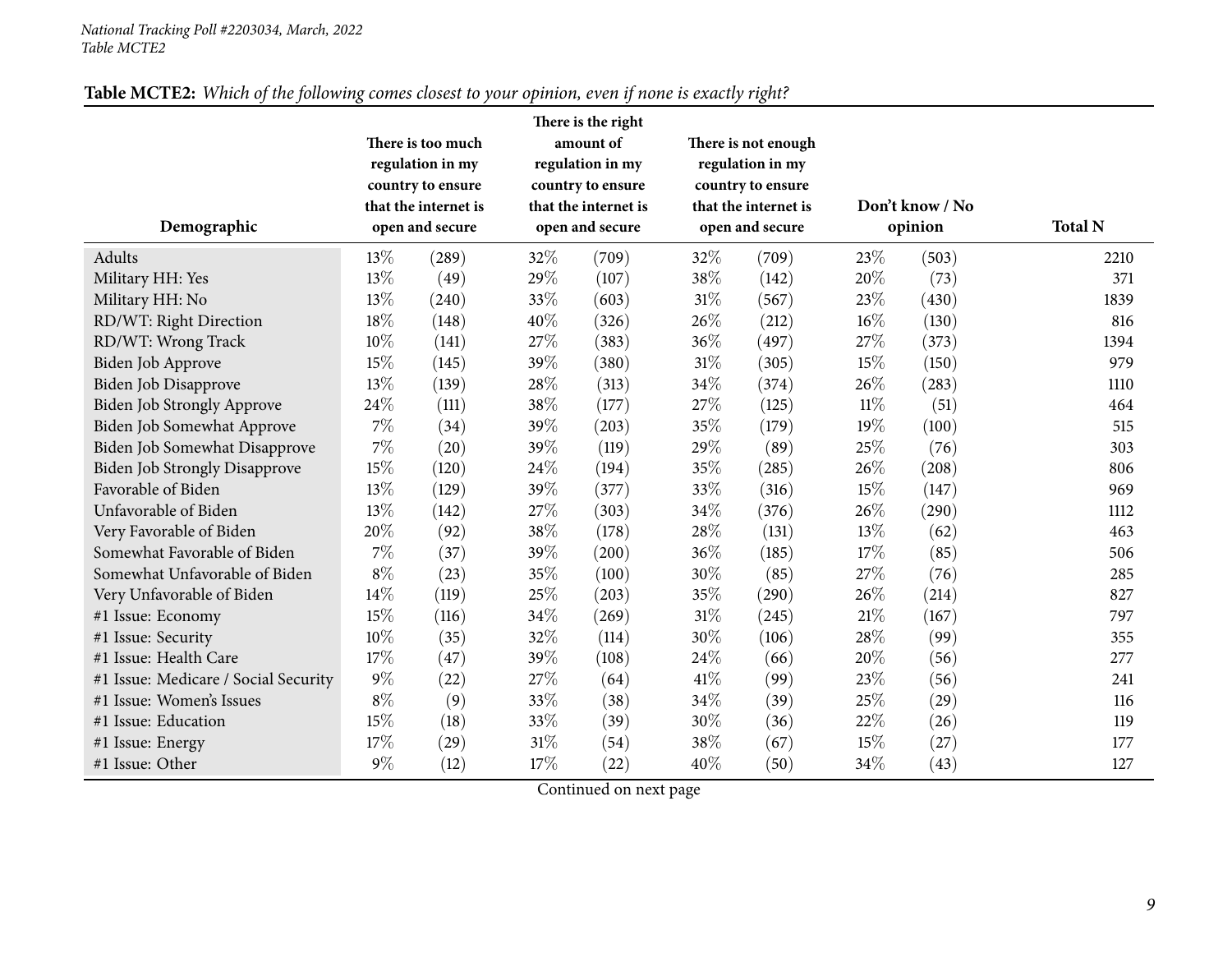*National Tracking Poll #2203034, March, 2022*
*Table MCTE2*

**Table MCTE2:** *Which of the following comes closest to your opinion, even if none is exactly right?*

| Demographic | There is too much regulation in my country to ensure that the internet is open and secure | | There is the right amount of regulation in my country to ensure that the internet is open and secure | | There is not enough regulation in my country to ensure that the internet is open and secure | | Don't know / No opinion | | Total N |
|---|---|---|---|---|---|---|---|---|---|
| Adults | 13% | (289) | 32% | (709) | 32% | (709) | 23% | (503) | 2210 |
| Military HH: Yes | 13% | (49) | 29% | (107) | 38% | (142) | 20% | (73) | 371 |
| Military HH: No | 13% | (240) | 33% | (603) | 31% | (567) | 23% | (430) | 1839 |
| RD/WT: Right Direction | 18% | (148) | 40% | (326) | 26% | (212) | 16% | (130) | 816 |
| RD/WT: Wrong Track | 10% | (141) | 27% | (383) | 36% | (497) | 27% | (373) | 1394 |
| Biden Job Approve | 15% | (145) | 39% | (380) | 31% | (305) | 15% | (150) | 979 |
| Biden Job Disapprove | 13% | (139) | 28% | (313) | 34% | (374) | 26% | (283) | 1110 |
| Biden Job Strongly Approve | 24% | (111) | 38% | (177) | 27% | (125) | 11% | (51) | 464 |
| Biden Job Somewhat Approve | 7% | (34) | 39% | (203) | 35% | (179) | 19% | (100) | 515 |
| Biden Job Somewhat Disapprove | 7% | (20) | 39% | (119) | 29% | (89) | 25% | (76) | 303 |
| Biden Job Strongly Disapprove | 15% | (120) | 24% | (194) | 35% | (285) | 26% | (208) | 806 |
| Favorable of Biden | 13% | (129) | 39% | (377) | 33% | (316) | 15% | (147) | 969 |
| Unfavorable of Biden | 13% | (142) | 27% | (303) | 34% | (376) | 26% | (290) | 1112 |
| Very Favorable of Biden | 20% | (92) | 38% | (178) | 28% | (131) | 13% | (62) | 463 |
| Somewhat Favorable of Biden | 7% | (37) | 39% | (200) | 36% | (185) | 17% | (85) | 506 |
| Somewhat Unfavorable of Biden | 8% | (23) | 35% | (100) | 30% | (85) | 27% | (76) | 285 |
| Very Unfavorable of Biden | 14% | (119) | 25% | (203) | 35% | (290) | 26% | (214) | 827 |
| #1 Issue: Economy | 15% | (116) | 34% | (269) | 31% | (245) | 21% | (167) | 797 |
| #1 Issue: Security | 10% | (35) | 32% | (114) | 30% | (106) | 28% | (99) | 355 |
| #1 Issue: Health Care | 17% | (47) | 39% | (108) | 24% | (66) | 20% | (56) | 277 |
| #1 Issue: Medicare / Social Security | 9% | (22) | 27% | (64) | 41% | (99) | 23% | (56) | 241 |
| #1 Issue: Women's Issues | 8% | (9) | 33% | (38) | 34% | (39) | 25% | (29) | 116 |
| #1 Issue: Education | 15% | (18) | 33% | (39) | 30% | (36) | 22% | (26) | 119 |
| #1 Issue: Energy | 17% | (29) | 31% | (54) | 38% | (67) | 15% | (27) | 177 |
| #1 Issue: Other | 9% | (12) | 17% | (22) | 40% | (50) | 34% | (43) | 127 |

Continued on next page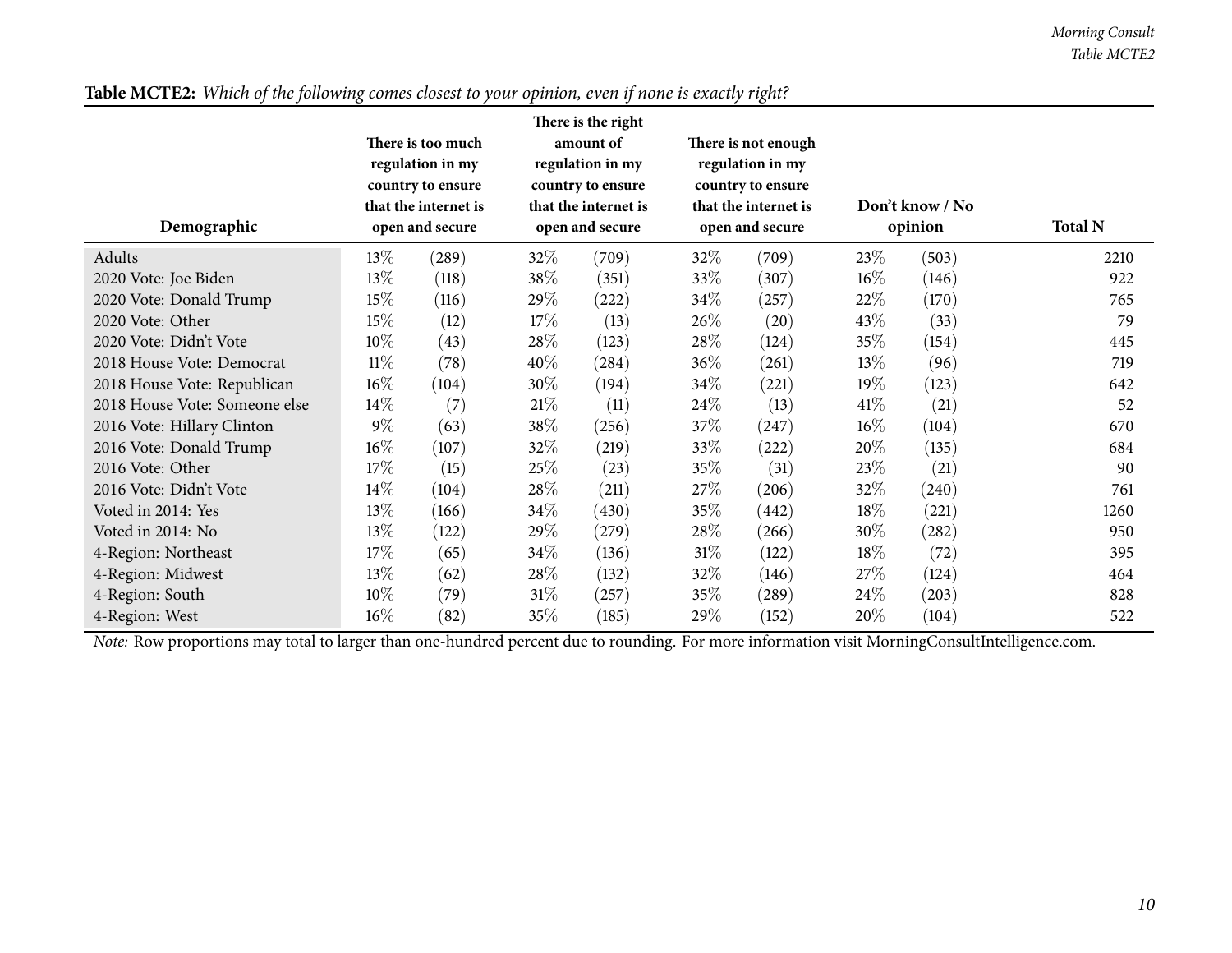**Table MCTE2:** *Which of the following comes closest to your opinion, even if none is exactly right?*

| Demographic | There is too much regulation in my country to ensure that the internet is open and secure | | There is the right amount of regulation in my country to ensure that the internet is open and secure | | There is not enough regulation in my country to ensure that the internet is open and secure | | Don't know / No opinion | | Total N |
|---|---|---|---|---|---|---|---|---|---|
| Adults | 13% | (289) | 32% | (709) | 32% | (709) | 23% | (503) | 2210 |
| 2020 Vote: Joe Biden | 13% | (118) | 38% | (351) | 33% | (307) | 16% | (146) | 922 |
| 2020 Vote: Donald Trump | 15% | (116) | 29% | (222) | 34% | (257) | 22% | (170) | 765 |
| 2020 Vote: Other | 15% | (12) | 17% | (13) | 26% | (20) | 43% | (33) | 79 |
| 2020 Vote: Didn't Vote | 10% | (43) | 28% | (123) | 28% | (124) | 35% | (154) | 445 |
| 2018 House Vote: Democrat | 11% | (78) | 40% | (284) | 36% | (261) | 13% | (96) | 719 |
| 2018 House Vote: Republican | 16% | (104) | 30% | (194) | 34% | (221) | 19% | (123) | 642 |
| 2018 House Vote: Someone else | 14% | (7) | 21% | (11) | 24% | (13) | 41% | (21) | 52 |
| 2016 Vote: Hillary Clinton | 9% | (63) | 38% | (256) | 37% | (247) | 16% | (104) | 670 |
| 2016 Vote: Donald Trump | 16% | (107) | 32% | (219) | 33% | (222) | 20% | (135) | 684 |
| 2016 Vote: Other | 17% | (15) | 25% | (23) | 35% | (31) | 23% | (21) | 90 |
| 2016 Vote: Didn't Vote | 14% | (104) | 28% | (211) | 27% | (206) | 32% | (240) | 761 |
| Voted in 2014: Yes | 13% | (166) | 34% | (430) | 35% | (442) | 18% | (221) | 1260 |
| Voted in 2014: No | 13% | (122) | 29% | (279) | 28% | (266) | 30% | (282) | 950 |
| 4-Region: Northeast | 17% | (65) | 34% | (136) | 31% | (122) | 18% | (72) | 395 |
| 4-Region: Midwest | 13% | (62) | 28% | (132) | 32% | (146) | 27% | (124) | 464 |
| 4-Region: South | 10% | (79) | 31% | (257) | 35% | (289) | 24% | (203) | 828 |
| 4-Region: West | 16% | (82) | 35% | (185) | 29% | (152) | 20% | (104) | 522 |

*Note:* Row proportions may total to larger than one-hundred percent due to rounding. For more information visit MorningConsultIntelligence.com.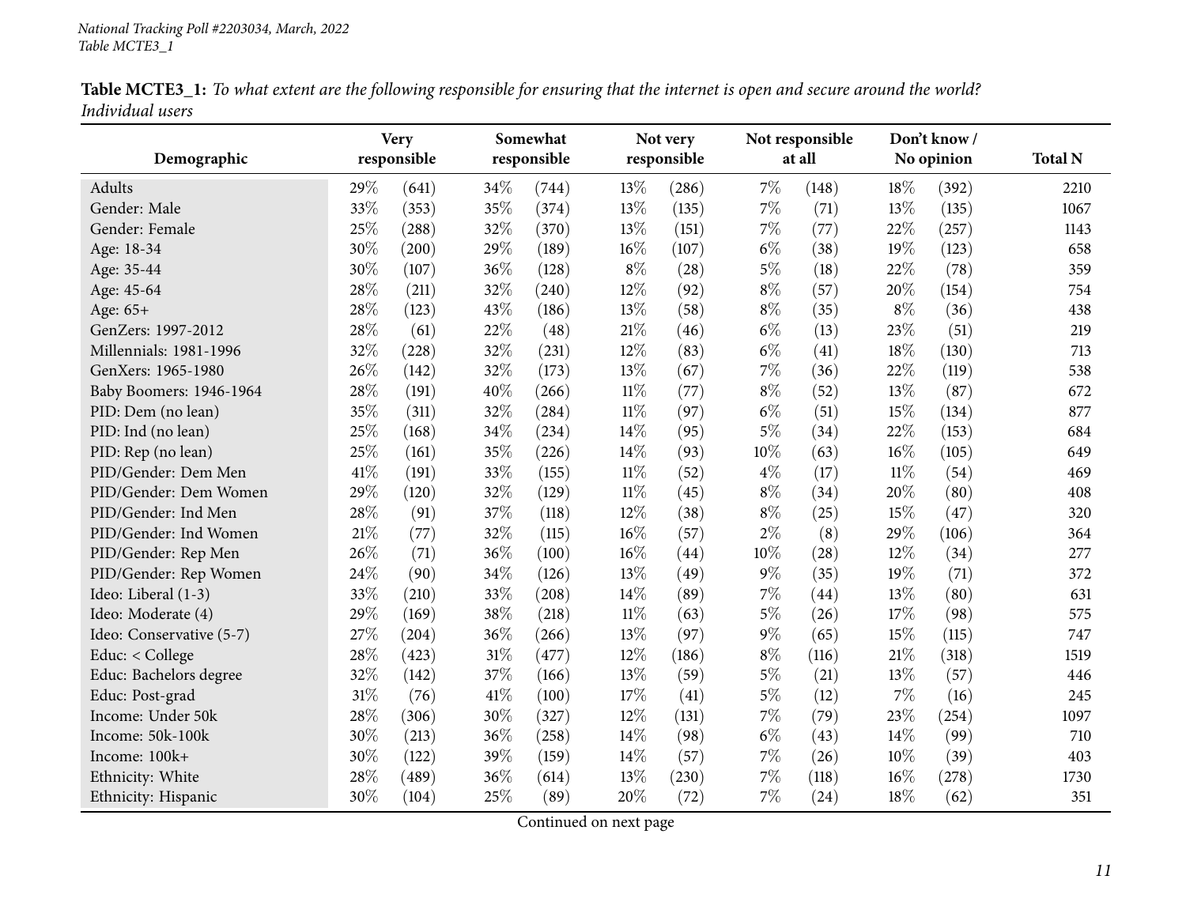**Table MCTE3_1:** *To what extent are the following responsible for ensuring that the internet is open and secure around the world? Individual users*

| Demographic | Very responsible | | Somewhat responsible | | Not very responsible | | Not responsible at all | | Don't know / No opinion | | Total N |
|---|---|---|---|---|---|---|---|---|---|---|---|
| Adults | 29% | (641) | 34% | (744) | 13% | (286) | 7% | (148) | 18% | (392) | 2210 |
| Gender: Male | 33% | (353) | 35% | (374) | 13% | (135) | 7% | (71) | 13% | (135) | 1067 |
| Gender: Female | 25% | (288) | 32% | (370) | 13% | (151) | 7% | (77) | 22% | (257) | 1143 |
| Age: 18-34 | 30% | (200) | 29% | (189) | 16% | (107) | 6% | (38) | 19% | (123) | 658 |
| Age: 35-44 | 30% | (107) | 36% | (128) | 8% | (28) | 5% | (18) | 22% | (78) | 359 |
| Age: 45-64 | 28% | (211) | 32% | (240) | 12% | (92) | 8% | (57) | 20% | (154) | 754 |
| Age: 65+ | 28% | (123) | 43% | (186) | 13% | (58) | 8% | (35) | 8% | (36) | 438 |
| GenZers: 1997-2012 | 28% | (61) | 22% | (48) | 21% | (46) | 6% | (13) | 23% | (51) | 219 |
| Millennials: 1981-1996 | 32% | (228) | 32% | (231) | 12% | (83) | 6% | (41) | 18% | (130) | 713 |
| GenXers: 1965-1980 | 26% | (142) | 32% | (173) | 13% | (67) | 7% | (36) | 22% | (119) | 538 |
| Baby Boomers: 1946-1964 | 28% | (191) | 40% | (266) | 11% | (77) | 8% | (52) | 13% | (87) | 672 |
| PID: Dem (no lean) | 35% | (311) | 32% | (284) | 11% | (97) | 6% | (51) | 15% | (134) | 877 |
| PID: Ind (no lean) | 25% | (168) | 34% | (234) | 14% | (95) | 5% | (34) | 22% | (153) | 684 |
| PID: Rep (no lean) | 25% | (161) | 35% | (226) | 14% | (93) | 10% | (63) | 16% | (105) | 649 |
| PID/Gender: Dem Men | 41% | (191) | 33% | (155) | 11% | (52) | 4% | (17) | 11% | (54) | 469 |
| PID/Gender: Dem Women | 29% | (120) | 32% | (129) | 11% | (45) | 8% | (34) | 20% | (80) | 408 |
| PID/Gender: Ind Men | 28% | (91) | 37% | (118) | 12% | (38) | 8% | (25) | 15% | (47) | 320 |
| PID/Gender: Ind Women | 21% | (77) | 32% | (115) | 16% | (57) | 2% | (8) | 29% | (106) | 364 |
| PID/Gender: Rep Men | 26% | (71) | 36% | (100) | 16% | (44) | 10% | (28) | 12% | (34) | 277 |
| PID/Gender: Rep Women | 24% | (90) | 34% | (126) | 13% | (49) | 9% | (35) | 19% | (71) | 372 |
| Ideo: Liberal (1-3) | 33% | (210) | 33% | (208) | 14% | (89) | 7% | (44) | 13% | (80) | 631 |
| Ideo: Moderate (4) | 29% | (169) | 38% | (218) | 11% | (63) | 5% | (26) | 17% | (98) | 575 |
| Ideo: Conservative (5-7) | 27% | (204) | 36% | (266) | 13% | (97) | 9% | (65) | 15% | (115) | 747 |
| Educ: < College | 28% | (423) | 31% | (477) | 12% | (186) | 8% | (116) | 21% | (318) | 1519 |
| Educ: Bachelors degree | 32% | (142) | 37% | (166) | 13% | (59) | 5% | (21) | 13% | (57) | 446 |
| Educ: Post-grad | 31% | (76) | 41% | (100) | 17% | (41) | 5% | (12) | 7% | (16) | 245 |
| Income: Under 50k | 28% | (306) | 30% | (327) | 12% | (131) | 7% | (79) | 23% | (254) | 1097 |
| Income: 50k-100k | 30% | (213) | 36% | (258) | 14% | (98) | 6% | (43) | 14% | (99) | 710 |
| Income: 100k+ | 30% | (122) | 39% | (159) | 14% | (57) | 7% | (26) | 10% | (39) | 403 |
| Ethnicity: White | 28% | (489) | 36% | (614) | 13% | (230) | 7% | (118) | 16% | (278) | 1730 |
| Ethnicity: Hispanic | 30% | (104) | 25% | (89) | 20% | (72) | 7% | (24) | 18% | (62) | 351 |

Continued on next page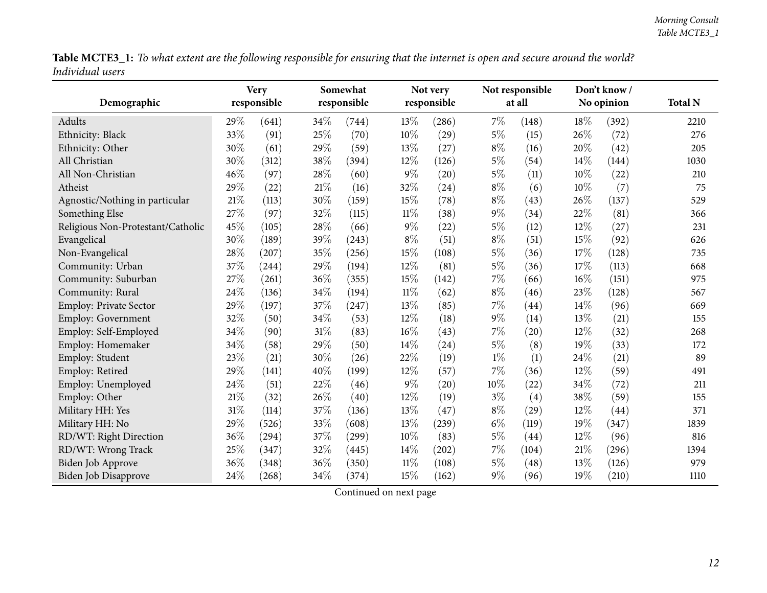**Table MCTE3_1:** *To what extent are the following responsible for ensuring that the internet is open and secure around the world? Individual users*

| Demographic | Very responsible | | Somewhat responsible | | Not very responsible | | Not responsible at all | | Don't know / No opinion | | Total N |
|---|---|---|---|---|---|---|---|---|---|---|---|
| Adults | 29% | (641) | 34% | (744) | 13% | (286) | 7% | (148) | 18% | (392) | 2210 |
| Ethnicity: Black | 33% | (91) | 25% | (70) | 10% | (29) | 5% | (15) | 26% | (72) | 276 |
| Ethnicity: Other | 30% | (61) | 29% | (59) | 13% | (27) | 8% | (16) | 20% | (42) | 205 |
| All Christian | 30% | (312) | 38% | (394) | 12% | (126) | 5% | (54) | 14% | (144) | 1030 |
| All Non-Christian | 46% | (97) | 28% | (60) | 9% | (20) | 5% | (11) | 10% | (22) | 210 |
| Atheist | 29% | (22) | 21% | (16) | 32% | (24) | 8% | (6) | 10% | (7) | 75 |
| Agnostic/Nothing in particular | 21% | (113) | 30% | (159) | 15% | (78) | 8% | (43) | 26% | (137) | 529 |
| Something Else | 27% | (97) | 32% | (115) | 11% | (38) | 9% | (34) | 22% | (81) | 366 |
| Religious Non-Protestant/Catholic | 45% | (105) | 28% | (66) | 9% | (22) | 5% | (12) | 12% | (27) | 231 |
| Evangelical | 30% | (189) | 39% | (243) | 8% | (51) | 8% | (51) | 15% | (92) | 626 |
| Non-Evangelical | 28% | (207) | 35% | (256) | 15% | (108) | 5% | (36) | 17% | (128) | 735 |
| Community: Urban | 37% | (244) | 29% | (194) | 12% | (81) | 5% | (36) | 17% | (113) | 668 |
| Community: Suburban | 27% | (261) | 36% | (355) | 15% | (142) | 7% | (66) | 16% | (151) | 975 |
| Community: Rural | 24% | (136) | 34% | (194) | 11% | (62) | 8% | (46) | 23% | (128) | 567 |
| Employ: Private Sector | 29% | (197) | 37% | (247) | 13% | (85) | 7% | (44) | 14% | (96) | 669 |
| Employ: Government | 32% | (50) | 34% | (53) | 12% | (18) | 9% | (14) | 13% | (21) | 155 |
| Employ: Self-Employed | 34% | (90) | 31% | (83) | 16% | (43) | 7% | (20) | 12% | (32) | 268 |
| Employ: Homemaker | 34% | (58) | 29% | (50) | 14% | (24) | 5% | (8) | 19% | (33) | 172 |
| Employ: Student | 23% | (21) | 30% | (26) | 22% | (19) | 1% | (1) | 24% | (21) | 89 |
| Employ: Retired | 29% | (141) | 40% | (199) | 12% | (57) | 7% | (36) | 12% | (59) | 491 |
| Employ: Unemployed | 24% | (51) | 22% | (46) | 9% | (20) | 10% | (22) | 34% | (72) | 211 |
| Employ: Other | 21% | (32) | 26% | (40) | 12% | (19) | 3% | (4) | 38% | (59) | 155 |
| Military HH: Yes | 31% | (114) | 37% | (136) | 13% | (47) | 8% | (29) | 12% | (44) | 371 |
| Military HH: No | 29% | (526) | 33% | (608) | 13% | (239) | 6% | (119) | 19% | (347) | 1839 |
| RD/WT: Right Direction | 36% | (294) | 37% | (299) | 10% | (83) | 5% | (44) | 12% | (96) | 816 |
| RD/WT: Wrong Track | 25% | (347) | 32% | (445) | 14% | (202) | 7% | (104) | 21% | (296) | 1394 |
| Biden Job Approve | 36% | (348) | 36% | (350) | 11% | (108) | 5% | (48) | 13% | (126) | 979 |
| Biden Job Disapprove | 24% | (268) | 34% | (374) | 15% | (162) | 9% | (96) | 19% | (210) | 1110 |

Continued on next page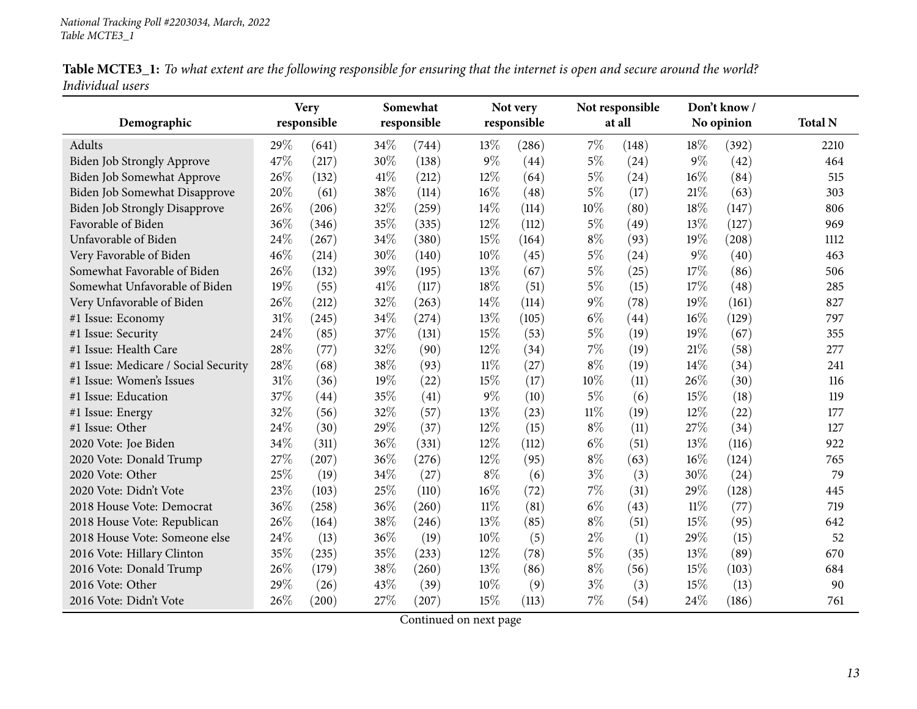**Table MCTE3_1:** *To what extent are the following responsible for ensuring that the internet is open and secure around the world? Individual users*

| Demographic | Very responsible | | Somewhat responsible | | Not very responsible | | Not responsible at all | | Don't know / No opinion | | Total N |
|---|---|---|---|---|---|---|---|---|---|---|---|
| Adults | 29% | (641) | 34% | (744) | 13% | (286) | 7% | (148) | 18% | (392) | 2210 |
| Biden Job Strongly Approve | 47% | (217) | 30% | (138) | 9% | (44) | 5% | (24) | 9% | (42) | 464 |
| Biden Job Somewhat Approve | 26% | (132) | 41% | (212) | 12% | (64) | 5% | (24) | 16% | (84) | 515 |
| Biden Job Somewhat Disapprove | 20% | (61) | 38% | (114) | 16% | (48) | 5% | (17) | 21% | (63) | 303 |
| Biden Job Strongly Disapprove | 26% | (206) | 32% | (259) | 14% | (114) | 10% | (80) | 18% | (147) | 806 |
| Favorable of Biden | 36% | (346) | 35% | (335) | 12% | (112) | 5% | (49) | 13% | (127) | 969 |
| Unfavorable of Biden | 24% | (267) | 34% | (380) | 15% | (164) | 8% | (93) | 19% | (208) | 1112 |
| Very Favorable of Biden | 46% | (214) | 30% | (140) | 10% | (45) | 5% | (24) | 9% | (40) | 463 |
| Somewhat Favorable of Biden | 26% | (132) | 39% | (195) | 13% | (67) | 5% | (25) | 17% | (86) | 506 |
| Somewhat Unfavorable of Biden | 19% | (55) | 41% | (117) | 18% | (51) | 5% | (15) | 17% | (48) | 285 |
| Very Unfavorable of Biden | 26% | (212) | 32% | (263) | 14% | (114) | 9% | (78) | 19% | (161) | 827 |
| #1 Issue: Economy | 31% | (245) | 34% | (274) | 13% | (105) | 6% | (44) | 16% | (129) | 797 |
| #1 Issue: Security | 24% | (85) | 37% | (131) | 15% | (53) | 5% | (19) | 19% | (67) | 355 |
| #1 Issue: Health Care | 28% | (77) | 32% | (90) | 12% | (34) | 7% | (19) | 21% | (58) | 277 |
| #1 Issue: Medicare / Social Security | 28% | (68) | 38% | (93) | 11% | (27) | 8% | (19) | 14% | (34) | 241 |
| #1 Issue: Women's Issues | 31% | (36) | 19% | (22) | 15% | (17) | 10% | (11) | 26% | (30) | 116 |
| #1 Issue: Education | 37% | (44) | 35% | (41) | 9% | (10) | 5% | (6) | 15% | (18) | 119 |
| #1 Issue: Energy | 32% | (56) | 32% | (57) | 13% | (23) | 11% | (19) | 12% | (22) | 177 |
| #1 Issue: Other | 24% | (30) | 29% | (37) | 12% | (15) | 8% | (11) | 27% | (34) | 127 |
| 2020 Vote: Joe Biden | 34% | (311) | 36% | (331) | 12% | (112) | 6% | (51) | 13% | (116) | 922 |
| 2020 Vote: Donald Trump | 27% | (207) | 36% | (276) | 12% | (95) | 8% | (63) | 16% | (124) | 765 |
| 2020 Vote: Other | 25% | (19) | 34% | (27) | 8% | (6) | 3% | (3) | 30% | (24) | 79 |
| 2020 Vote: Didn't Vote | 23% | (103) | 25% | (110) | 16% | (72) | 7% | (31) | 29% | (128) | 445 |
| 2018 House Vote: Democrat | 36% | (258) | 36% | (260) | 11% | (81) | 6% | (43) | 11% | (77) | 719 |
| 2018 House Vote: Republican | 26% | (164) | 38% | (246) | 13% | (85) | 8% | (51) | 15% | (95) | 642 |
| 2018 House Vote: Someone else | 24% | (13) | 36% | (19) | 10% | (5) | 2% | (1) | 29% | (15) | 52 |
| 2016 Vote: Hillary Clinton | 35% | (235) | 35% | (233) | 12% | (78) | 5% | (35) | 13% | (89) | 670 |
| 2016 Vote: Donald Trump | 26% | (179) | 38% | (260) | 13% | (86) | 8% | (56) | 15% | (103) | 684 |
| 2016 Vote: Other | 29% | (26) | 43% | (39) | 10% | (9) | 3% | (3) | 15% | (13) | 90 |
| 2016 Vote: Didn't Vote | 26% | (200) | 27% | (207) | 15% | (113) | 7% | (54) | 24% | (186) | 761 |

Continued on next page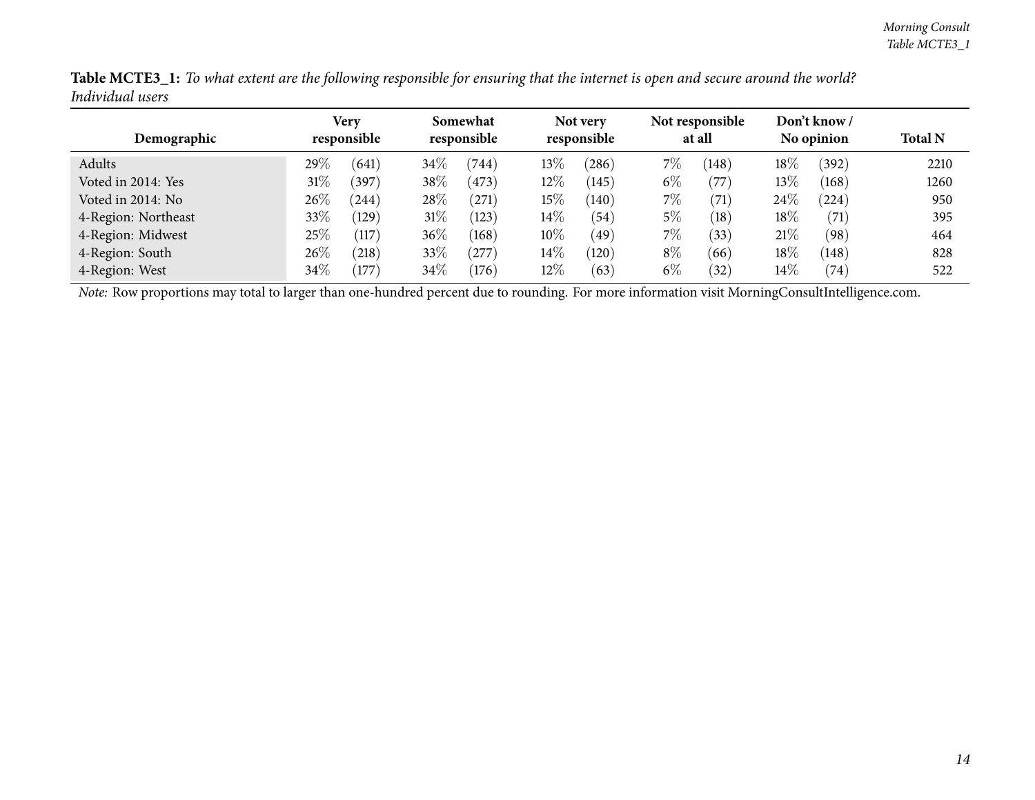**Table MCTE3_1:** *To what extent are the following responsible for ensuring that the internet is open and secure around the world? Individual users*

| Demographic | Very responsible | | Somewhat responsible | | Not very responsible | | Not responsible at all | | Don't know / No opinion | | Total N |
|---|---|---|---|---|---|---|---|---|---|---|---|
| Adults | 29% | (641) | 34% | (744) | 13% | (286) | 7% | (148) | 18% | (392) | 2210 |
| Voted in 2014: Yes | 31% | (397) | 38% | (473) | 12% | (145) | 6% | (77) | 13% | (168) | 1260 |
| Voted in 2014: No | 26% | (244) | 28% | (271) | 15% | (140) | 7% | (71) | 24% | (224) | 950 |
| 4-Region: Northeast | 33% | (129) | 31% | (123) | 14% | (54) | 5% | (18) | 18% | (71) | 395 |
| 4-Region: Midwest | 25% | (117) | 36% | (168) | 10% | (49) | 7% | (33) | 21% | (98) | 464 |
| 4-Region: South | 26% | (218) | 33% | (277) | 14% | (120) | 8% | (66) | 18% | (148) | 828 |
| 4-Region: West | 34% | (177) | 34% | (176) | 12% | (63) | 6% | (32) | 14% | (74) | 522 |

*Note:* Row proportions may total to larger than one-hundred percent due to rounding. For more information visit MorningConsultIntelligence.com.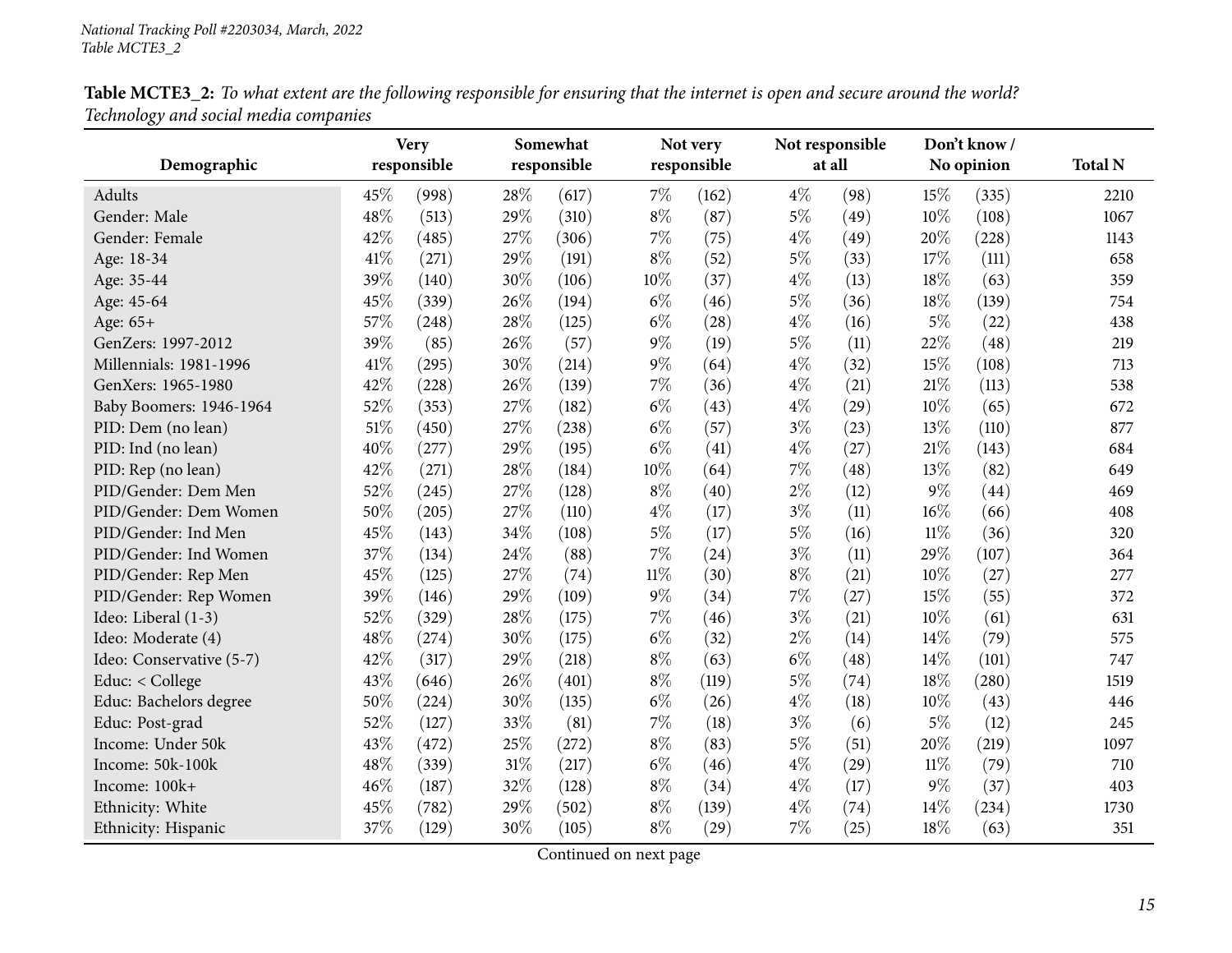**Table MCTE3_2:** *To what extent are the following responsible for ensuring that the internet is open and secure around the world? Technology and social media companies*

| Demographic | Very responsible | | Somewhat responsible | | Not very responsible | | Not responsible at all | | Don't know / No opinion | | Total N |
|---|---|---|---|---|---|---|---|---|---|---|---|
| Adults | 45% | (998) | 28% | (617) | 7% | (162) | 4% | (98) | 15% | (335) | 2210 |
| Gender: Male | 48% | (513) | 29% | (310) | 8% | (87) | 5% | (49) | 10% | (108) | 1067 |
| Gender: Female | 42% | (485) | 27% | (306) | 7% | (75) | 4% | (49) | 20% | (228) | 1143 |
| Age: 18-34 | 41% | (271) | 29% | (191) | 8% | (52) | 5% | (33) | 17% | (111) | 658 |
| Age: 35-44 | 39% | (140) | 30% | (106) | 10% | (37) | 4% | (13) | 18% | (63) | 359 |
| Age: 45-64 | 45% | (339) | 26% | (194) | 6% | (46) | 5% | (36) | 18% | (139) | 754 |
| Age: 65+ | 57% | (248) | 28% | (125) | 6% | (28) | 4% | (16) | 5% | (22) | 438 |
| GenZers: 1997-2012 | 39% | (85) | 26% | (57) | 9% | (19) | 5% | (11) | 22% | (48) | 219 |
| Millennials: 1981-1996 | 41% | (295) | 30% | (214) | 9% | (64) | 4% | (32) | 15% | (108) | 713 |
| GenXers: 1965-1980 | 42% | (228) | 26% | (139) | 7% | (36) | 4% | (21) | 21% | (113) | 538 |
| Baby Boomers: 1946-1964 | 52% | (353) | 27% | (182) | 6% | (43) | 4% | (29) | 10% | (65) | 672 |
| PID: Dem (no lean) | 51% | (450) | 27% | (238) | 6% | (57) | 3% | (23) | 13% | (110) | 877 |
| PID: Ind (no lean) | 40% | (277) | 29% | (195) | 6% | (41) | 4% | (27) | 21% | (143) | 684 |
| PID: Rep (no lean) | 42% | (271) | 28% | (184) | 10% | (64) | 7% | (48) | 13% | (82) | 649 |
| PID/Gender: Dem Men | 52% | (245) | 27% | (128) | 8% | (40) | 2% | (12) | 9% | (44) | 469 |
| PID/Gender: Dem Women | 50% | (205) | 27% | (110) | 4% | (17) | 3% | (11) | 16% | (66) | 408 |
| PID/Gender: Ind Men | 45% | (143) | 34% | (108) | 5% | (17) | 5% | (16) | 11% | (36) | 320 |
| PID/Gender: Ind Women | 37% | (134) | 24% | (88) | 7% | (24) | 3% | (11) | 29% | (107) | 364 |
| PID/Gender: Rep Men | 45% | (125) | 27% | (74) | 11% | (30) | 8% | (21) | 10% | (27) | 277 |
| PID/Gender: Rep Women | 39% | (146) | 29% | (109) | 9% | (34) | 7% | (27) | 15% | (55) | 372 |
| Ideo: Liberal (1-3) | 52% | (329) | 28% | (175) | 7% | (46) | 3% | (21) | 10% | (61) | 631 |
| Ideo: Moderate (4) | 48% | (274) | 30% | (175) | 6% | (32) | 2% | (14) | 14% | (79) | 575 |
| Ideo: Conservative (5-7) | 42% | (317) | 29% | (218) | 8% | (63) | 6% | (48) | 14% | (101) | 747 |
| Educ: < College | 43% | (646) | 26% | (401) | 8% | (119) | 5% | (74) | 18% | (280) | 1519 |
| Educ: Bachelors degree | 50% | (224) | 30% | (135) | 6% | (26) | 4% | (18) | 10% | (43) | 446 |
| Educ: Post-grad | 52% | (127) | 33% | (81) | 7% | (18) | 3% | (6) | 5% | (12) | 245 |
| Income: Under 50k | 43% | (472) | 25% | (272) | 8% | (83) | 5% | (51) | 20% | (219) | 1097 |
| Income: 50k-100k | 48% | (339) | 31% | (217) | 6% | (46) | 4% | (29) | 11% | (79) | 710 |
| Income: 100k+ | 46% | (187) | 32% | (128) | 8% | (34) | 4% | (17) | 9% | (37) | 403 |
| Ethnicity: White | 45% | (782) | 29% | (502) | 8% | (139) | 4% | (74) | 14% | (234) | 1730 |
| Ethnicity: Hispanic | 37% | (129) | 30% | (105) | 8% | (29) | 7% | (25) | 18% | (63) | 351 |

Continued on next page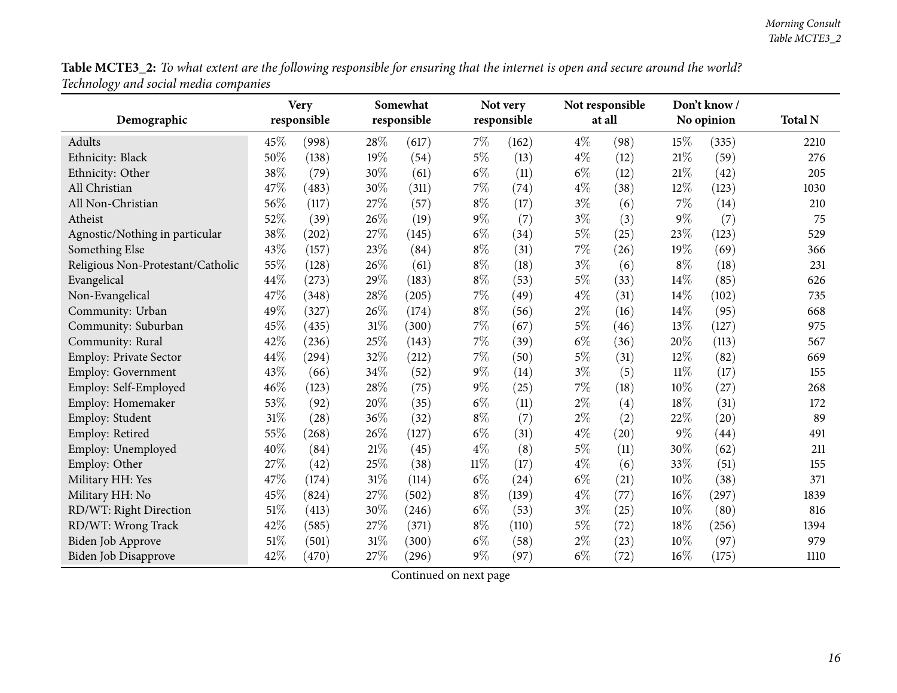**Table MCTE3_2:** *To what extent are the following responsible for ensuring that the internet is open and secure around the world? Technology and social media companies*

| Demographic | Very responsible | | Somewhat responsible | | Not very responsible | | Not responsible at all | | Don't know / No opinion | | Total N |
|---|---|---|---|---|---|---|---|---|---|---|---|
| Adults | 45% | (998) | 28% | (617) | 7% | (162) | 4% | (98) | 15% | (335) | 2210 |
| Ethnicity: Black | 50% | (138) | 19% | (54) | 5% | (13) | 4% | (12) | 21% | (59) | 276 |
| Ethnicity: Other | 38% | (79) | 30% | (61) | 6% | (11) | 6% | (12) | 21% | (42) | 205 |
| All Christian | 47% | (483) | 30% | (311) | 7% | (74) | 4% | (38) | 12% | (123) | 1030 |
| All Non-Christian | 56% | (117) | 27% | (57) | 8% | (17) | 3% | (6) | 7% | (14) | 210 |
| Atheist | 52% | (39) | 26% | (19) | 9% | (7) | 3% | (3) | 9% | (7) | 75 |
| Agnostic/Nothing in particular | 38% | (202) | 27% | (145) | 6% | (34) | 5% | (25) | 23% | (123) | 529 |
| Something Else | 43% | (157) | 23% | (84) | 8% | (31) | 7% | (26) | 19% | (69) | 366 |
| Religious Non-Protestant/Catholic | 55% | (128) | 26% | (61) | 8% | (18) | 3% | (6) | 8% | (18) | 231 |
| Evangelical | 44% | (273) | 29% | (183) | 8% | (53) | 5% | (33) | 14% | (85) | 626 |
| Non-Evangelical | 47% | (348) | 28% | (205) | 7% | (49) | 4% | (31) | 14% | (102) | 735 |
| Community: Urban | 49% | (327) | 26% | (174) | 8% | (56) | 2% | (16) | 14% | (95) | 668 |
| Community: Suburban | 45% | (435) | 31% | (300) | 7% | (67) | 5% | (46) | 13% | (127) | 975 |
| Community: Rural | 42% | (236) | 25% | (143) | 7% | (39) | 6% | (36) | 20% | (113) | 567 |
| Employ: Private Sector | 44% | (294) | 32% | (212) | 7% | (50) | 5% | (31) | 12% | (82) | 669 |
| Employ: Government | 43% | (66) | 34% | (52) | 9% | (14) | 3% | (5) | 11% | (17) | 155 |
| Employ: Self-Employed | 46% | (123) | 28% | (75) | 9% | (25) | 7% | (18) | 10% | (27) | 268 |
| Employ: Homemaker | 53% | (92) | 20% | (35) | 6% | (11) | 2% | (4) | 18% | (31) | 172 |
| Employ: Student | 31% | (28) | 36% | (32) | 8% | (7) | 2% | (2) | 22% | (20) | 89 |
| Employ: Retired | 55% | (268) | 26% | (127) | 6% | (31) | 4% | (20) | 9% | (44) | 491 |
| Employ: Unemployed | 40% | (84) | 21% | (45) | 4% | (8) | 5% | (11) | 30% | (62) | 211 |
| Employ: Other | 27% | (42) | 25% | (38) | 11% | (17) | 4% | (6) | 33% | (51) | 155 |
| Military HH: Yes | 47% | (174) | 31% | (114) | 6% | (24) | 6% | (21) | 10% | (38) | 371 |
| Military HH: No | 45% | (824) | 27% | (502) | 8% | (139) | 4% | (77) | 16% | (297) | 1839 |
| RD/WT: Right Direction | 51% | (413) | 30% | (246) | 6% | (53) | 3% | (25) | 10% | (80) | 816 |
| RD/WT: Wrong Track | 42% | (585) | 27% | (371) | 8% | (110) | 5% | (72) | 18% | (256) | 1394 |
| Biden Job Approve | 51% | (501) | 31% | (300) | 6% | (58) | 2% | (23) | 10% | (97) | 979 |
| Biden Job Disapprove | 42% | (470) | 27% | (296) | 9% | (97) | 6% | (72) | 16% | (175) | 1110 |

Continued on next page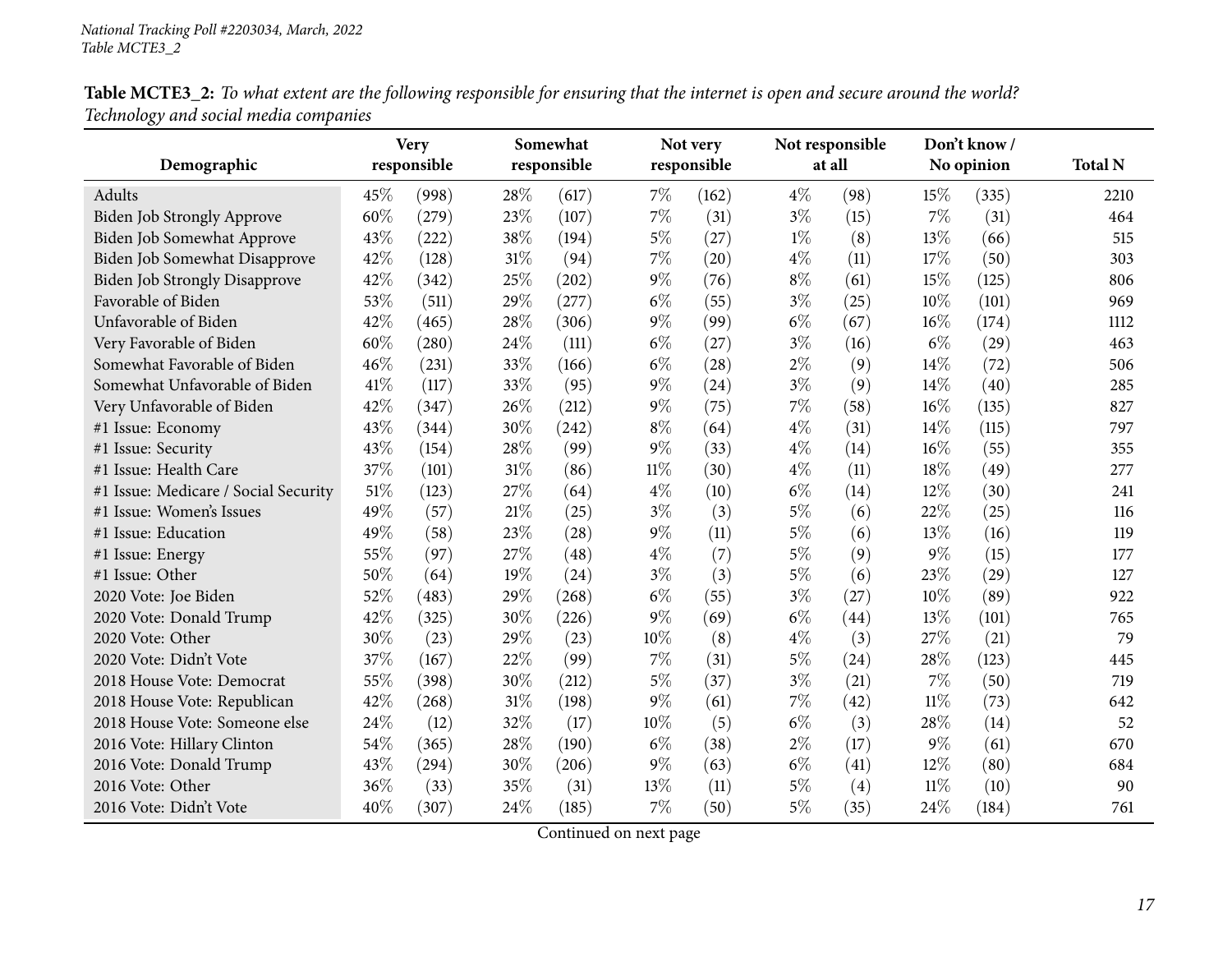National Tracking Poll #2203034, March, 2022
Table MCTE3_2

**Table MCTE3_2:** *To what extent are the following responsible for ensuring that the internet is open and secure around the world? Technology and social media companies*

| Demographic | Very responsible | | Somewhat responsible | | Not very responsible | | Not responsible at all | | Don't know / No opinion | | Total N |
|---|---|---|---|---|---|---|---|---|---|---|---|
| Adults | 45% | (998) | 28% | (617) | 7% | (162) | 4% | (98) | 15% | (335) | 2210 |
| Biden Job Strongly Approve | 60% | (279) | 23% | (107) | 7% | (31) | 3% | (15) | 7% | (31) | 464 |
| Biden Job Somewhat Approve | 43% | (222) | 38% | (194) | 5% | (27) | 1% | (8) | 13% | (66) | 515 |
| Biden Job Somewhat Disapprove | 42% | (128) | 31% | (94) | 7% | (20) | 4% | (11) | 17% | (50) | 303 |
| Biden Job Strongly Disapprove | 42% | (342) | 25% | (202) | 9% | (76) | 8% | (61) | 15% | (125) | 806 |
| Favorable of Biden | 53% | (511) | 29% | (277) | 6% | (55) | 3% | (25) | 10% | (101) | 969 |
| Unfavorable of Biden | 42% | (465) | 28% | (306) | 9% | (99) | 6% | (67) | 16% | (174) | 1112 |
| Very Favorable of Biden | 60% | (280) | 24% | (111) | 6% | (27) | 3% | (16) | 6% | (29) | 463 |
| Somewhat Favorable of Biden | 46% | (231) | 33% | (166) | 6% | (28) | 2% | (9) | 14% | (72) | 506 |
| Somewhat Unfavorable of Biden | 41% | (117) | 33% | (95) | 9% | (24) | 3% | (9) | 14% | (40) | 285 |
| Very Unfavorable of Biden | 42% | (347) | 26% | (212) | 9% | (75) | 7% | (58) | 16% | (135) | 827 |
| #1 Issue: Economy | 43% | (344) | 30% | (242) | 8% | (64) | 4% | (31) | 14% | (115) | 797 |
| #1 Issue: Security | 43% | (154) | 28% | (99) | 9% | (33) | 4% | (14) | 16% | (55) | 355 |
| #1 Issue: Health Care | 37% | (101) | 31% | (86) | 11% | (30) | 4% | (11) | 18% | (49) | 277 |
| #1 Issue: Medicare / Social Security | 51% | (123) | 27% | (64) | 4% | (10) | 6% | (14) | 12% | (30) | 241 |
| #1 Issue: Women's Issues | 49% | (57) | 21% | (25) | 3% | (3) | 5% | (6) | 22% | (25) | 116 |
| #1 Issue: Education | 49% | (58) | 23% | (28) | 9% | (11) | 5% | (6) | 13% | (16) | 119 |
| #1 Issue: Energy | 55% | (97) | 27% | (48) | 4% | (7) | 5% | (9) | 9% | (15) | 177 |
| #1 Issue: Other | 50% | (64) | 19% | (24) | 3% | (3) | 5% | (6) | 23% | (29) | 127 |
| 2020 Vote: Joe Biden | 52% | (483) | 29% | (268) | 6% | (55) | 3% | (27) | 10% | (89) | 922 |
| 2020 Vote: Donald Trump | 42% | (325) | 30% | (226) | 9% | (69) | 6% | (44) | 13% | (101) | 765 |
| 2020 Vote: Other | 30% | (23) | 29% | (23) | 10% | (8) | 4% | (3) | 27% | (21) | 79 |
| 2020 Vote: Didn't Vote | 37% | (167) | 22% | (99) | 7% | (31) | 5% | (24) | 28% | (123) | 445 |
| 2018 House Vote: Democrat | 55% | (398) | 30% | (212) | 5% | (37) | 3% | (21) | 7% | (50) | 719 |
| 2018 House Vote: Republican | 42% | (268) | 31% | (198) | 9% | (61) | 7% | (42) | 11% | (73) | 642 |
| 2018 House Vote: Someone else | 24% | (12) | 32% | (17) | 10% | (5) | 6% | (3) | 28% | (14) | 52 |
| 2016 Vote: Hillary Clinton | 54% | (365) | 28% | (190) | 6% | (38) | 2% | (17) | 9% | (61) | 670 |
| 2016 Vote: Donald Trump | 43% | (294) | 30% | (206) | 9% | (63) | 6% | (41) | 12% | (80) | 684 |
| 2016 Vote: Other | 36% | (33) | 35% | (31) | 13% | (11) | 5% | (4) | 11% | (10) | 90 |
| 2016 Vote: Didn't Vote | 40% | (307) | 24% | (185) | 7% | (50) | 5% | (35) | 24% | (184) | 761 |

Continued on next page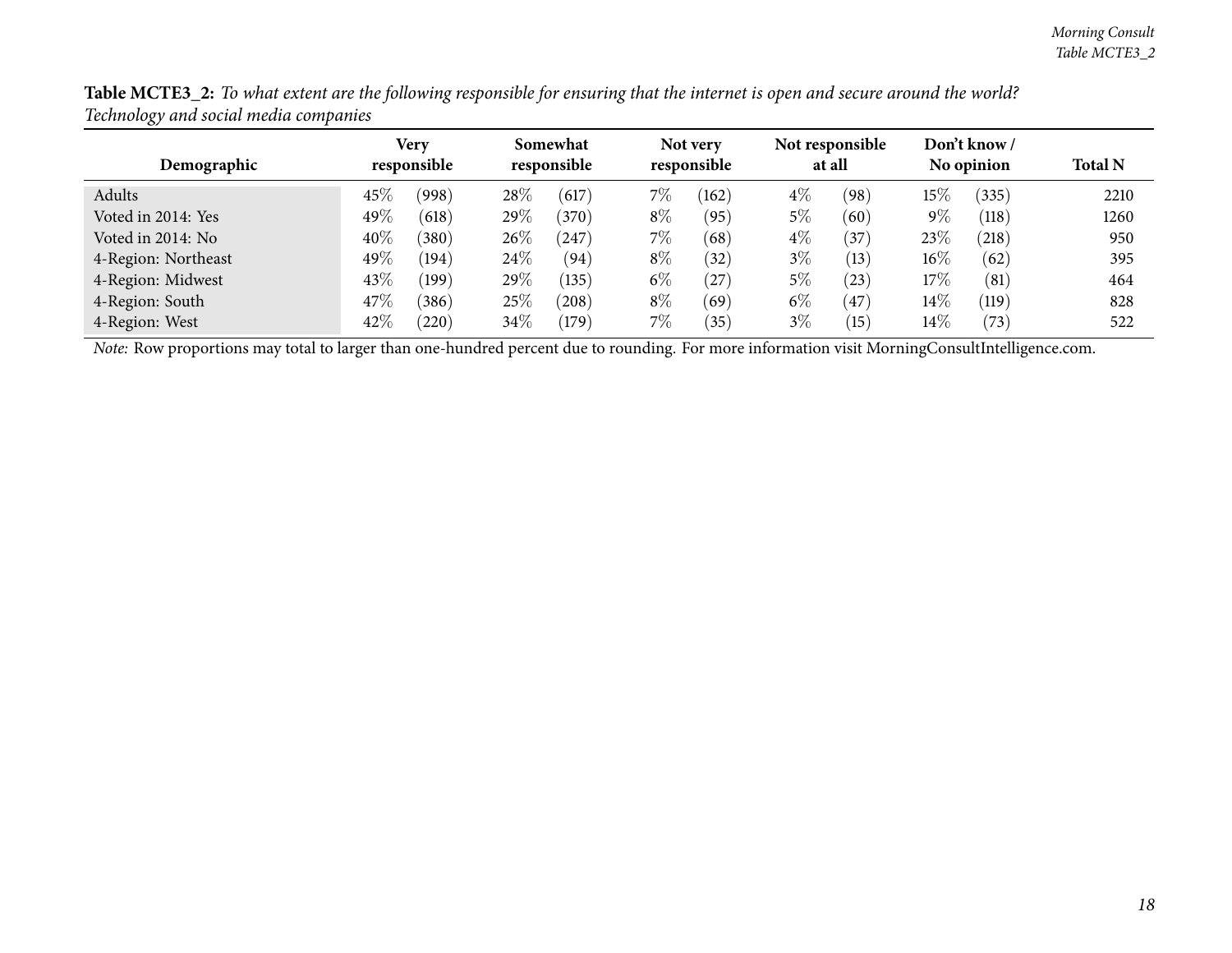**Table MCTE3_2:** *To what extent are the following responsible for ensuring that the internet is open and secure around the world? Technology and social media companies*

| Demographic | Very responsible | | Somewhat responsible | | Not very responsible | | Not responsible at all | | Don't know / No opinion | | Total N |
|---|---|---|---|---|---|---|---|---|---|---|---|
| Adults | 45% | (998) | 28% | (617) | 7% | (162) | 4% | (98) | 15% | (335) | 2210 |
| Voted in 2014: Yes | 49% | (618) | 29% | (370) | 8% | (95) | 5% | (60) | 9% | (118) | 1260 |
| Voted in 2014: No | 40% | (380) | 26% | (247) | 7% | (68) | 4% | (37) | 23% | (218) | 950 |
| 4-Region: Northeast | 49% | (194) | 24% | (94) | 8% | (32) | 3% | (13) | 16% | (62) | 395 |
| 4-Region: Midwest | 43% | (199) | 29% | (135) | 6% | (27) | 5% | (23) | 17% | (81) | 464 |
| 4-Region: South | 47% | (386) | 25% | (208) | 8% | (69) | 6% | (47) | 14% | (119) | 828 |
| 4-Region: West | 42% | (220) | 34% | (179) | 7% | (35) | 3% | (15) | 14% | (73) | 522 |

*Note:* Row proportions may total to larger than one-hundred percent due to rounding. For more information visit MorningConsultIntelligence.com.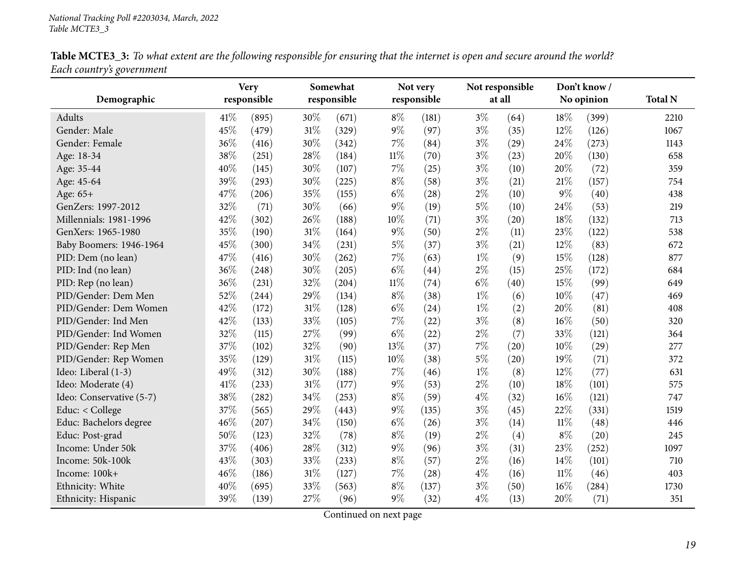**Table MCTE3_3:** *To what extent are the following responsible for ensuring that the internet is open and secure around the world? Each country's government*

| Demographic | Very responsible | | Somewhat responsible | | Not very responsible | | Not responsible at all | | Don't know / No opinion | | Total N |
|---|---|---|---|---|---|---|---|---|---|---|---|
| Adults | 41% | (895) | 30% | (671) | 8% | (181) | 3% | (64) | 18% | (399) | 2210 |
| Gender: Male | 45% | (479) | 31% | (329) | 9% | (97) | 3% | (35) | 12% | (126) | 1067 |
| Gender: Female | 36% | (416) | 30% | (342) | 7% | (84) | 3% | (29) | 24% | (273) | 1143 |
| Age: 18-34 | 38% | (251) | 28% | (184) | 11% | (70) | 3% | (23) | 20% | (130) | 658 |
| Age: 35-44 | 40% | (145) | 30% | (107) | 7% | (25) | 3% | (10) | 20% | (72) | 359 |
| Age: 45-64 | 39% | (293) | 30% | (225) | 8% | (58) | 3% | (21) | 21% | (157) | 754 |
| Age: 65+ | 47% | (206) | 35% | (155) | 6% | (28) | 2% | (10) | 9% | (40) | 438 |
| GenZers: 1997-2012 | 32% | (71) | 30% | (66) | 9% | (19) | 5% | (10) | 24% | (53) | 219 |
| Millennials: 1981-1996 | 42% | (302) | 26% | (188) | 10% | (71) | 3% | (20) | 18% | (132) | 713 |
| GenXers: 1965-1980 | 35% | (190) | 31% | (164) | 9% | (50) | 2% | (11) | 23% | (122) | 538 |
| Baby Boomers: 1946-1964 | 45% | (300) | 34% | (231) | 5% | (37) | 3% | (21) | 12% | (83) | 672 |
| PID: Dem (no lean) | 47% | (416) | 30% | (262) | 7% | (63) | 1% | (9) | 15% | (128) | 877 |
| PID: Ind (no lean) | 36% | (248) | 30% | (205) | 6% | (44) | 2% | (15) | 25% | (172) | 684 |
| PID: Rep (no lean) | 36% | (231) | 32% | (204) | 11% | (74) | 6% | (40) | 15% | (99) | 649 |
| PID/Gender: Dem Men | 52% | (244) | 29% | (134) | 8% | (38) | 1% | (6) | 10% | (47) | 469 |
| PID/Gender: Dem Women | 42% | (172) | 31% | (128) | 6% | (24) | 1% | (2) | 20% | (81) | 408 |
| PID/Gender: Ind Men | 42% | (133) | 33% | (105) | 7% | (22) | 3% | (8) | 16% | (50) | 320 |
| PID/Gender: Ind Women | 32% | (115) | 27% | (99) | 6% | (22) | 2% | (7) | 33% | (121) | 364 |
| PID/Gender: Rep Men | 37% | (102) | 32% | (90) | 13% | (37) | 7% | (20) | 10% | (29) | 277 |
| PID/Gender: Rep Women | 35% | (129) | 31% | (115) | 10% | (38) | 5% | (20) | 19% | (71) | 372 |
| Ideo: Liberal (1-3) | 49% | (312) | 30% | (188) | 7% | (46) | 1% | (8) | 12% | (77) | 631 |
| Ideo: Moderate (4) | 41% | (233) | 31% | (177) | 9% | (53) | 2% | (10) | 18% | (101) | 575 |
| Ideo: Conservative (5-7) | 38% | (282) | 34% | (253) | 8% | (59) | 4% | (32) | 16% | (121) | 747 |
| Educ: < College | 37% | (565) | 29% | (443) | 9% | (135) | 3% | (45) | 22% | (331) | 1519 |
| Educ: Bachelors degree | 46% | (207) | 34% | (150) | 6% | (26) | 3% | (14) | 11% | (48) | 446 |
| Educ: Post-grad | 50% | (123) | 32% | (78) | 8% | (19) | 2% | (4) | 8% | (20) | 245 |
| Income: Under 50k | 37% | (406) | 28% | (312) | 9% | (96) | 3% | (31) | 23% | (252) | 1097 |
| Income: 50k-100k | 43% | (303) | 33% | (233) | 8% | (57) | 2% | (16) | 14% | (101) | 710 |
| Income: 100k+ | 46% | (186) | 31% | (127) | 7% | (28) | 4% | (16) | 11% | (46) | 403 |
| Ethnicity: White | 40% | (695) | 33% | (563) | 8% | (137) | 3% | (50) | 16% | (284) | 1730 |
| Ethnicity: Hispanic | 39% | (139) | 27% | (96) | 9% | (32) | 4% | (13) | 20% | (71) | 351 |

Continued on next page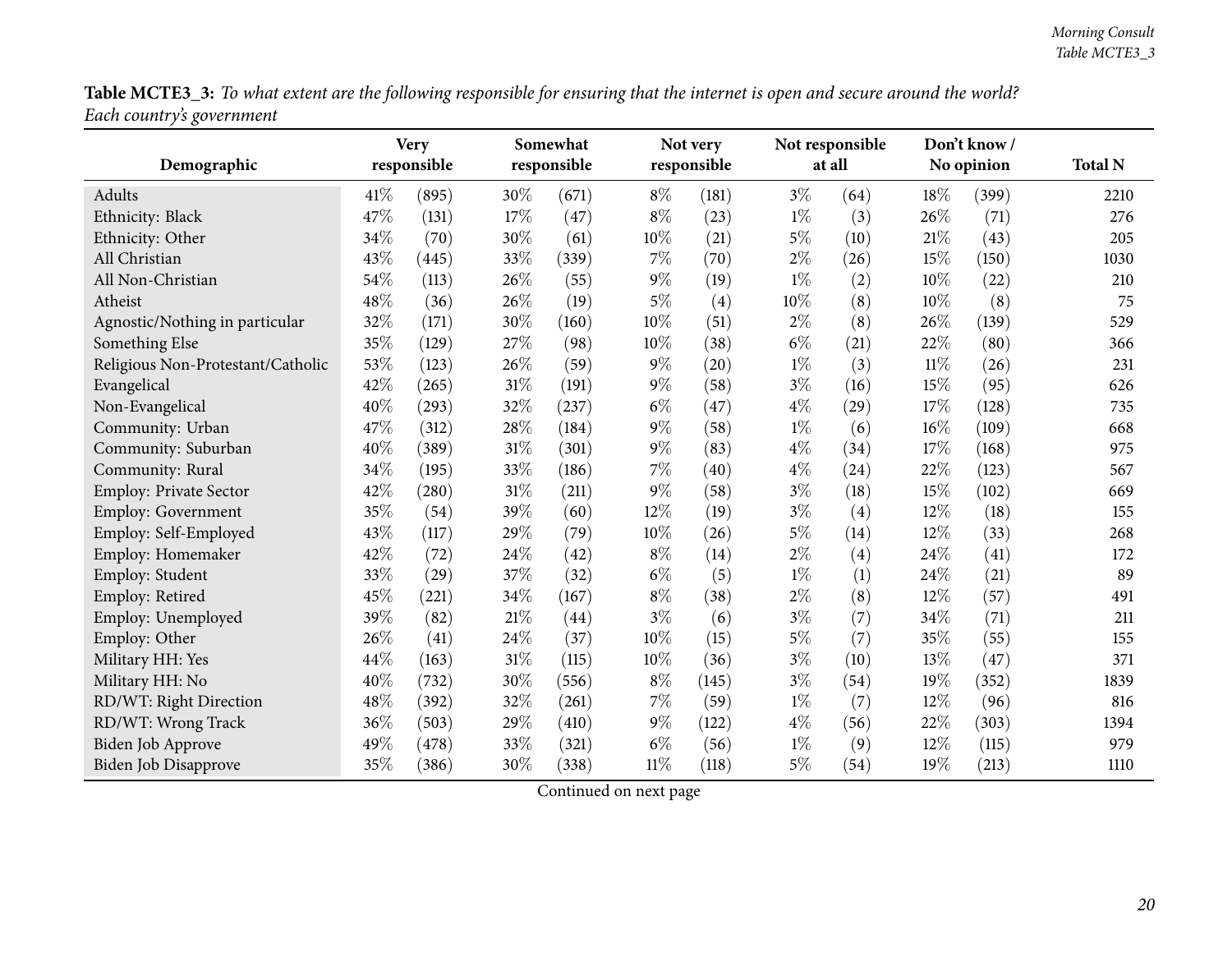**Table MCTE3_3:** *To what extent are the following responsible for ensuring that the internet is open and secure around the world? Each country's government*

| Demographic | Very responsible | | Somewhat responsible | | Not very responsible | | Not responsible at all | | Don't know / No opinion | | Total N |
|---|---|---|---|---|---|---|---|---|---|---|---|
| Adults | 41% | (895) | 30% | (671) | 8% | (181) | 3% | (64) | 18% | (399) | 2210 |
| Ethnicity: Black | 47% | (131) | 17% | (47) | 8% | (23) | 1% | (3) | 26% | (71) | 276 |
| Ethnicity: Other | 34% | (70) | 30% | (61) | 10% | (21) | 5% | (10) | 21% | (43) | 205 |
| All Christian | 43% | (445) | 33% | (339) | 7% | (70) | 2% | (26) | 15% | (150) | 1030 |
| All Non-Christian | 54% | (113) | 26% | (55) | 9% | (19) | 1% | (2) | 10% | (22) | 210 |
| Atheist | 48% | (36) | 26% | (19) | 5% | (4) | 10% | (8) | 10% | (8) | 75 |
| Agnostic/Nothing in particular | 32% | (171) | 30% | (160) | 10% | (51) | 2% | (8) | 26% | (139) | 529 |
| Something Else | 35% | (129) | 27% | (98) | 10% | (38) | 6% | (21) | 22% | (80) | 366 |
| Religious Non-Protestant/Catholic | 53% | (123) | 26% | (59) | 9% | (20) | 1% | (3) | 11% | (26) | 231 |
| Evangelical | 42% | (265) | 31% | (191) | 9% | (58) | 3% | (16) | 15% | (95) | 626 |
| Non-Evangelical | 40% | (293) | 32% | (237) | 6% | (47) | 4% | (29) | 17% | (128) | 735 |
| Community: Urban | 47% | (312) | 28% | (184) | 9% | (58) | 1% | (6) | 16% | (109) | 668 |
| Community: Suburban | 40% | (389) | 31% | (301) | 9% | (83) | 4% | (34) | 17% | (168) | 975 |
| Community: Rural | 34% | (195) | 33% | (186) | 7% | (40) | 4% | (24) | 22% | (123) | 567 |
| Employ: Private Sector | 42% | (280) | 31% | (211) | 9% | (58) | 3% | (18) | 15% | (102) | 669 |
| Employ: Government | 35% | (54) | 39% | (60) | 12% | (19) | 3% | (4) | 12% | (18) | 155 |
| Employ: Self-Employed | 43% | (117) | 29% | (79) | 10% | (26) | 5% | (14) | 12% | (33) | 268 |
| Employ: Homemaker | 42% | (72) | 24% | (42) | 8% | (14) | 2% | (4) | 24% | (41) | 172 |
| Employ: Student | 33% | (29) | 37% | (32) | 6% | (5) | 1% | (1) | 24% | (21) | 89 |
| Employ: Retired | 45% | (221) | 34% | (167) | 8% | (38) | 2% | (8) | 12% | (57) | 491 |
| Employ: Unemployed | 39% | (82) | 21% | (44) | 3% | (6) | 3% | (7) | 34% | (71) | 211 |
| Employ: Other | 26% | (41) | 24% | (37) | 10% | (15) | 5% | (7) | 35% | (55) | 155 |
| Military HH: Yes | 44% | (163) | 31% | (115) | 10% | (36) | 3% | (10) | 13% | (47) | 371 |
| Military HH: No | 40% | (732) | 30% | (556) | 8% | (145) | 3% | (54) | 19% | (352) | 1839 |
| RD/WT: Right Direction | 48% | (392) | 32% | (261) | 7% | (59) | 1% | (7) | 12% | (96) | 816 |
| RD/WT: Wrong Track | 36% | (503) | 29% | (410) | 9% | (122) | 4% | (56) | 22% | (303) | 1394 |
| Biden Job Approve | 49% | (478) | 33% | (321) | 6% | (56) | 1% | (9) | 12% | (115) | 979 |
| Biden Job Disapprove | 35% | (386) | 30% | (338) | 11% | (118) | 5% | (54) | 19% | (213) | 1110 |

Continued on next page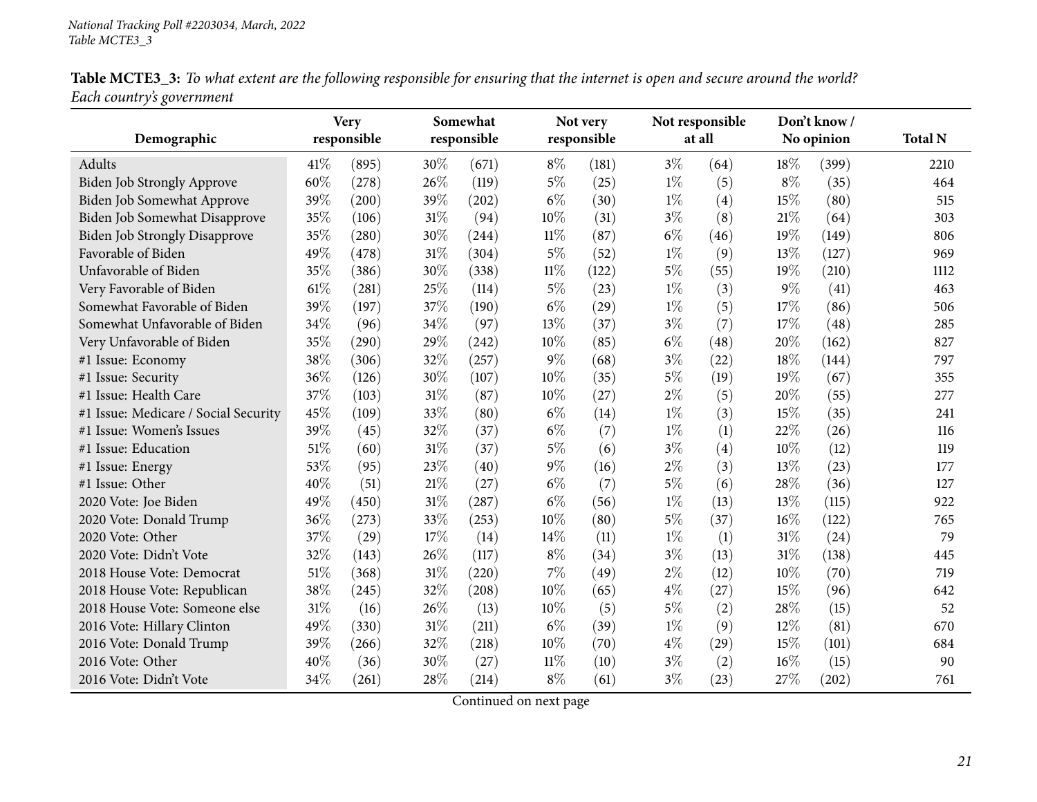National Tracking Poll #2203034, March, 2022
Table MCTE3_3

**Table MCTE3_3:** *To what extent are the following responsible for ensuring that the internet is open and secure around the world? Each country's government*

| Demographic | Very responsible | | Somewhat responsible | | Not very responsible | | Not responsible at all | | Don't know / No opinion | | Total N |
|---|---|---|---|---|---|---|---|---|---|---|---|
| Adults | 41% | (895) | 30% | (671) | 8% | (181) | 3% | (64) | 18% | (399) | 2210 |
| Biden Job Strongly Approve | 60% | (278) | 26% | (119) | 5% | (25) | 1% | (5) | 8% | (35) | 464 |
| Biden Job Somewhat Approve | 39% | (200) | 39% | (202) | 6% | (30) | 1% | (4) | 15% | (80) | 515 |
| Biden Job Somewhat Disapprove | 35% | (106) | 31% | (94) | 10% | (31) | 3% | (8) | 21% | (64) | 303 |
| Biden Job Strongly Disapprove | 35% | (280) | 30% | (244) | 11% | (87) | 6% | (46) | 19% | (149) | 806 |
| Favorable of Biden | 49% | (478) | 31% | (304) | 5% | (52) | 1% | (9) | 13% | (127) | 969 |
| Unfavorable of Biden | 35% | (386) | 30% | (338) | 11% | (122) | 5% | (55) | 19% | (210) | 1112 |
| Very Favorable of Biden | 61% | (281) | 25% | (114) | 5% | (23) | 1% | (3) | 9% | (41) | 463 |
| Somewhat Favorable of Biden | 39% | (197) | 37% | (190) | 6% | (29) | 1% | (5) | 17% | (86) | 506 |
| Somewhat Unfavorable of Biden | 34% | (96) | 34% | (97) | 13% | (37) | 3% | (7) | 17% | (48) | 285 |
| Very Unfavorable of Biden | 35% | (290) | 29% | (242) | 10% | (85) | 6% | (48) | 20% | (162) | 827 |
| #1 Issue: Economy | 38% | (306) | 32% | (257) | 9% | (68) | 3% | (22) | 18% | (144) | 797 |
| #1 Issue: Security | 36% | (126) | 30% | (107) | 10% | (35) | 5% | (19) | 19% | (67) | 355 |
| #1 Issue: Health Care | 37% | (103) | 31% | (87) | 10% | (27) | 2% | (5) | 20% | (55) | 277 |
| #1 Issue: Medicare / Social Security | 45% | (109) | 33% | (80) | 6% | (14) | 1% | (3) | 15% | (35) | 241 |
| #1 Issue: Women's Issues | 39% | (45) | 32% | (37) | 6% | (7) | 1% | (1) | 22% | (26) | 116 |
| #1 Issue: Education | 51% | (60) | 31% | (37) | 5% | (6) | 3% | (4) | 10% | (12) | 119 |
| #1 Issue: Energy | 53% | (95) | 23% | (40) | 9% | (16) | 2% | (3) | 13% | (23) | 177 |
| #1 Issue: Other | 40% | (51) | 21% | (27) | 6% | (7) | 5% | (6) | 28% | (36) | 127 |
| 2020 Vote: Joe Biden | 49% | (450) | 31% | (287) | 6% | (56) | 1% | (13) | 13% | (115) | 922 |
| 2020 Vote: Donald Trump | 36% | (273) | 33% | (253) | 10% | (80) | 5% | (37) | 16% | (122) | 765 |
| 2020 Vote: Other | 37% | (29) | 17% | (14) | 14% | (11) | 1% | (1) | 31% | (24) | 79 |
| 2020 Vote: Didn't Vote | 32% | (143) | 26% | (117) | 8% | (34) | 3% | (13) | 31% | (138) | 445 |
| 2018 House Vote: Democrat | 51% | (368) | 31% | (220) | 7% | (49) | 2% | (12) | 10% | (70) | 719 |
| 2018 House Vote: Republican | 38% | (245) | 32% | (208) | 10% | (65) | 4% | (27) | 15% | (96) | 642 |
| 2018 House Vote: Someone else | 31% | (16) | 26% | (13) | 10% | (5) | 5% | (2) | 28% | (15) | 52 |
| 2016 Vote: Hillary Clinton | 49% | (330) | 31% | (211) | 6% | (39) | 1% | (9) | 12% | (81) | 670 |
| 2016 Vote: Donald Trump | 39% | (266) | 32% | (218) | 10% | (70) | 4% | (29) | 15% | (101) | 684 |
| 2016 Vote: Other | 40% | (36) | 30% | (27) | 11% | (10) | 3% | (2) | 16% | (15) | 90 |
| 2016 Vote: Didn't Vote | 34% | (261) | 28% | (214) | 8% | (61) | 3% | (23) | 27% | (202) | 761 |

Continued on next page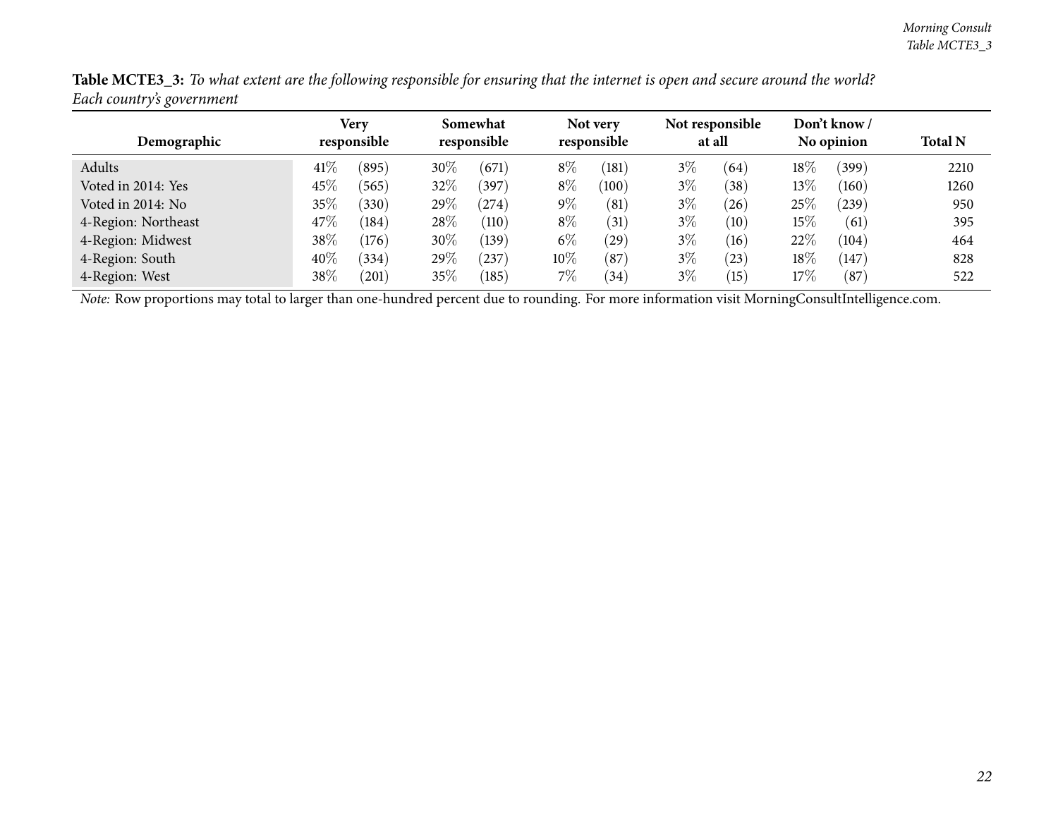**Table MCTE3_3:** *To what extent are the following responsible for ensuring that the internet is open and secure around the world? Each country's government*

| Demographic | Very responsible | | Somewhat responsible | | Not very responsible | | Not responsible at all | | Don't know / No opinion | | Total N |
|---|---|---|---|---|---|---|---|---|---|---|---|
| Adults | 41% | (895) | 30% | (671) | 8% | (181) | 3% | (64) | 18% | (399) | 2210 |
| Voted in 2014: Yes | 45% | (565) | 32% | (397) | 8% | (100) | 3% | (38) | 13% | (160) | 1260 |
| Voted in 2014: No | 35% | (330) | 29% | (274) | 9% | (81) | 3% | (26) | 25% | (239) | 950 |
| 4-Region: Northeast | 47% | (184) | 28% | (110) | 8% | (31) | 3% | (10) | 15% | (61) | 395 |
| 4-Region: Midwest | 38% | (176) | 30% | (139) | 6% | (29) | 3% | (16) | 22% | (104) | 464 |
| 4-Region: South | 40% | (334) | 29% | (237) | 10% | (87) | 3% | (23) | 18% | (147) | 828 |
| 4-Region: West | 38% | (201) | 35% | (185) | 7% | (34) | 3% | (15) | 17% | (87) | 522 |

*Note:* Row proportions may total to larger than one-hundred percent due to rounding. For more information visit MorningConsultIntelligence.com.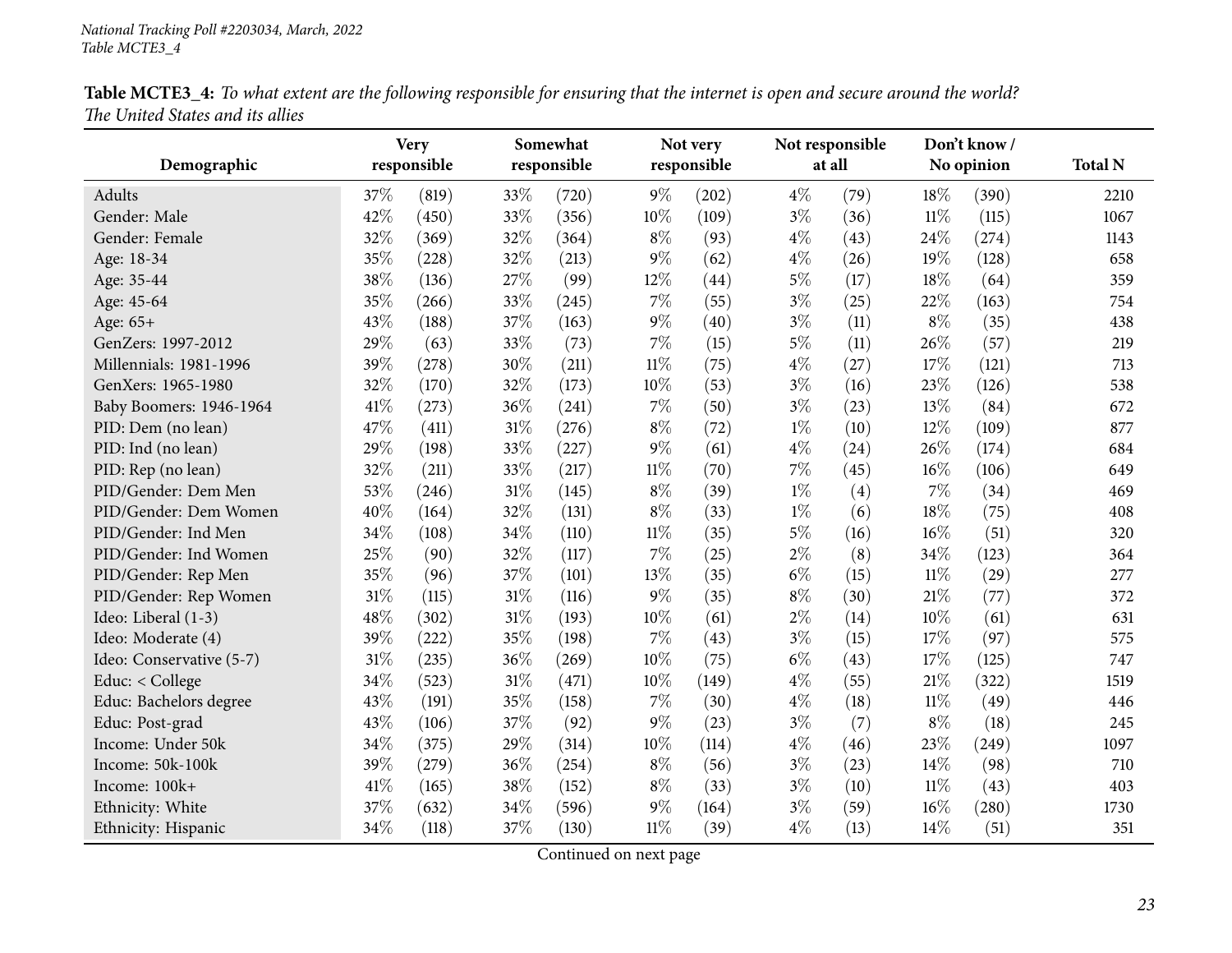National Tracking Poll #2203034, March, 2022
Table MCTE3_4

**Table MCTE3_4:** *To what extent are the following responsible for ensuring that the internet is open and secure around the world? The United States and its allies*

| Demographic | Very responsible | | Somewhat responsible | | Not very responsible | | Not responsible at all | | Don't know / No opinion | | Total N |
|---|---|---|---|---|---|---|---|---|---|---|---|
| Adults | 37% | (819) | 33% | (720) | 9% | (202) | 4% | (79) | 18% | (390) | 2210 |
| Gender: Male | 42% | (450) | 33% | (356) | 10% | (109) | 3% | (36) | 11% | (115) | 1067 |
| Gender: Female | 32% | (369) | 32% | (364) | 8% | (93) | 4% | (43) | 24% | (274) | 1143 |
| Age: 18-34 | 35% | (228) | 32% | (213) | 9% | (62) | 4% | (26) | 19% | (128) | 658 |
| Age: 35-44 | 38% | (136) | 27% | (99) | 12% | (44) | 5% | (17) | 18% | (64) | 359 |
| Age: 45-64 | 35% | (266) | 33% | (245) | 7% | (55) | 3% | (25) | 22% | (163) | 754 |
| Age: 65+ | 43% | (188) | 37% | (163) | 9% | (40) | 3% | (11) | 8% | (35) | 438 |
| GenZers: 1997-2012 | 29% | (63) | 33% | (73) | 7% | (15) | 5% | (11) | 26% | (57) | 219 |
| Millennials: 1981-1996 | 39% | (278) | 30% | (211) | 11% | (75) | 4% | (27) | 17% | (121) | 713 |
| GenXers: 1965-1980 | 32% | (170) | 32% | (173) | 10% | (53) | 3% | (16) | 23% | (126) | 538 |
| Baby Boomers: 1946-1964 | 41% | (273) | 36% | (241) | 7% | (50) | 3% | (23) | 13% | (84) | 672 |
| PID: Dem (no lean) | 47% | (411) | 31% | (276) | 8% | (72) | 1% | (10) | 12% | (109) | 877 |
| PID: Ind (no lean) | 29% | (198) | 33% | (227) | 9% | (61) | 4% | (24) | 26% | (174) | 684 |
| PID: Rep (no lean) | 32% | (211) | 33% | (217) | 11% | (70) | 7% | (45) | 16% | (106) | 649 |
| PID/Gender: Dem Men | 53% | (246) | 31% | (145) | 8% | (39) | 1% | (4) | 7% | (34) | 469 |
| PID/Gender: Dem Women | 40% | (164) | 32% | (131) | 8% | (33) | 1% | (6) | 18% | (75) | 408 |
| PID/Gender: Ind Men | 34% | (108) | 34% | (110) | 11% | (35) | 5% | (16) | 16% | (51) | 320 |
| PID/Gender: Ind Women | 25% | (90) | 32% | (117) | 7% | (25) | 2% | (8) | 34% | (123) | 364 |
| PID/Gender: Rep Men | 35% | (96) | 37% | (101) | 13% | (35) | 6% | (15) | 11% | (29) | 277 |
| PID/Gender: Rep Women | 31% | (115) | 31% | (116) | 9% | (35) | 8% | (30) | 21% | (77) | 372 |
| Ideo: Liberal (1-3) | 48% | (302) | 31% | (193) | 10% | (61) | 2% | (14) | 10% | (61) | 631 |
| Ideo: Moderate (4) | 39% | (222) | 35% | (198) | 7% | (43) | 3% | (15) | 17% | (97) | 575 |
| Ideo: Conservative (5-7) | 31% | (235) | 36% | (269) | 10% | (75) | 6% | (43) | 17% | (125) | 747 |
| Educ: < College | 34% | (523) | 31% | (471) | 10% | (149) | 4% | (55) | 21% | (322) | 1519 |
| Educ: Bachelors degree | 43% | (191) | 35% | (158) | 7% | (30) | 4% | (18) | 11% | (49) | 446 |
| Educ: Post-grad | 43% | (106) | 37% | (92) | 9% | (23) | 3% | (7) | 8% | (18) | 245 |
| Income: Under 50k | 34% | (375) | 29% | (314) | 10% | (114) | 4% | (46) | 23% | (249) | 1097 |
| Income: 50k-100k | 39% | (279) | 36% | (254) | 8% | (56) | 3% | (23) | 14% | (98) | 710 |
| Income: 100k+ | 41% | (165) | 38% | (152) | 8% | (33) | 3% | (10) | 11% | (43) | 403 |
| Ethnicity: White | 37% | (632) | 34% | (596) | 9% | (164) | 3% | (59) | 16% | (280) | 1730 |
| Ethnicity: Hispanic | 34% | (118) | 37% | (130) | 11% | (39) | 4% | (13) | 14% | (51) | 351 |

Continued on next page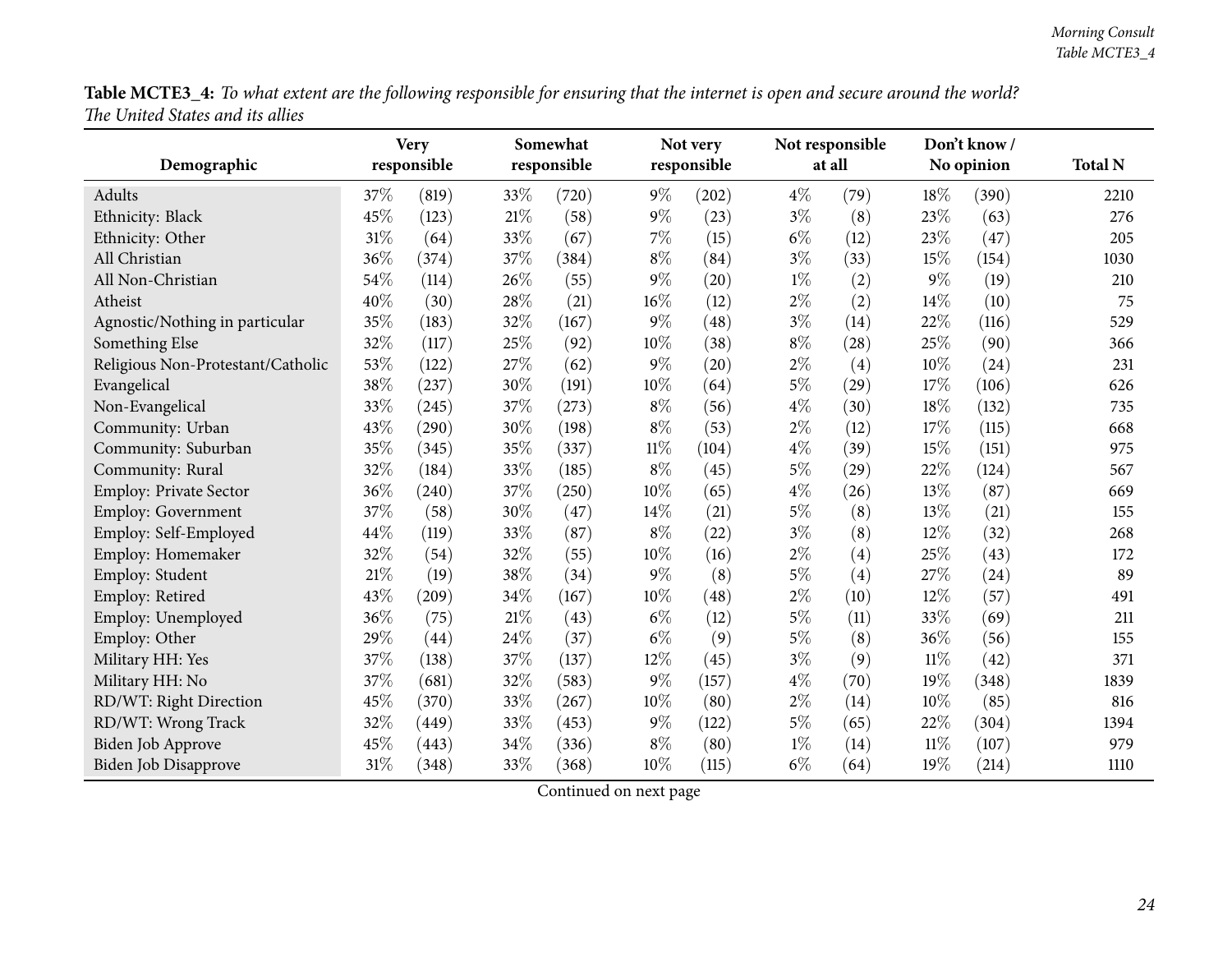**Table MCTE3_4:** *To what extent are the following responsible for ensuring that the internet is open and secure around the world? The United States and its allies*

| Demographic | Very responsible | | Somewhat responsible | | Not very responsible | | Not responsible at all | | Don't know / No opinion | | Total N |
|---|---|---|---|---|---|---|---|---|---|---|---|
| Adults | 37% | (819) | 33% | (720) | 9% | (202) | 4% | (79) | 18% | (390) | 2210 |
| Ethnicity: Black | 45% | (123) | 21% | (58) | 9% | (23) | 3% | (8) | 23% | (63) | 276 |
| Ethnicity: Other | 31% | (64) | 33% | (67) | 7% | (15) | 6% | (12) | 23% | (47) | 205 |
| All Christian | 36% | (374) | 37% | (384) | 8% | (84) | 3% | (33) | 15% | (154) | 1030 |
| All Non-Christian | 54% | (114) | 26% | (55) | 9% | (20) | 1% | (2) | 9% | (19) | 210 |
| Atheist | 40% | (30) | 28% | (21) | 16% | (12) | 2% | (2) | 14% | (10) | 75 |
| Agnostic/Nothing in particular | 35% | (183) | 32% | (167) | 9% | (48) | 3% | (14) | 22% | (116) | 529 |
| Something Else | 32% | (117) | 25% | (92) | 10% | (38) | 8% | (28) | 25% | (90) | 366 |
| Religious Non-Protestant/Catholic | 53% | (122) | 27% | (62) | 9% | (20) | 2% | (4) | 10% | (24) | 231 |
| Evangelical | 38% | (237) | 30% | (191) | 10% | (64) | 5% | (29) | 17% | (106) | 626 |
| Non-Evangelical | 33% | (245) | 37% | (273) | 8% | (56) | 4% | (30) | 18% | (132) | 735 |
| Community: Urban | 43% | (290) | 30% | (198) | 8% | (53) | 2% | (12) | 17% | (115) | 668 |
| Community: Suburban | 35% | (345) | 35% | (337) | 11% | (104) | 4% | (39) | 15% | (151) | 975 |
| Community: Rural | 32% | (184) | 33% | (185) | 8% | (45) | 5% | (29) | 22% | (124) | 567 |
| Employ: Private Sector | 36% | (240) | 37% | (250) | 10% | (65) | 4% | (26) | 13% | (87) | 669 |
| Employ: Government | 37% | (58) | 30% | (47) | 14% | (21) | 5% | (8) | 13% | (21) | 155 |
| Employ: Self-Employed | 44% | (119) | 33% | (87) | 8% | (22) | 3% | (8) | 12% | (32) | 268 |
| Employ: Homemaker | 32% | (54) | 32% | (55) | 10% | (16) | 2% | (4) | 25% | (43) | 172 |
| Employ: Student | 21% | (19) | 38% | (34) | 9% | (8) | 5% | (4) | 27% | (24) | 89 |
| Employ: Retired | 43% | (209) | 34% | (167) | 10% | (48) | 2% | (10) | 12% | (57) | 491 |
| Employ: Unemployed | 36% | (75) | 21% | (43) | 6% | (12) | 5% | (11) | 33% | (69) | 211 |
| Employ: Other | 29% | (44) | 24% | (37) | 6% | (9) | 5% | (8) | 36% | (56) | 155 |
| Military HH: Yes | 37% | (138) | 37% | (137) | 12% | (45) | 3% | (9) | 11% | (42) | 371 |
| Military HH: No | 37% | (681) | 32% | (583) | 9% | (157) | 4% | (70) | 19% | (348) | 1839 |
| RD/WT: Right Direction | 45% | (370) | 33% | (267) | 10% | (80) | 2% | (14) | 10% | (85) | 816 |
| RD/WT: Wrong Track | 32% | (449) | 33% | (453) | 9% | (122) | 5% | (65) | 22% | (304) | 1394 |
| Biden Job Approve | 45% | (443) | 34% | (336) | 8% | (80) | 1% | (14) | 11% | (107) | 979 |
| Biden Job Disapprove | 31% | (348) | 33% | (368) | 10% | (115) | 6% | (64) | 19% | (214) | 1110 |

Continued on next page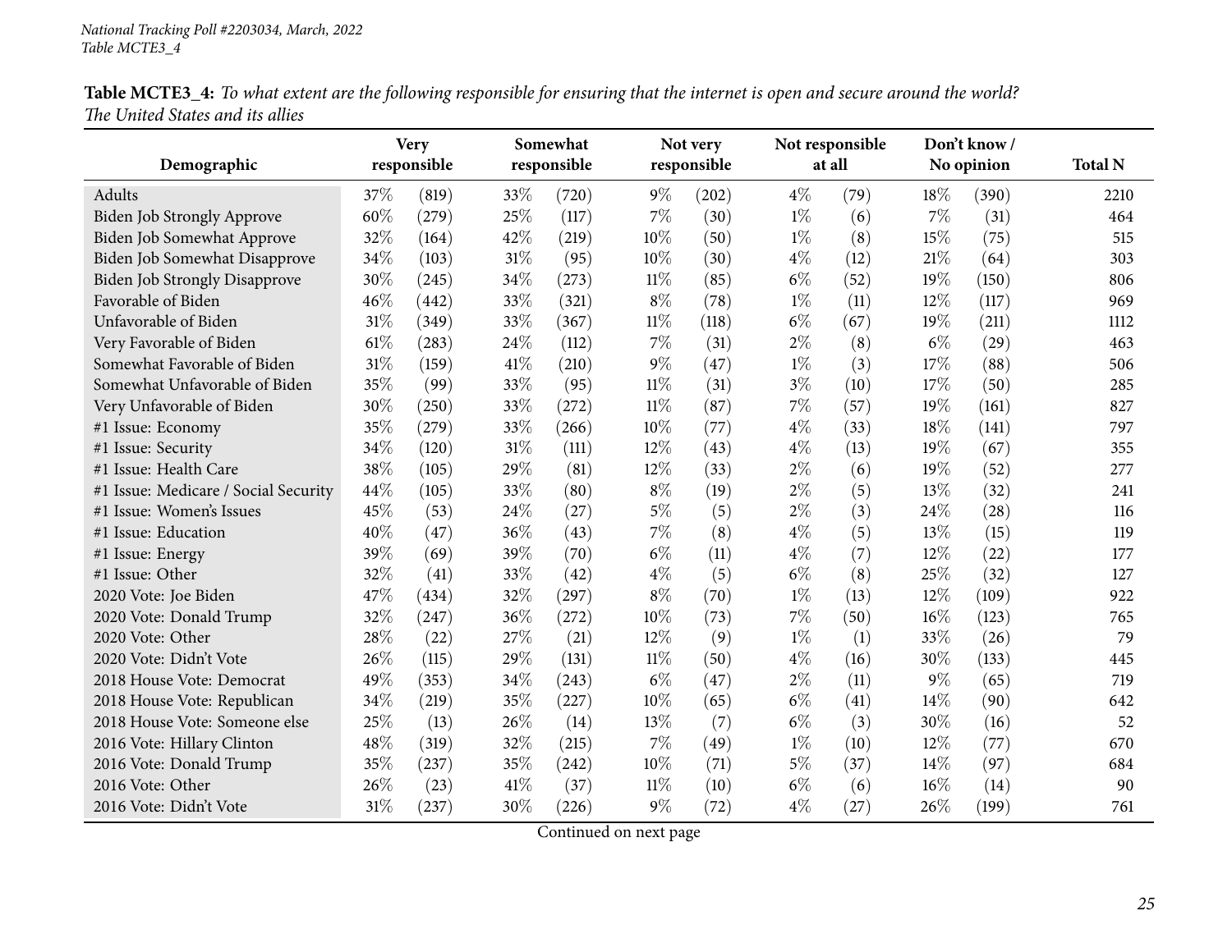*National Tracking Poll #2203034, March, 2022*
*Table MCTE3_4*

**Table MCTE3_4:** *To what extent are the following responsible for ensuring that the internet is open and secure around the world? The United States and its allies*

| Demographic | Very responsible | | Somewhat responsible | | Not very responsible | | Not responsible at all | | Don't know / No opinion | | Total N |
|---|---|---|---|---|---|---|---|---|---|---|---|
| Adults | 37% | (819) | 33% | (720) | 9% | (202) | 4% | (79) | 18% | (390) | 2210 |
| Biden Job Strongly Approve | 60% | (279) | 25% | (117) | 7% | (30) | 1% | (6) | 7% | (31) | 464 |
| Biden Job Somewhat Approve | 32% | (164) | 42% | (219) | 10% | (50) | 1% | (8) | 15% | (75) | 515 |
| Biden Job Somewhat Disapprove | 34% | (103) | 31% | (95) | 10% | (30) | 4% | (12) | 21% | (64) | 303 |
| Biden Job Strongly Disapprove | 30% | (245) | 34% | (273) | 11% | (85) | 6% | (52) | 19% | (150) | 806 |
| Favorable of Biden | 46% | (442) | 33% | (321) | 8% | (78) | 1% | (11) | 12% | (117) | 969 |
| Unfavorable of Biden | 31% | (349) | 33% | (367) | 11% | (118) | 6% | (67) | 19% | (211) | 1112 |
| Very Favorable of Biden | 61% | (283) | 24% | (112) | 7% | (31) | 2% | (8) | 6% | (29) | 463 |
| Somewhat Favorable of Biden | 31% | (159) | 41% | (210) | 9% | (47) | 1% | (3) | 17% | (88) | 506 |
| Somewhat Unfavorable of Biden | 35% | (99) | 33% | (95) | 11% | (31) | 3% | (10) | 17% | (50) | 285 |
| Very Unfavorable of Biden | 30% | (250) | 33% | (272) | 11% | (87) | 7% | (57) | 19% | (161) | 827 |
| #1 Issue: Economy | 35% | (279) | 33% | (266) | 10% | (77) | 4% | (33) | 18% | (141) | 797 |
| #1 Issue: Security | 34% | (120) | 31% | (111) | 12% | (43) | 4% | (13) | 19% | (67) | 355 |
| #1 Issue: Health Care | 38% | (105) | 29% | (81) | 12% | (33) | 2% | (6) | 19% | (52) | 277 |
| #1 Issue: Medicare / Social Security | 44% | (105) | 33% | (80) | 8% | (19) | 2% | (5) | 13% | (32) | 241 |
| #1 Issue: Women's Issues | 45% | (53) | 24% | (27) | 5% | (5) | 2% | (3) | 24% | (28) | 116 |
| #1 Issue: Education | 40% | (47) | 36% | (43) | 7% | (8) | 4% | (5) | 13% | (15) | 119 |
| #1 Issue: Energy | 39% | (69) | 39% | (70) | 6% | (11) | 4% | (7) | 12% | (22) | 177 |
| #1 Issue: Other | 32% | (41) | 33% | (42) | 4% | (5) | 6% | (8) | 25% | (32) | 127 |
| 2020 Vote: Joe Biden | 47% | (434) | 32% | (297) | 8% | (70) | 1% | (13) | 12% | (109) | 922 |
| 2020 Vote: Donald Trump | 32% | (247) | 36% | (272) | 10% | (73) | 7% | (50) | 16% | (123) | 765 |
| 2020 Vote: Other | 28% | (22) | 27% | (21) | 12% | (9) | 1% | (1) | 33% | (26) | 79 |
| 2020 Vote: Didn't Vote | 26% | (115) | 29% | (131) | 11% | (50) | 4% | (16) | 30% | (133) | 445 |
| 2018 House Vote: Democrat | 49% | (353) | 34% | (243) | 6% | (47) | 2% | (11) | 9% | (65) | 719 |
| 2018 House Vote: Republican | 34% | (219) | 35% | (227) | 10% | (65) | 6% | (41) | 14% | (90) | 642 |
| 2018 House Vote: Someone else | 25% | (13) | 26% | (14) | 13% | (7) | 6% | (3) | 30% | (16) | 52 |
| 2016 Vote: Hillary Clinton | 48% | (319) | 32% | (215) | 7% | (49) | 1% | (10) | 12% | (77) | 670 |
| 2016 Vote: Donald Trump | 35% | (237) | 35% | (242) | 10% | (71) | 5% | (37) | 14% | (97) | 684 |
| 2016 Vote: Other | 26% | (23) | 41% | (37) | 11% | (10) | 6% | (6) | 16% | (14) | 90 |
| 2016 Vote: Didn't Vote | 31% | (237) | 30% | (226) | 9% | (72) | 4% | (27) | 26% | (199) | 761 |

Continued on next page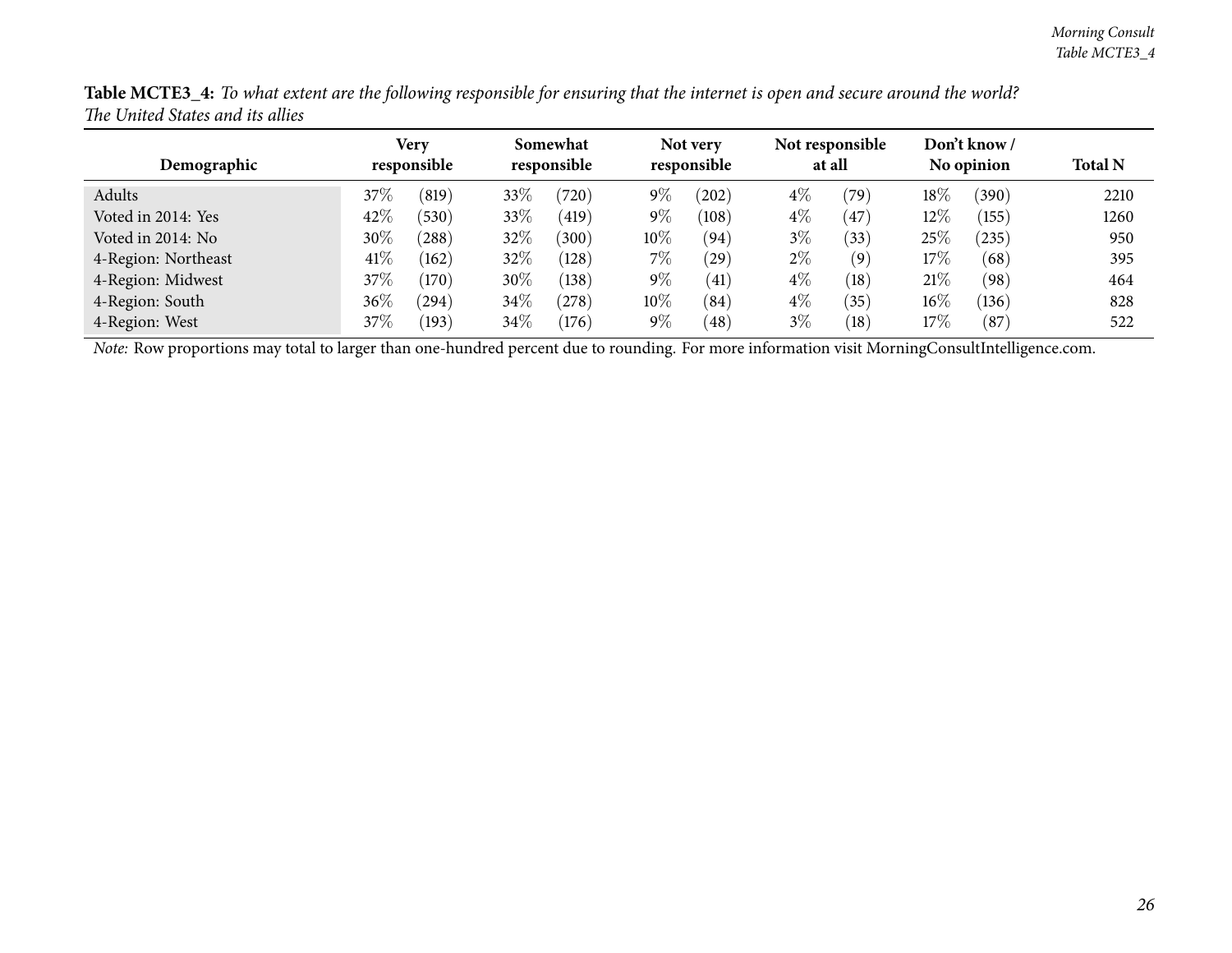**Table MCTE3_4:** *To what extent are the following responsible for ensuring that the internet is open and secure around the world?*
*The United States and its allies*

| Demographic | Very responsible | | Somewhat responsible | | Not very responsible | | Not responsible at all | | Don't know / No opinion | | Total N |
|---|---|---|---|---|---|---|---|---|---|---|---|
| Adults | 37% | (819) | 33% | (720) | 9% | (202) | 4% | (79) | 18% | (390) | 2210 |
| Voted in 2014: Yes | 42% | (530) | 33% | (419) | 9% | (108) | 4% | (47) | 12% | (155) | 1260 |
| Voted in 2014: No | 30% | (288) | 32% | (300) | 10% | (94) | 3% | (33) | 25% | (235) | 950 |
| 4-Region: Northeast | 41% | (162) | 32% | (128) | 7% | (29) | 2% | (9) | 17% | (68) | 395 |
| 4-Region: Midwest | 37% | (170) | 30% | (138) | 9% | (41) | 4% | (18) | 21% | (98) | 464 |
| 4-Region: South | 36% | (294) | 34% | (278) | 10% | (84) | 4% | (35) | 16% | (136) | 828 |
| 4-Region: West | 37% | (193) | 34% | (176) | 9% | (48) | 3% | (18) | 17% | (87) | 522 |

*Note:* Row proportions may total to larger than one-hundred percent due to rounding. For more information visit MorningConsultIntelligence.com.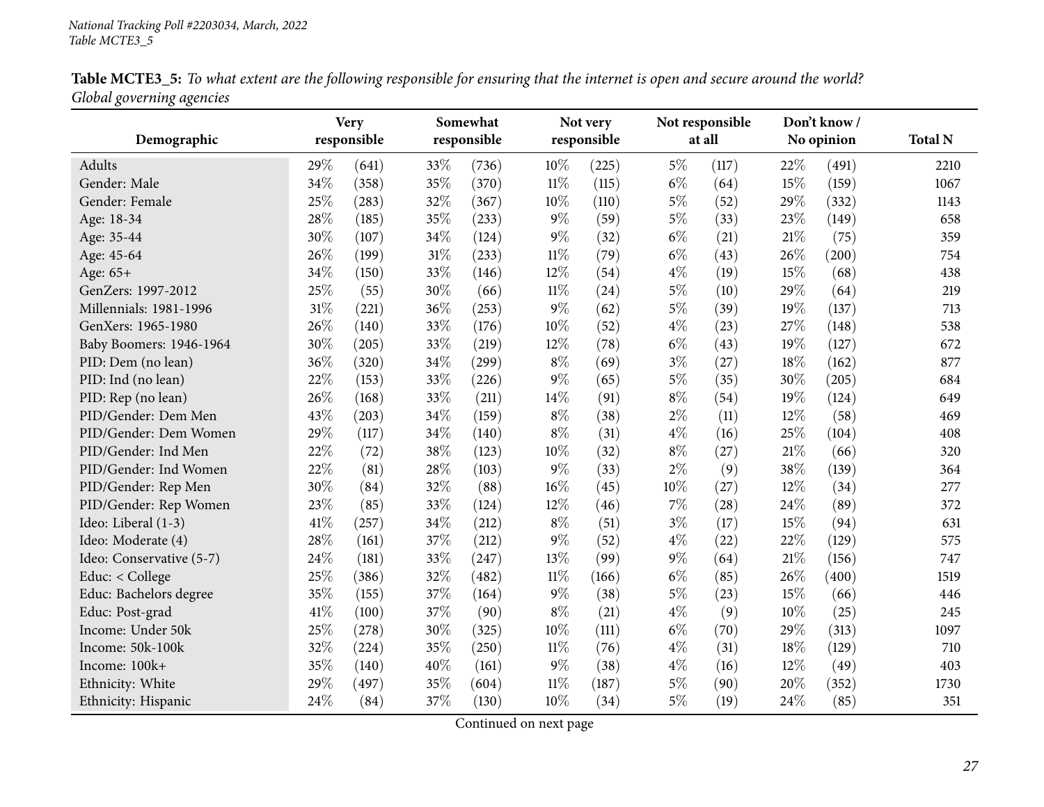**Table MCTE3_5:** *To what extent are the following responsible for ensuring that the internet is open and secure around the world? Global governing agencies*

| Demographic | Very responsible | | Somewhat responsible | | Not very responsible | | Not responsible at all | | Don't know / No opinion | | Total N |
|---|---|---|---|---|---|---|---|---|---|---|---|
| Adults | 29% | (641) | 33% | (736) | 10% | (225) | 5% | (117) | 22% | (491) | 2210 |
| Gender: Male | 34% | (358) | 35% | (370) | 11% | (115) | 6% | (64) | 15% | (159) | 1067 |
| Gender: Female | 25% | (283) | 32% | (367) | 10% | (110) | 5% | (52) | 29% | (332) | 1143 |
| Age: 18-34 | 28% | (185) | 35% | (233) | 9% | (59) | 5% | (33) | 23% | (149) | 658 |
| Age: 35-44 | 30% | (107) | 34% | (124) | 9% | (32) | 6% | (21) | 21% | (75) | 359 |
| Age: 45-64 | 26% | (199) | 31% | (233) | 11% | (79) | 6% | (43) | 26% | (200) | 754 |
| Age: 65+ | 34% | (150) | 33% | (146) | 12% | (54) | 4% | (19) | 15% | (68) | 438 |
| GenZers: 1997-2012 | 25% | (55) | 30% | (66) | 11% | (24) | 5% | (10) | 29% | (64) | 219 |
| Millennials: 1981-1996 | 31% | (221) | 36% | (253) | 9% | (62) | 5% | (39) | 19% | (137) | 713 |
| GenXers: 1965-1980 | 26% | (140) | 33% | (176) | 10% | (52) | 4% | (23) | 27% | (148) | 538 |
| Baby Boomers: 1946-1964 | 30% | (205) | 33% | (219) | 12% | (78) | 6% | (43) | 19% | (127) | 672 |
| PID: Dem (no lean) | 36% | (320) | 34% | (299) | 8% | (69) | 3% | (27) | 18% | (162) | 877 |
| PID: Ind (no lean) | 22% | (153) | 33% | (226) | 9% | (65) | 5% | (35) | 30% | (205) | 684 |
| PID: Rep (no lean) | 26% | (168) | 33% | (211) | 14% | (91) | 8% | (54) | 19% | (124) | 649 |
| PID/Gender: Dem Men | 43% | (203) | 34% | (159) | 8% | (38) | 2% | (11) | 12% | (58) | 469 |
| PID/Gender: Dem Women | 29% | (117) | 34% | (140) | 8% | (31) | 4% | (16) | 25% | (104) | 408 |
| PID/Gender: Ind Men | 22% | (72) | 38% | (123) | 10% | (32) | 8% | (27) | 21% | (66) | 320 |
| PID/Gender: Ind Women | 22% | (81) | 28% | (103) | 9% | (33) | 2% | (9) | 38% | (139) | 364 |
| PID/Gender: Rep Men | 30% | (84) | 32% | (88) | 16% | (45) | 10% | (27) | 12% | (34) | 277 |
| PID/Gender: Rep Women | 23% | (85) | 33% | (124) | 12% | (46) | 7% | (28) | 24% | (89) | 372 |
| Ideo: Liberal (1-3) | 41% | (257) | 34% | (212) | 8% | (51) | 3% | (17) | 15% | (94) | 631 |
| Ideo: Moderate (4) | 28% | (161) | 37% | (212) | 9% | (52) | 4% | (22) | 22% | (129) | 575 |
| Ideo: Conservative (5-7) | 24% | (181) | 33% | (247) | 13% | (99) | 9% | (64) | 21% | (156) | 747 |
| Educ: < College | 25% | (386) | 32% | (482) | 11% | (166) | 6% | (85) | 26% | (400) | 1519 |
| Educ: Bachelors degree | 35% | (155) | 37% | (164) | 9% | (38) | 5% | (23) | 15% | (66) | 446 |
| Educ: Post-grad | 41% | (100) | 37% | (90) | 8% | (21) | 4% | (9) | 10% | (25) | 245 |
| Income: Under 50k | 25% | (278) | 30% | (325) | 10% | (111) | 6% | (70) | 29% | (313) | 1097 |
| Income: 50k-100k | 32% | (224) | 35% | (250) | 11% | (76) | 4% | (31) | 18% | (129) | 710 |
| Income: 100k+ | 35% | (140) | 40% | (161) | 9% | (38) | 4% | (16) | 12% | (49) | 403 |
| Ethnicity: White | 29% | (497) | 35% | (604) | 11% | (187) | 5% | (90) | 20% | (352) | 1730 |
| Ethnicity: Hispanic | 24% | (84) | 37% | (130) | 10% | (34) | 5% | (19) | 24% | (85) | 351 |

Continued on next page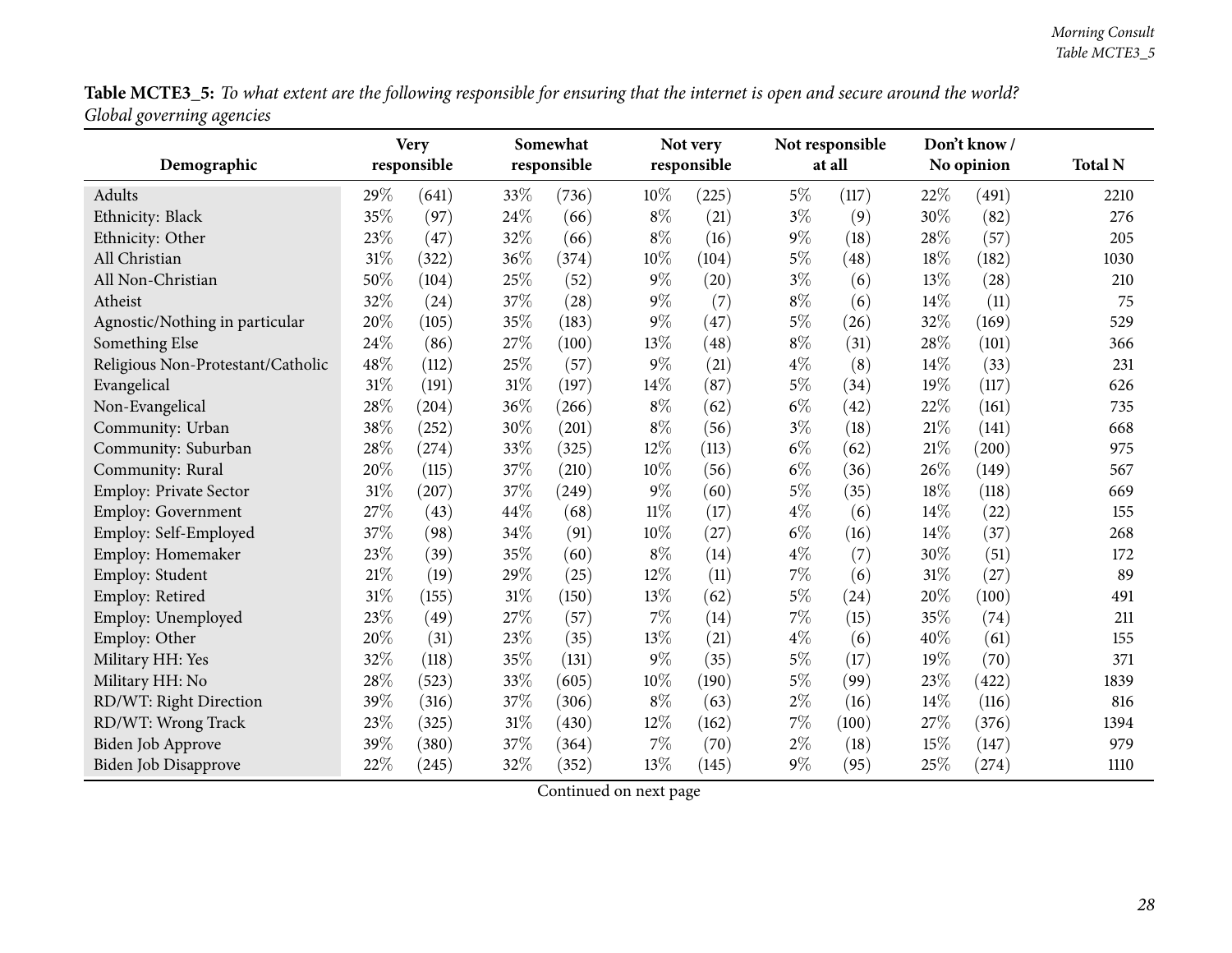**Table MCTE3_5:** *To what extent are the following responsible for ensuring that the internet is open and secure around the world? Global governing agencies*

| Demographic | Very responsible | | Somewhat responsible | | Not very responsible | | Not responsible at all | | Don't know / No opinion | | Total N |
|---|---|---|---|---|---|---|---|---|---|---|---|
| Adults | 29% | (641) | 33% | (736) | 10% | (225) | 5% | (117) | 22% | (491) | 2210 |
| Ethnicity: Black | 35% | (97) | 24% | (66) | 8% | (21) | 3% | (9) | 30% | (82) | 276 |
| Ethnicity: Other | 23% | (47) | 32% | (66) | 8% | (16) | 9% | (18) | 28% | (57) | 205 |
| All Christian | 31% | (322) | 36% | (374) | 10% | (104) | 5% | (48) | 18% | (182) | 1030 |
| All Non-Christian | 50% | (104) | 25% | (52) | 9% | (20) | 3% | (6) | 13% | (28) | 210 |
| Atheist | 32% | (24) | 37% | (28) | 9% | (7) | 8% | (6) | 14% | (11) | 75 |
| Agnostic/Nothing in particular | 20% | (105) | 35% | (183) | 9% | (47) | 5% | (26) | 32% | (169) | 529 |
| Something Else | 24% | (86) | 27% | (100) | 13% | (48) | 8% | (31) | 28% | (101) | 366 |
| Religious Non-Protestant/Catholic | 48% | (112) | 25% | (57) | 9% | (21) | 4% | (8) | 14% | (33) | 231 |
| Evangelical | 31% | (191) | 31% | (197) | 14% | (87) | 5% | (34) | 19% | (117) | 626 |
| Non-Evangelical | 28% | (204) | 36% | (266) | 8% | (62) | 6% | (42) | 22% | (161) | 735 |
| Community: Urban | 38% | (252) | 30% | (201) | 8% | (56) | 3% | (18) | 21% | (141) | 668 |
| Community: Suburban | 28% | (274) | 33% | (325) | 12% | (113) | 6% | (62) | 21% | (200) | 975 |
| Community: Rural | 20% | (115) | 37% | (210) | 10% | (56) | 6% | (36) | 26% | (149) | 567 |
| Employ: Private Sector | 31% | (207) | 37% | (249) | 9% | (60) | 5% | (35) | 18% | (118) | 669 |
| Employ: Government | 27% | (43) | 44% | (68) | 11% | (17) | 4% | (6) | 14% | (22) | 155 |
| Employ: Self-Employed | 37% | (98) | 34% | (91) | 10% | (27) | 6% | (16) | 14% | (37) | 268 |
| Employ: Homemaker | 23% | (39) | 35% | (60) | 8% | (14) | 4% | (7) | 30% | (51) | 172 |
| Employ: Student | 21% | (19) | 29% | (25) | 12% | (11) | 7% | (6) | 31% | (27) | 89 |
| Employ: Retired | 31% | (155) | 31% | (150) | 13% | (62) | 5% | (24) | 20% | (100) | 491 |
| Employ: Unemployed | 23% | (49) | 27% | (57) | 7% | (14) | 7% | (15) | 35% | (74) | 211 |
| Employ: Other | 20% | (31) | 23% | (35) | 13% | (21) | 4% | (6) | 40% | (61) | 155 |
| Military HH: Yes | 32% | (118) | 35% | (131) | 9% | (35) | 5% | (17) | 19% | (70) | 371 |
| Military HH: No | 28% | (523) | 33% | (605) | 10% | (190) | 5% | (99) | 23% | (422) | 1839 |
| RD/WT: Right Direction | 39% | (316) | 37% | (306) | 8% | (63) | 2% | (16) | 14% | (116) | 816 |
| RD/WT: Wrong Track | 23% | (325) | 31% | (430) | 12% | (162) | 7% | (100) | 27% | (376) | 1394 |
| Biden Job Approve | 39% | (380) | 37% | (364) | 7% | (70) | 2% | (18) | 15% | (147) | 979 |
| Biden Job Disapprove | 22% | (245) | 32% | (352) | 13% | (145) | 9% | (95) | 25% | (274) | 1110 |

Continued on next page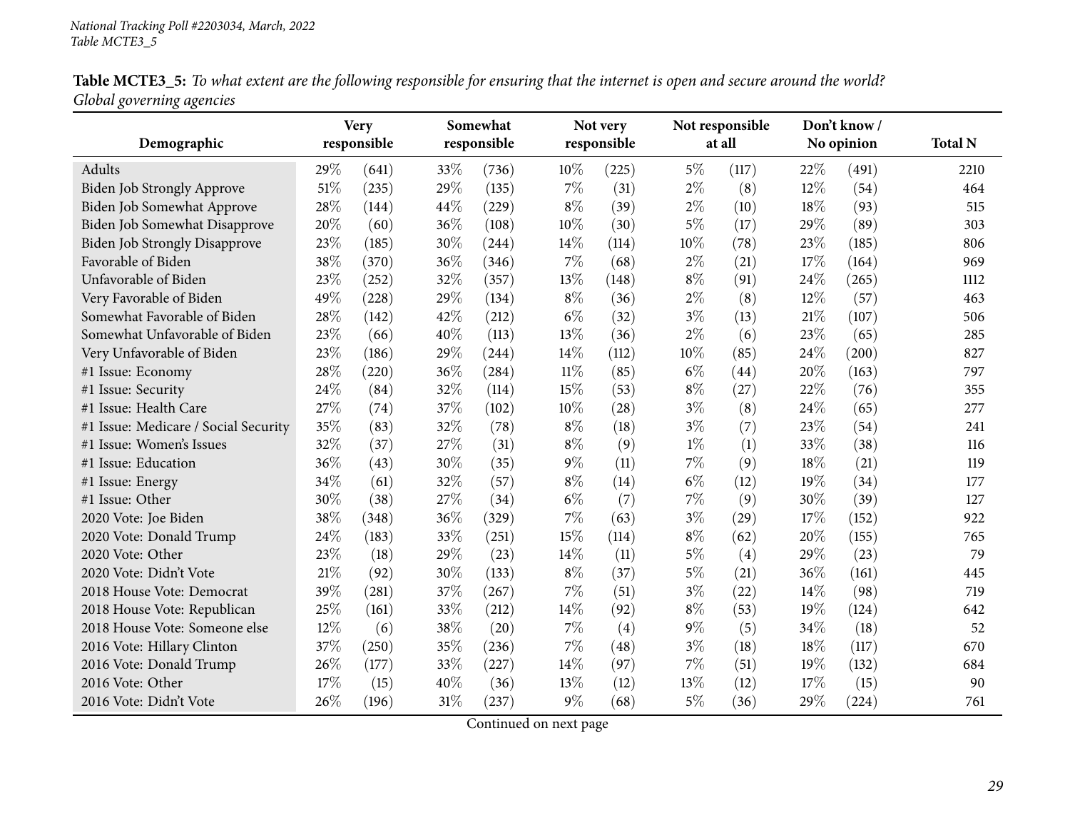**Table MCTE3_5:** *To what extent are the following responsible for ensuring that the internet is open and secure around the world? Global governing agencies*

| Demographic | Very responsible | | Somewhat responsible | | Not very responsible | | Not responsible at all | | Don't know / No opinion | | Total N |
|---|---|---|---|---|---|---|---|---|---|---|---|
| Adults | 29% | (641) | 33% | (736) | 10% | (225) | 5% | (117) | 22% | (491) | 2210 |
| Biden Job Strongly Approve | 51% | (235) | 29% | (135) | 7% | (31) | 2% | (8) | 12% | (54) | 464 |
| Biden Job Somewhat Approve | 28% | (144) | 44% | (229) | 8% | (39) | 2% | (10) | 18% | (93) | 515 |
| Biden Job Somewhat Disapprove | 20% | (60) | 36% | (108) | 10% | (30) | 5% | (17) | 29% | (89) | 303 |
| Biden Job Strongly Disapprove | 23% | (185) | 30% | (244) | 14% | (114) | 10% | (78) | 23% | (185) | 806 |
| Favorable of Biden | 38% | (370) | 36% | (346) | 7% | (68) | 2% | (21) | 17% | (164) | 969 |
| Unfavorable of Biden | 23% | (252) | 32% | (357) | 13% | (148) | 8% | (91) | 24% | (265) | 1112 |
| Very Favorable of Biden | 49% | (228) | 29% | (134) | 8% | (36) | 2% | (8) | 12% | (57) | 463 |
| Somewhat Favorable of Biden | 28% | (142) | 42% | (212) | 6% | (32) | 3% | (13) | 21% | (107) | 506 |
| Somewhat Unfavorable of Biden | 23% | (66) | 40% | (113) | 13% | (36) | 2% | (6) | 23% | (65) | 285 |
| Very Unfavorable of Biden | 23% | (186) | 29% | (244) | 14% | (112) | 10% | (85) | 24% | (200) | 827 |
| #1 Issue: Economy | 28% | (220) | 36% | (284) | 11% | (85) | 6% | (44) | 20% | (163) | 797 |
| #1 Issue: Security | 24% | (84) | 32% | (114) | 15% | (53) | 8% | (27) | 22% | (76) | 355 |
| #1 Issue: Health Care | 27% | (74) | 37% | (102) | 10% | (28) | 3% | (8) | 24% | (65) | 277 |
| #1 Issue: Medicare / Social Security | 35% | (83) | 32% | (78) | 8% | (18) | 3% | (7) | 23% | (54) | 241 |
| #1 Issue: Women's Issues | 32% | (37) | 27% | (31) | 8% | (9) | 1% | (1) | 33% | (38) | 116 |
| #1 Issue: Education | 36% | (43) | 30% | (35) | 9% | (11) | 7% | (9) | 18% | (21) | 119 |
| #1 Issue: Energy | 34% | (61) | 32% | (57) | 8% | (14) | 6% | (12) | 19% | (34) | 177 |
| #1 Issue: Other | 30% | (38) | 27% | (34) | 6% | (7) | 7% | (9) | 30% | (39) | 127 |
| 2020 Vote: Joe Biden | 38% | (348) | 36% | (329) | 7% | (63) | 3% | (29) | 17% | (152) | 922 |
| 2020 Vote: Donald Trump | 24% | (183) | 33% | (251) | 15% | (114) | 8% | (62) | 20% | (155) | 765 |
| 2020 Vote: Other | 23% | (18) | 29% | (23) | 14% | (11) | 5% | (4) | 29% | (23) | 79 |
| 2020 Vote: Didn't Vote | 21% | (92) | 30% | (133) | 8% | (37) | 5% | (21) | 36% | (161) | 445 |
| 2018 House Vote: Democrat | 39% | (281) | 37% | (267) | 7% | (51) | 3% | (22) | 14% | (98) | 719 |
| 2018 House Vote: Republican | 25% | (161) | 33% | (212) | 14% | (92) | 8% | (53) | 19% | (124) | 642 |
| 2018 House Vote: Someone else | 12% | (6) | 38% | (20) | 7% | (4) | 9% | (5) | 34% | (18) | 52 |
| 2016 Vote: Hillary Clinton | 37% | (250) | 35% | (236) | 7% | (48) | 3% | (18) | 18% | (117) | 670 |
| 2016 Vote: Donald Trump | 26% | (177) | 33% | (227) | 14% | (97) | 7% | (51) | 19% | (132) | 684 |
| 2016 Vote: Other | 17% | (15) | 40% | (36) | 13% | (12) | 13% | (12) | 17% | (15) | 90 |
| 2016 Vote: Didn't Vote | 26% | (196) | 31% | (237) | 9% | (68) | 5% | (36) | 29% | (224) | 761 |

Continued on next page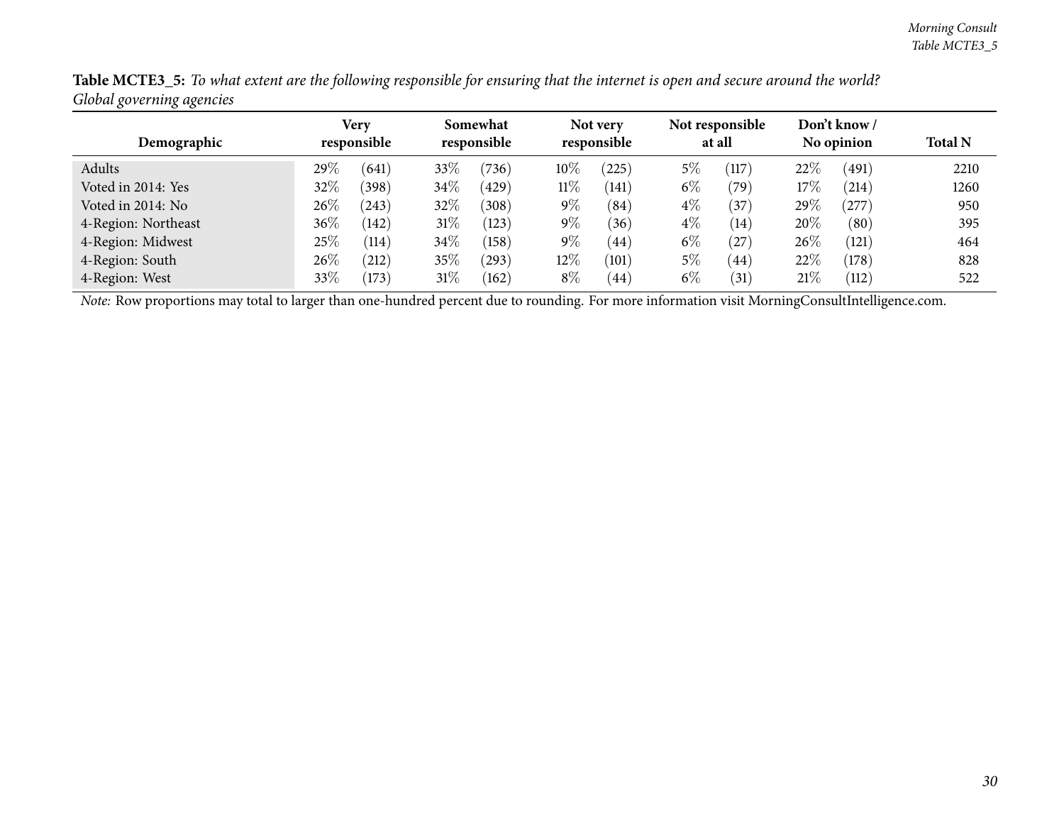**Table MCTE3_5:** *To what extent are the following responsible for ensuring that the internet is open and secure around the world? Global governing agencies*

| Demographic | Very responsible | | Somewhat responsible | | Not very responsible | | Not responsible at all | | Don't know / No opinion | | Total N |
|---|---|---|---|---|---|---|---|---|---|---|---|
| Adults | 29% | (641) | 33% | (736) | 10% | (225) | 5% | (117) | 22% | (491) | 2210 |
| Voted in 2014: Yes | 32% | (398) | 34% | (429) | 11% | (141) | 6% | (79) | 17% | (214) | 1260 |
| Voted in 2014: No | 26% | (243) | 32% | (308) | 9% | (84) | 4% | (37) | 29% | (277) | 950 |
| 4-Region: Northeast | 36% | (142) | 31% | (123) | 9% | (36) | 4% | (14) | 20% | (80) | 395 |
| 4-Region: Midwest | 25% | (114) | 34% | (158) | 9% | (44) | 6% | (27) | 26% | (121) | 464 |
| 4-Region: South | 26% | (212) | 35% | (293) | 12% | (101) | 5% | (44) | 22% | (178) | 828 |
| 4-Region: West | 33% | (173) | 31% | (162) | 8% | (44) | 6% | (31) | 21% | (112) | 522 |

*Note:* Row proportions may total to larger than one-hundred percent due to rounding. For more information visit MorningConsultIntelligence.com.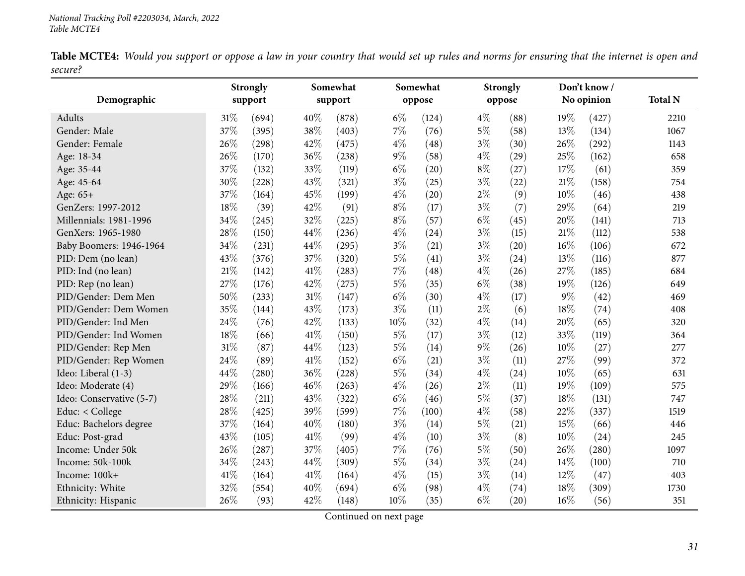**Table MCTE4:** *Would you support or oppose a law in your country that would set up rules and norms for ensuring that the internet is open and secure?*

| Demographic | Strongly support | | Somewhat support | | Somewhat oppose | | Strongly oppose | | Don't know / No opinion | | Total N |
|---|---|---|---|---|---|---|---|---|---|---|---|
| Adults | 31% | (694) | 40% | (878) | 6% | (124) | 4% | (88) | 19% | (427) | 2210 |
| Gender: Male | 37% | (395) | 38% | (403) | 7% | (76) | 5% | (58) | 13% | (134) | 1067 |
| Gender: Female | 26% | (298) | 42% | (475) | 4% | (48) | 3% | (30) | 26% | (292) | 1143 |
| Age: 18-34 | 26% | (170) | 36% | (238) | 9% | (58) | 4% | (29) | 25% | (162) | 658 |
| Age: 35-44 | 37% | (132) | 33% | (119) | 6% | (20) | 8% | (27) | 17% | (61) | 359 |
| Age: 45-64 | 30% | (228) | 43% | (321) | 3% | (25) | 3% | (22) | 21% | (158) | 754 |
| Age: 65+ | 37% | (164) | 45% | (199) | 4% | (20) | 2% | (9) | 10% | (46) | 438 |
| GenZers: 1997-2012 | 18% | (39) | 42% | (91) | 8% | (17) | 3% | (7) | 29% | (64) | 219 |
| Millennials: 1981-1996 | 34% | (245) | 32% | (225) | 8% | (57) | 6% | (45) | 20% | (141) | 713 |
| GenXers: 1965-1980 | 28% | (150) | 44% | (236) | 4% | (24) | 3% | (15) | 21% | (112) | 538 |
| Baby Boomers: 1946-1964 | 34% | (231) | 44% | (295) | 3% | (21) | 3% | (20) | 16% | (106) | 672 |
| PID: Dem (no lean) | 43% | (376) | 37% | (320) | 5% | (41) | 3% | (24) | 13% | (116) | 877 |
| PID: Ind (no lean) | 21% | (142) | 41% | (283) | 7% | (48) | 4% | (26) | 27% | (185) | 684 |
| PID: Rep (no lean) | 27% | (176) | 42% | (275) | 5% | (35) | 6% | (38) | 19% | (126) | 649 |
| PID/Gender: Dem Men | 50% | (233) | 31% | (147) | 6% | (30) | 4% | (17) | 9% | (42) | 469 |
| PID/Gender: Dem Women | 35% | (144) | 43% | (173) | 3% | (11) | 2% | (6) | 18% | (74) | 408 |
| PID/Gender: Ind Men | 24% | (76) | 42% | (133) | 10% | (32) | 4% | (14) | 20% | (65) | 320 |
| PID/Gender: Ind Women | 18% | (66) | 41% | (150) | 5% | (17) | 3% | (12) | 33% | (119) | 364 |
| PID/Gender: Rep Men | 31% | (87) | 44% | (123) | 5% | (14) | 9% | (26) | 10% | (27) | 277 |
| PID/Gender: Rep Women | 24% | (89) | 41% | (152) | 6% | (21) | 3% | (11) | 27% | (99) | 372 |
| Ideo: Liberal (1-3) | 44% | (280) | 36% | (228) | 5% | (34) | 4% | (24) | 10% | (65) | 631 |
| Ideo: Moderate (4) | 29% | (166) | 46% | (263) | 4% | (26) | 2% | (11) | 19% | (109) | 575 |
| Ideo: Conservative (5-7) | 28% | (211) | 43% | (322) | 6% | (46) | 5% | (37) | 18% | (131) | 747 |
| Educ: < College | 28% | (425) | 39% | (599) | 7% | (100) | 4% | (58) | 22% | (337) | 1519 |
| Educ: Bachelors degree | 37% | (164) | 40% | (180) | 3% | (14) | 5% | (21) | 15% | (66) | 446 |
| Educ: Post-grad | 43% | (105) | 41% | (99) | 4% | (10) | 3% | (8) | 10% | (24) | 245 |
| Income: Under 50k | 26% | (287) | 37% | (405) | 7% | (76) | 5% | (50) | 26% | (280) | 1097 |
| Income: 50k-100k | 34% | (243) | 44% | (309) | 5% | (34) | 3% | (24) | 14% | (100) | 710 |
| Income: 100k+ | 41% | (164) | 41% | (164) | 4% | (15) | 3% | (14) | 12% | (47) | 403 |
| Ethnicity: White | 32% | (554) | 40% | (694) | 6% | (98) | 4% | (74) | 18% | (309) | 1730 |
| Ethnicity: Hispanic | 26% | (93) | 42% | (148) | 10% | (35) | 6% | (20) | 16% | (56) | 351 |

Continued on next page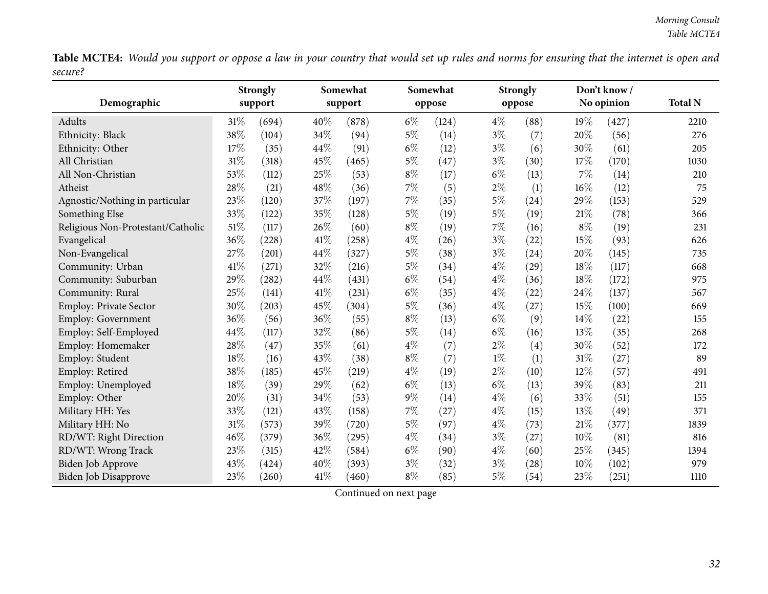**Table MCTE4:** *Would you support or oppose a law in your country that would set up rules and norms for ensuring that the internet is open and secure?*

| Demographic | Strongly support | | Somewhat support | | Somewhat oppose | | Strongly oppose | | Don't know / No opinion | | Total N |
|---|---|---|---|---|---|---|---|---|---|---|---|
| Adults | 31% | (694) | 40% | (878) | 6% | (124) | 4% | (88) | 19% | (427) | 2210 |
| Ethnicity: Black | 38% | (104) | 34% | (94) | 5% | (14) | 3% | (7) | 20% | (56) | 276 |
| Ethnicity: Other | 17% | (35) | 44% | (91) | 6% | (12) | 3% | (6) | 30% | (61) | 205 |
| All Christian | 31% | (318) | 45% | (465) | 5% | (47) | 3% | (30) | 17% | (170) | 1030 |
| All Non-Christian | 53% | (112) | 25% | (53) | 8% | (17) | 6% | (13) | 7% | (14) | 210 |
| Atheist | 28% | (21) | 48% | (36) | 7% | (5) | 2% | (1) | 16% | (12) | 75 |
| Agnostic/Nothing in particular | 23% | (120) | 37% | (197) | 7% | (35) | 5% | (24) | 29% | (153) | 529 |
| Something Else | 33% | (122) | 35% | (128) | 5% | (19) | 5% | (19) | 21% | (78) | 366 |
| Religious Non-Protestant/Catholic | 51% | (117) | 26% | (60) | 8% | (19) | 7% | (16) | 8% | (19) | 231 |
| Evangelical | 36% | (228) | 41% | (258) | 4% | (26) | 3% | (22) | 15% | (93) | 626 |
| Non-Evangelical | 27% | (201) | 44% | (327) | 5% | (38) | 3% | (24) | 20% | (145) | 735 |
| Community: Urban | 41% | (271) | 32% | (216) | 5% | (34) | 4% | (29) | 18% | (117) | 668 |
| Community: Suburban | 29% | (282) | 44% | (431) | 6% | (54) | 4% | (36) | 18% | (172) | 975 |
| Community: Rural | 25% | (141) | 41% | (231) | 6% | (35) | 4% | (22) | 24% | (137) | 567 |
| Employ: Private Sector | 30% | (203) | 45% | (304) | 5% | (36) | 4% | (27) | 15% | (100) | 669 |
| Employ: Government | 36% | (56) | 36% | (55) | 8% | (13) | 6% | (9) | 14% | (22) | 155 |
| Employ: Self-Employed | 44% | (117) | 32% | (86) | 5% | (14) | 6% | (16) | 13% | (35) | 268 |
| Employ: Homemaker | 28% | (47) | 35% | (61) | 4% | (7) | 2% | (4) | 30% | (52) | 172 |
| Employ: Student | 18% | (16) | 43% | (38) | 8% | (7) | 1% | (1) | 31% | (27) | 89 |
| Employ: Retired | 38% | (185) | 45% | (219) | 4% | (19) | 2% | (10) | 12% | (57) | 491 |
| Employ: Unemployed | 18% | (39) | 29% | (62) | 6% | (13) | 6% | (13) | 39% | (83) | 211 |
| Employ: Other | 20% | (31) | 34% | (53) | 9% | (14) | 4% | (6) | 33% | (51) | 155 |
| Military HH: Yes | 33% | (121) | 43% | (158) | 7% | (27) | 4% | (15) | 13% | (49) | 371 |
| Military HH: No | 31% | (573) | 39% | (720) | 5% | (97) | 4% | (73) | 21% | (377) | 1839 |
| RD/WT: Right Direction | 46% | (379) | 36% | (295) | 4% | (34) | 3% | (27) | 10% | (81) | 816 |
| RD/WT: Wrong Track | 23% | (315) | 42% | (584) | 6% | (90) | 4% | (60) | 25% | (345) | 1394 |
| Biden Job Approve | 43% | (424) | 40% | (393) | 3% | (32) | 3% | (28) | 10% | (102) | 979 |
| Biden Job Disapprove | 23% | (260) | 41% | (460) | 8% | (85) | 5% | (54) | 23% | (251) | 1110 |

Continued on next page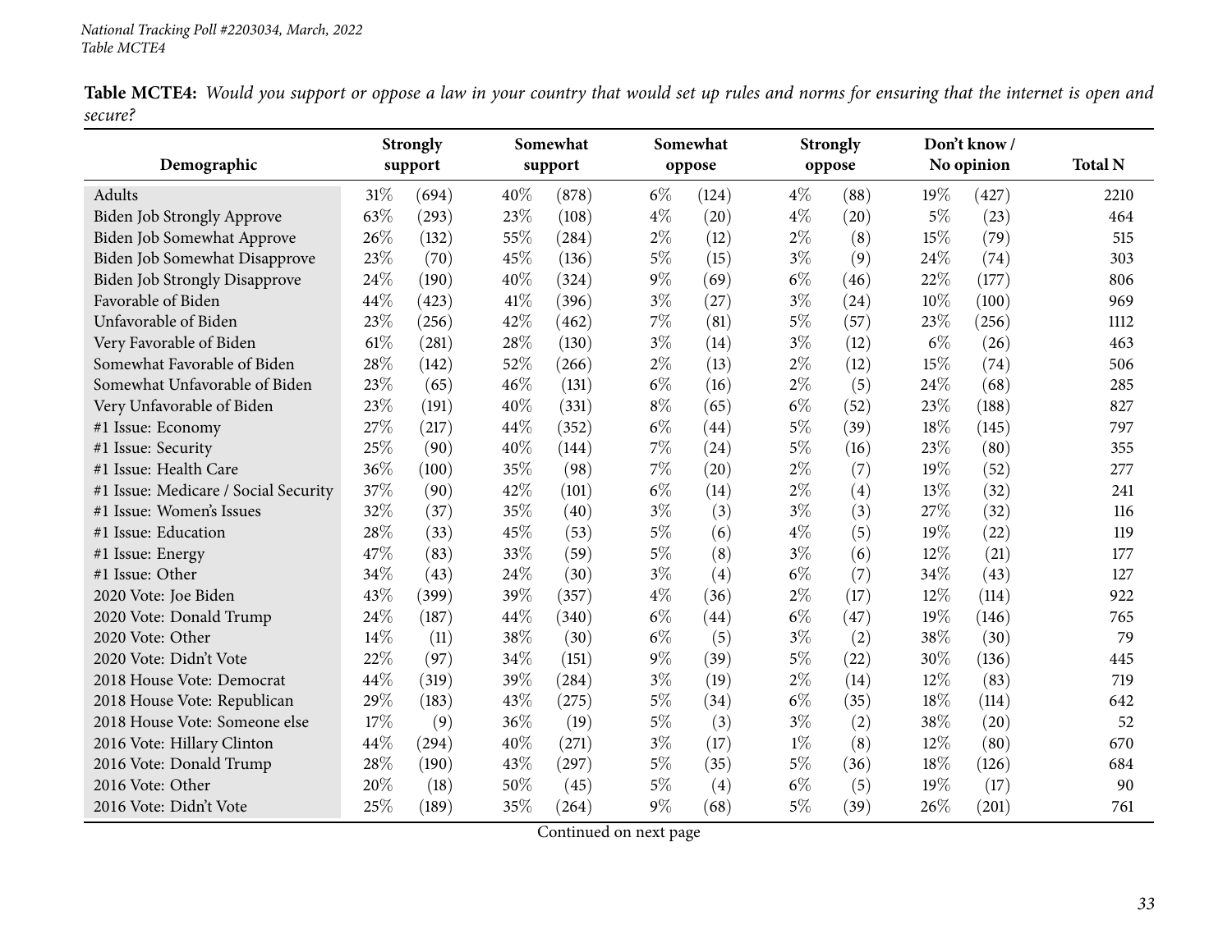*National Tracking Poll #2203034, March, 2022*
*Table MCTE4*

**Table MCTE4:** *Would you support or oppose a law in your country that would set up rules and norms for ensuring that the internet is open and secure?*

| Demographic | Strongly support | | Somewhat support | | Somewhat oppose | | Strongly oppose | | Don't know / No opinion | | Total N |
|---|---|---|---|---|---|---|---|---|---|---|---|
| Adults | 31% | (694) | 40% | (878) | 6% | (124) | 4% | (88) | 19% | (427) | 2210 |
| Biden Job Strongly Approve | 63% | (293) | 23% | (108) | 4% | (20) | 4% | (20) | 5% | (23) | 464 |
| Biden Job Somewhat Approve | 26% | (132) | 55% | (284) | 2% | (12) | 2% | (8) | 15% | (79) | 515 |
| Biden Job Somewhat Disapprove | 23% | (70) | 45% | (136) | 5% | (15) | 3% | (9) | 24% | (74) | 303 |
| Biden Job Strongly Disapprove | 24% | (190) | 40% | (324) | 9% | (69) | 6% | (46) | 22% | (177) | 806 |
| Favorable of Biden | 44% | (423) | 41% | (396) | 3% | (27) | 3% | (24) | 10% | (100) | 969 |
| Unfavorable of Biden | 23% | (256) | 42% | (462) | 7% | (81) | 5% | (57) | 23% | (256) | 1112 |
| Very Favorable of Biden | 61% | (281) | 28% | (130) | 3% | (14) | 3% | (12) | 6% | (26) | 463 |
| Somewhat Favorable of Biden | 28% | (142) | 52% | (266) | 2% | (13) | 2% | (12) | 15% | (74) | 506 |
| Somewhat Unfavorable of Biden | 23% | (65) | 46% | (131) | 6% | (16) | 2% | (5) | 24% | (68) | 285 |
| Very Unfavorable of Biden | 23% | (191) | 40% | (331) | 8% | (65) | 6% | (52) | 23% | (188) | 827 |
| #1 Issue: Economy | 27% | (217) | 44% | (352) | 6% | (44) | 5% | (39) | 18% | (145) | 797 |
| #1 Issue: Security | 25% | (90) | 40% | (144) | 7% | (24) | 5% | (16) | 23% | (80) | 355 |
| #1 Issue: Health Care | 36% | (100) | 35% | (98) | 7% | (20) | 2% | (7) | 19% | (52) | 277 |
| #1 Issue: Medicare / Social Security | 37% | (90) | 42% | (101) | 6% | (14) | 2% | (4) | 13% | (32) | 241 |
| #1 Issue: Women's Issues | 32% | (37) | 35% | (40) | 3% | (3) | 3% | (3) | 27% | (32) | 116 |
| #1 Issue: Education | 28% | (33) | 45% | (53) | 5% | (6) | 4% | (5) | 19% | (22) | 119 |
| #1 Issue: Energy | 47% | (83) | 33% | (59) | 5% | (8) | 3% | (6) | 12% | (21) | 177 |
| #1 Issue: Other | 34% | (43) | 24% | (30) | 3% | (4) | 6% | (7) | 34% | (43) | 127 |
| 2020 Vote: Joe Biden | 43% | (399) | 39% | (357) | 4% | (36) | 2% | (17) | 12% | (114) | 922 |
| 2020 Vote: Donald Trump | 24% | (187) | 44% | (340) | 6% | (44) | 6% | (47) | 19% | (146) | 765 |
| 2020 Vote: Other | 14% | (11) | 38% | (30) | 6% | (5) | 3% | (2) | 38% | (30) | 79 |
| 2020 Vote: Didn't Vote | 22% | (97) | 34% | (151) | 9% | (39) | 5% | (22) | 30% | (136) | 445 |
| 2018 House Vote: Democrat | 44% | (319) | 39% | (284) | 3% | (19) | 2% | (14) | 12% | (83) | 719 |
| 2018 House Vote: Republican | 29% | (183) | 43% | (275) | 5% | (34) | 6% | (35) | 18% | (114) | 642 |
| 2018 House Vote: Someone else | 17% | (9) | 36% | (19) | 5% | (3) | 3% | (2) | 38% | (20) | 52 |
| 2016 Vote: Hillary Clinton | 44% | (294) | 40% | (271) | 3% | (17) | 1% | (8) | 12% | (80) | 670 |
| 2016 Vote: Donald Trump | 28% | (190) | 43% | (297) | 5% | (35) | 5% | (36) | 18% | (126) | 684 |
| 2016 Vote: Other | 20% | (18) | 50% | (45) | 5% | (4) | 6% | (5) | 19% | (17) | 90 |
| 2016 Vote: Didn't Vote | 25% | (189) | 35% | (264) | 9% | (68) | 5% | (39) | 26% | (201) | 761 |

Continued on next page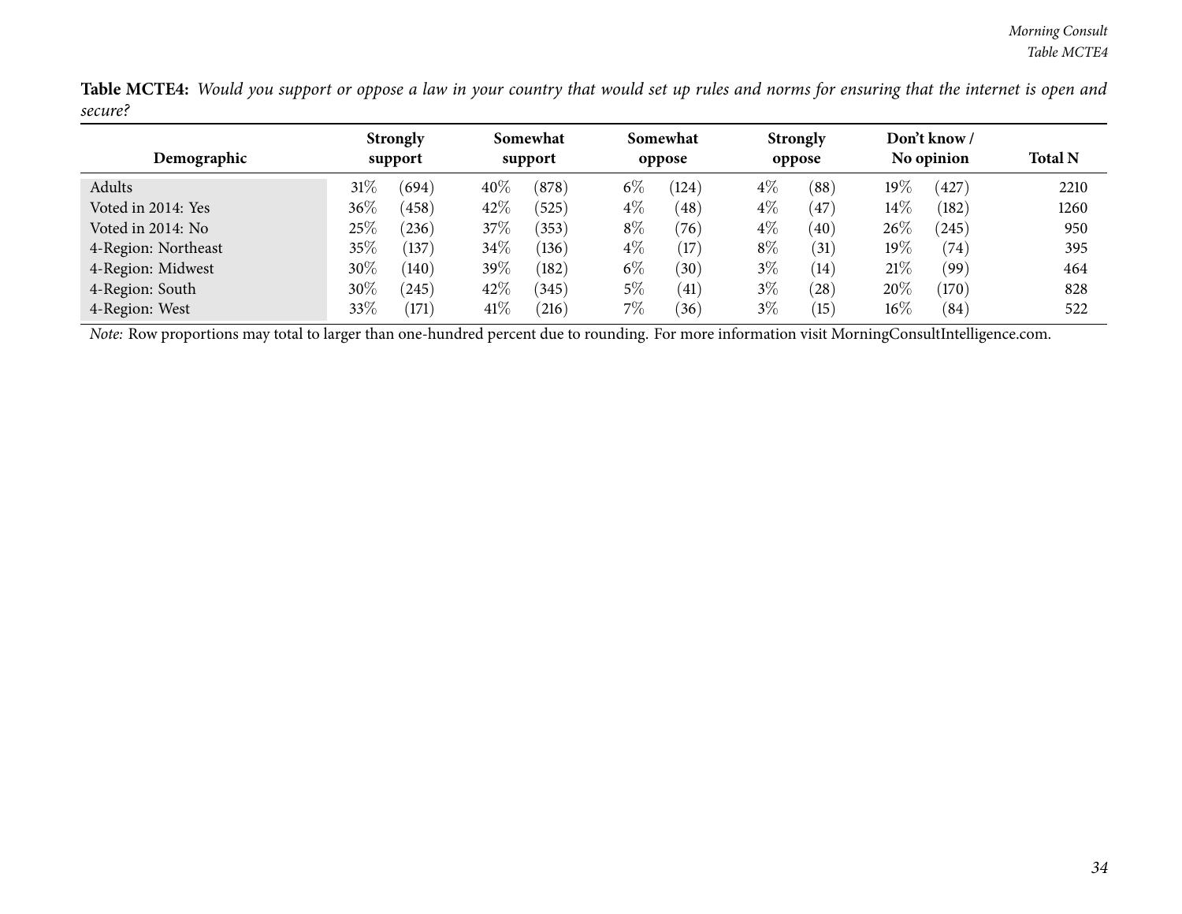**Table MCTE4:** *Would you support or oppose a law in your country that would set up rules and norms for ensuring that the internet is open and secure?*

| Demographic | Strongly support | | Somewhat support | | Somewhat oppose | | Strongly oppose | | Don't know / No opinion | | Total N |
|---|---|---|---|---|---|---|---|---|---|---|---|
| Adults | 31% | (694) | 40% | (878) | 6% | (124) | 4% | (88) | 19% | (427) | 2210 |
| Voted in 2014: Yes | 36% | (458) | 42% | (525) | 4% | (48) | 4% | (47) | 14% | (182) | 1260 |
| Voted in 2014: No | 25% | (236) | 37% | (353) | 8% | (76) | 4% | (40) | 26% | (245) | 950 |
| 4-Region: Northeast | 35% | (137) | 34% | (136) | 4% | (17) | 8% | (31) | 19% | (74) | 395 |
| 4-Region: Midwest | 30% | (140) | 39% | (182) | 6% | (30) | 3% | (14) | 21% | (99) | 464 |
| 4-Region: South | 30% | (245) | 42% | (345) | 5% | (41) | 3% | (28) | 20% | (170) | 828 |
| 4-Region: West | 33% | (171) | 41% | (216) | 7% | (36) | 3% | (15) | 16% | (84) | 522 |

*Note:* Row proportions may total to larger than one-hundred percent due to rounding. For more information visit MorningConsultIntelligence.com.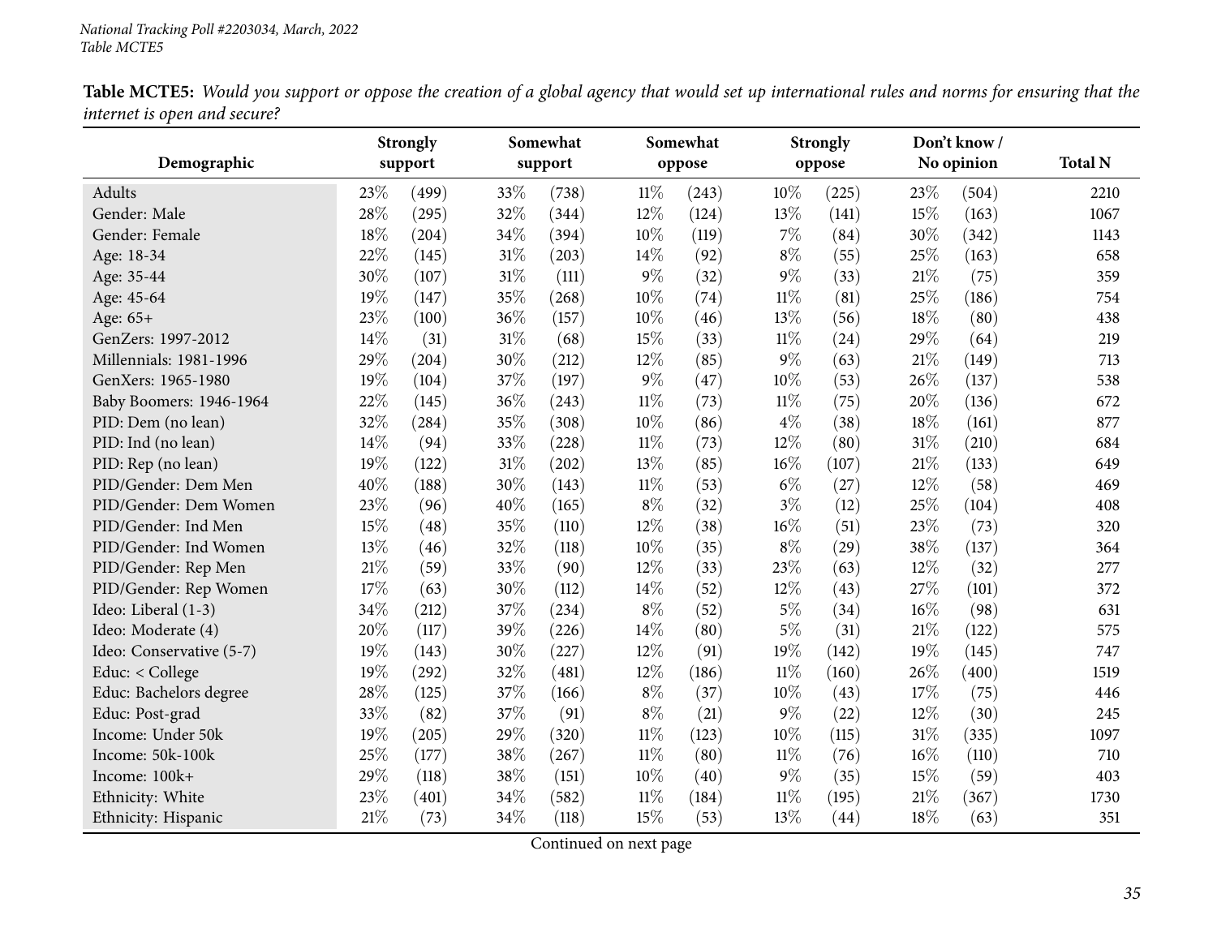**Table MCTE5:** *Would you support or oppose the creation of a global agency that would set up international rules and norms for ensuring that the internet is open and secure?*

| Demographic | Strongly support | | Somewhat support | | Somewhat oppose | | Strongly oppose | | Don't know / No opinion | | Total N |
|---|---|---|---|---|---|---|---|---|---|---|---|
| Adults | 23% | (499) | 33% | (738) | 11% | (243) | 10% | (225) | 23% | (504) | 2210 |
| Gender: Male | 28% | (295) | 32% | (344) | 12% | (124) | 13% | (141) | 15% | (163) | 1067 |
| Gender: Female | 18% | (204) | 34% | (394) | 10% | (119) | 7% | (84) | 30% | (342) | 1143 |
| Age: 18-34 | 22% | (145) | 31% | (203) | 14% | (92) | 8% | (55) | 25% | (163) | 658 |
| Age: 35-44 | 30% | (107) | 31% | (111) | 9% | (32) | 9% | (33) | 21% | (75) | 359 |
| Age: 45-64 | 19% | (147) | 35% | (268) | 10% | (74) | 11% | (81) | 25% | (186) | 754 |
| Age: 65+ | 23% | (100) | 36% | (157) | 10% | (46) | 13% | (56) | 18% | (80) | 438 |
| GenZers: 1997-2012 | 14% | (31) | 31% | (68) | 15% | (33) | 11% | (24) | 29% | (64) | 219 |
| Millennials: 1981-1996 | 29% | (204) | 30% | (212) | 12% | (85) | 9% | (63) | 21% | (149) | 713 |
| GenXers: 1965-1980 | 19% | (104) | 37% | (197) | 9% | (47) | 10% | (53) | 26% | (137) | 538 |
| Baby Boomers: 1946-1964 | 22% | (145) | 36% | (243) | 11% | (73) | 11% | (75) | 20% | (136) | 672 |
| PID: Dem (no lean) | 32% | (284) | 35% | (308) | 10% | (86) | 4% | (38) | 18% | (161) | 877 |
| PID: Ind (no lean) | 14% | (94) | 33% | (228) | 11% | (73) | 12% | (80) | 31% | (210) | 684 |
| PID: Rep (no lean) | 19% | (122) | 31% | (202) | 13% | (85) | 16% | (107) | 21% | (133) | 649 |
| PID/Gender: Dem Men | 40% | (188) | 30% | (143) | 11% | (53) | 6% | (27) | 12% | (58) | 469 |
| PID/Gender: Dem Women | 23% | (96) | 40% | (165) | 8% | (32) | 3% | (12) | 25% | (104) | 408 |
| PID/Gender: Ind Men | 15% | (48) | 35% | (110) | 12% | (38) | 16% | (51) | 23% | (73) | 320 |
| PID/Gender: Ind Women | 13% | (46) | 32% | (118) | 10% | (35) | 8% | (29) | 38% | (137) | 364 |
| PID/Gender: Rep Men | 21% | (59) | 33% | (90) | 12% | (33) | 23% | (63) | 12% | (32) | 277 |
| PID/Gender: Rep Women | 17% | (63) | 30% | (112) | 14% | (52) | 12% | (43) | 27% | (101) | 372 |
| Ideo: Liberal (1-3) | 34% | (212) | 37% | (234) | 8% | (52) | 5% | (34) | 16% | (98) | 631 |
| Ideo: Moderate (4) | 20% | (117) | 39% | (226) | 14% | (80) | 5% | (31) | 21% | (122) | 575 |
| Ideo: Conservative (5-7) | 19% | (143) | 30% | (227) | 12% | (91) | 19% | (142) | 19% | (145) | 747 |
| Educ: < College | 19% | (292) | 32% | (481) | 12% | (186) | 11% | (160) | 26% | (400) | 1519 |
| Educ: Bachelors degree | 28% | (125) | 37% | (166) | 8% | (37) | 10% | (43) | 17% | (75) | 446 |
| Educ: Post-grad | 33% | (82) | 37% | (91) | 8% | (21) | 9% | (22) | 12% | (30) | 245 |
| Income: Under 50k | 19% | (205) | 29% | (320) | 11% | (123) | 10% | (115) | 31% | (335) | 1097 |
| Income: 50k-100k | 25% | (177) | 38% | (267) | 11% | (80) | 11% | (76) | 16% | (110) | 710 |
| Income: 100k+ | 29% | (118) | 38% | (151) | 10% | (40) | 9% | (35) | 15% | (59) | 403 |
| Ethnicity: White | 23% | (401) | 34% | (582) | 11% | (184) | 11% | (195) | 21% | (367) | 1730 |
| Ethnicity: Hispanic | 21% | (73) | 34% | (118) | 15% | (53) | 13% | (44) | 18% | (63) | 351 |

Continued on next page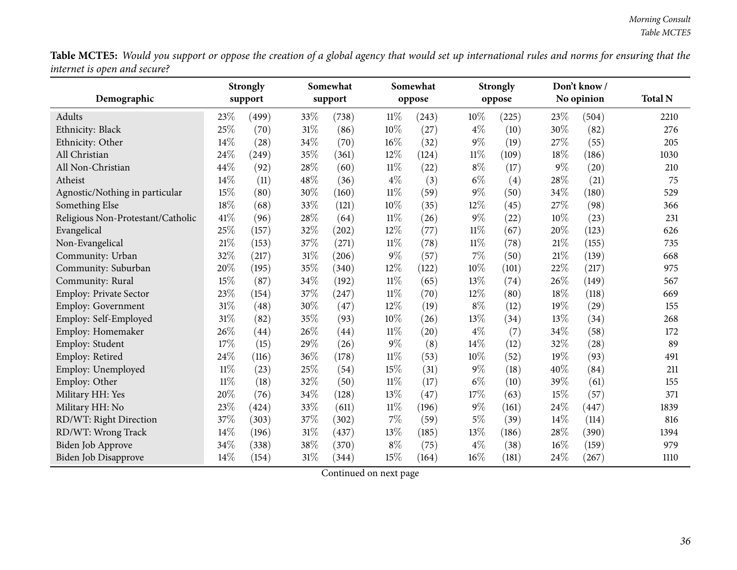**Table MCTE5:** *Would you support or oppose the creation of a global agency that would set up international rules and norms for ensuring that the internet is open and secure?*

| Demographic | Strongly support | | Somewhat support | | Somewhat oppose | | Strongly oppose | | Don't know / No opinion | | Total N |
|---|---|---|---|---|---|---|---|---|---|---|---|
| Adults | 23% | (499) | 33% | (738) | 11% | (243) | 10% | (225) | 23% | (504) | 2210 |
| Ethnicity: Black | 25% | (70) | 31% | (86) | 10% | (27) | 4% | (10) | 30% | (82) | 276 |
| Ethnicity: Other | 14% | (28) | 34% | (70) | 16% | (32) | 9% | (19) | 27% | (55) | 205 |
| All Christian | 24% | (249) | 35% | (361) | 12% | (124) | 11% | (109) | 18% | (186) | 1030 |
| All Non-Christian | 44% | (92) | 28% | (60) | 11% | (22) | 8% | (17) | 9% | (20) | 210 |
| Atheist | 14% | (11) | 48% | (36) | 4% | (3) | 6% | (4) | 28% | (21) | 75 |
| Agnostic/Nothing in particular | 15% | (80) | 30% | (160) | 11% | (59) | 9% | (50) | 34% | (180) | 529 |
| Something Else | 18% | (68) | 33% | (121) | 10% | (35) | 12% | (45) | 27% | (98) | 366 |
| Religious Non-Protestant/Catholic | 41% | (96) | 28% | (64) | 11% | (26) | 9% | (22) | 10% | (23) | 231 |
| Evangelical | 25% | (157) | 32% | (202) | 12% | (77) | 11% | (67) | 20% | (123) | 626 |
| Non-Evangelical | 21% | (153) | 37% | (271) | 11% | (78) | 11% | (78) | 21% | (155) | 735 |
| Community: Urban | 32% | (217) | 31% | (206) | 9% | (57) | 7% | (50) | 21% | (139) | 668 |
| Community: Suburban | 20% | (195) | 35% | (340) | 12% | (122) | 10% | (101) | 22% | (217) | 975 |
| Community: Rural | 15% | (87) | 34% | (192) | 11% | (65) | 13% | (74) | 26% | (149) | 567 |
| Employ: Private Sector | 23% | (154) | 37% | (247) | 11% | (70) | 12% | (80) | 18% | (118) | 669 |
| Employ: Government | 31% | (48) | 30% | (47) | 12% | (19) | 8% | (12) | 19% | (29) | 155 |
| Employ: Self-Employed | 31% | (82) | 35% | (93) | 10% | (26) | 13% | (34) | 13% | (34) | 268 |
| Employ: Homemaker | 26% | (44) | 26% | (44) | 11% | (20) | 4% | (7) | 34% | (58) | 172 |
| Employ: Student | 17% | (15) | 29% | (26) | 9% | (8) | 14% | (12) | 32% | (28) | 89 |
| Employ: Retired | 24% | (116) | 36% | (178) | 11% | (53) | 10% | (52) | 19% | (93) | 491 |
| Employ: Unemployed | 11% | (23) | 25% | (54) | 15% | (31) | 9% | (18) | 40% | (84) | 211 |
| Employ: Other | 11% | (18) | 32% | (50) | 11% | (17) | 6% | (10) | 39% | (61) | 155 |
| Military HH: Yes | 20% | (76) | 34% | (128) | 13% | (47) | 17% | (63) | 15% | (57) | 371 |
| Military HH: No | 23% | (424) | 33% | (611) | 11% | (196) | 9% | (161) | 24% | (447) | 1839 |
| RD/WT: Right Direction | 37% | (303) | 37% | (302) | 7% | (59) | 5% | (39) | 14% | (114) | 816 |
| RD/WT: Wrong Track | 14% | (196) | 31% | (437) | 13% | (185) | 13% | (186) | 28% | (390) | 1394 |
| Biden Job Approve | 34% | (338) | 38% | (370) | 8% | (75) | 4% | (38) | 16% | (159) | 979 |
| Biden Job Disapprove | 14% | (154) | 31% | (344) | 15% | (164) | 16% | (181) | 24% | (267) | 1110 |

Continued on next page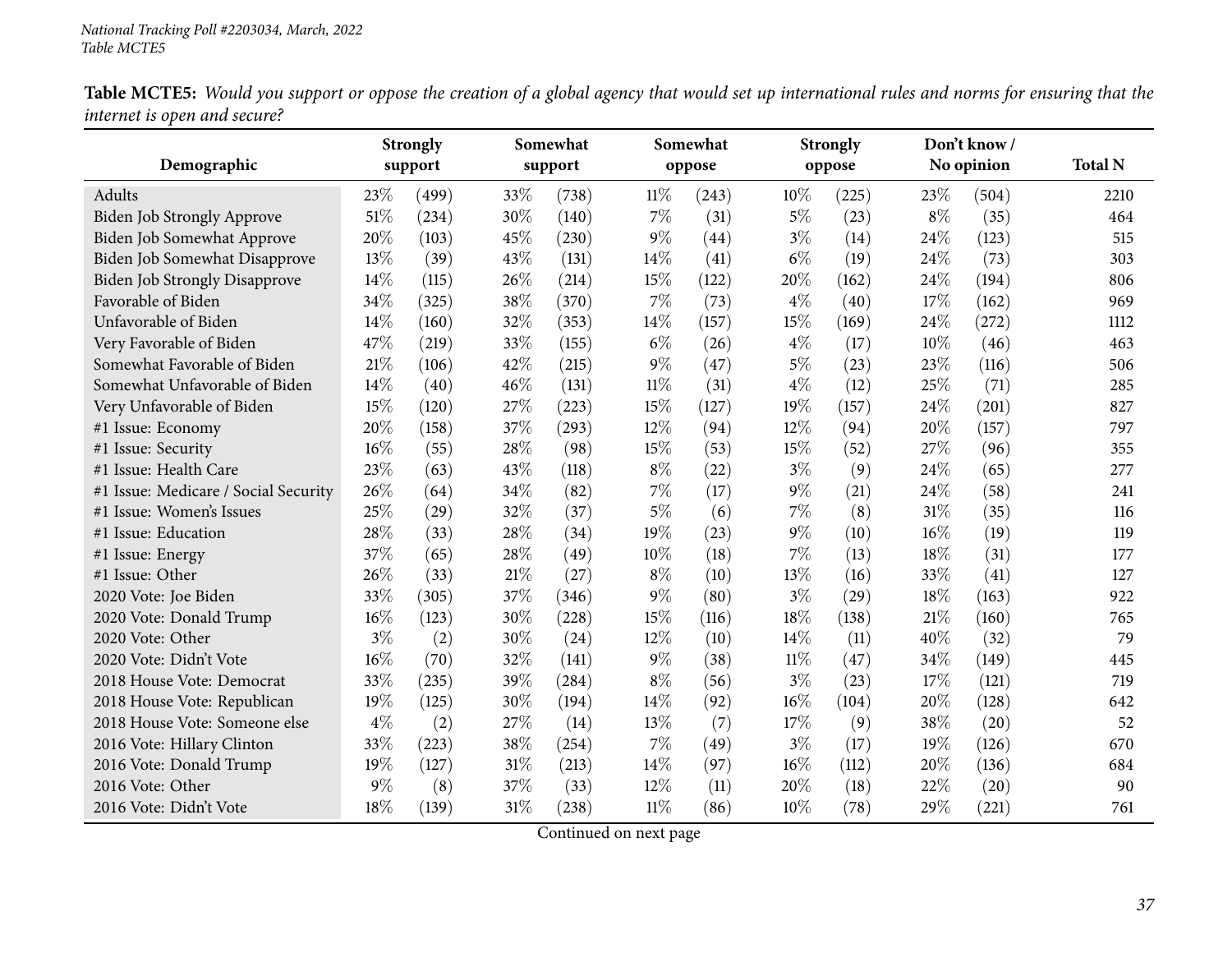**Table MCTE5:** *Would you support or oppose the creation of a global agency that would set up international rules and norms for ensuring that the internet is open and secure?*

| Demographic | Strongly support | | Somewhat support | | Somewhat oppose | | Strongly oppose | | Don't know / No opinion | | Total N |
|---|---|---|---|---|---|---|---|---|---|---|---|
| Adults | 23% | (499) | 33% | (738) | 11% | (243) | 10% | (225) | 23% | (504) | 2210 |
| Biden Job Strongly Approve | 51% | (234) | 30% | (140) | 7% | (31) | 5% | (23) | 8% | (35) | 464 |
| Biden Job Somewhat Approve | 20% | (103) | 45% | (230) | 9% | (44) | 3% | (14) | 24% | (123) | 515 |
| Biden Job Somewhat Disapprove | 13% | (39) | 43% | (131) | 14% | (41) | 6% | (19) | 24% | (73) | 303 |
| Biden Job Strongly Disapprove | 14% | (115) | 26% | (214) | 15% | (122) | 20% | (162) | 24% | (194) | 806 |
| Favorable of Biden | 34% | (325) | 38% | (370) | 7% | (73) | 4% | (40) | 17% | (162) | 969 |
| Unfavorable of Biden | 14% | (160) | 32% | (353) | 14% | (157) | 15% | (169) | 24% | (272) | 1112 |
| Very Favorable of Biden | 47% | (219) | 33% | (155) | 6% | (26) | 4% | (17) | 10% | (46) | 463 |
| Somewhat Favorable of Biden | 21% | (106) | 42% | (215) | 9% | (47) | 5% | (23) | 23% | (116) | 506 |
| Somewhat Unfavorable of Biden | 14% | (40) | 46% | (131) | 11% | (31) | 4% | (12) | 25% | (71) | 285 |
| Very Unfavorable of Biden | 15% | (120) | 27% | (223) | 15% | (127) | 19% | (157) | 24% | (201) | 827 |
| #1 Issue: Economy | 20% | (158) | 37% | (293) | 12% | (94) | 12% | (94) | 20% | (157) | 797 |
| #1 Issue: Security | 16% | (55) | 28% | (98) | 15% | (53) | 15% | (52) | 27% | (96) | 355 |
| #1 Issue: Health Care | 23% | (63) | 43% | (118) | 8% | (22) | 3% | (9) | 24% | (65) | 277 |
| #1 Issue: Medicare / Social Security | 26% | (64) | 34% | (82) | 7% | (17) | 9% | (21) | 24% | (58) | 241 |
| #1 Issue: Women's Issues | 25% | (29) | 32% | (37) | 5% | (6) | 7% | (8) | 31% | (35) | 116 |
| #1 Issue: Education | 28% | (33) | 28% | (34) | 19% | (23) | 9% | (10) | 16% | (19) | 119 |
| #1 Issue: Energy | 37% | (65) | 28% | (49) | 10% | (18) | 7% | (13) | 18% | (31) | 177 |
| #1 Issue: Other | 26% | (33) | 21% | (27) | 8% | (10) | 13% | (16) | 33% | (41) | 127 |
| 2020 Vote: Joe Biden | 33% | (305) | 37% | (346) | 9% | (80) | 3% | (29) | 18% | (163) | 922 |
| 2020 Vote: Donald Trump | 16% | (123) | 30% | (228) | 15% | (116) | 18% | (138) | 21% | (160) | 765 |
| 2020 Vote: Other | 3% | (2) | 30% | (24) | 12% | (10) | 14% | (11) | 40% | (32) | 79 |
| 2020 Vote: Didn't Vote | 16% | (70) | 32% | (141) | 9% | (38) | 11% | (47) | 34% | (149) | 445 |
| 2018 House Vote: Democrat | 33% | (235) | 39% | (284) | 8% | (56) | 3% | (23) | 17% | (121) | 719 |
| 2018 House Vote: Republican | 19% | (125) | 30% | (194) | 14% | (92) | 16% | (104) | 20% | (128) | 642 |
| 2018 House Vote: Someone else | 4% | (2) | 27% | (14) | 13% | (7) | 17% | (9) | 38% | (20) | 52 |
| 2016 Vote: Hillary Clinton | 33% | (223) | 38% | (254) | 7% | (49) | 3% | (17) | 19% | (126) | 670 |
| 2016 Vote: Donald Trump | 19% | (127) | 31% | (213) | 14% | (97) | 16% | (112) | 20% | (136) | 684 |
| 2016 Vote: Other | 9% | (8) | 37% | (33) | 12% | (11) | 20% | (18) | 22% | (20) | 90 |
| 2016 Vote: Didn't Vote | 18% | (139) | 31% | (238) | 11% | (86) | 10% | (78) | 29% | (221) | 761 |

Continued on next page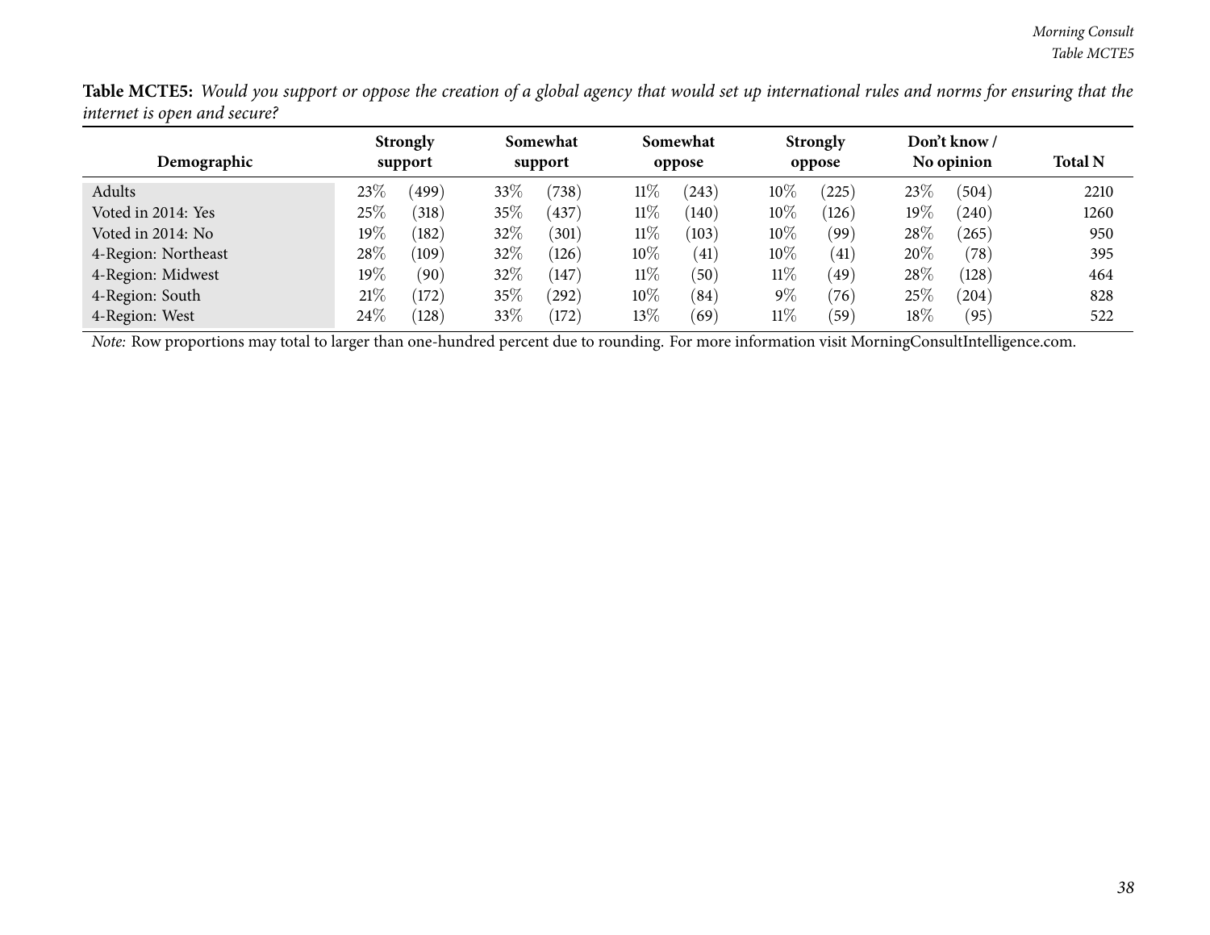**Table MCTE5:** *Would you support or oppose the creation of a global agency that would set up international rules and norms for ensuring that the internet is open and secure?*

| Demographic | Strongly support | | Somewhat support | | Somewhat oppose | | Strongly oppose | | Don't know / No opinion | | Total N |
|---|---|---|---|---|---|---|---|---|---|---|---|
| Adults | 23% | (499) | 33% | (738) | 11% | (243) | 10% | (225) | 23% | (504) | 2210 |
| Voted in 2014: Yes | 25% | (318) | 35% | (437) | 11% | (140) | 10% | (126) | 19% | (240) | 1260 |
| Voted in 2014: No | 19% | (182) | 32% | (301) | 11% | (103) | 10% | (99) | 28% | (265) | 950 |
| 4-Region: Northeast | 28% | (109) | 32% | (126) | 10% | (41) | 10% | (41) | 20% | (78) | 395 |
| 4-Region: Midwest | 19% | (90) | 32% | (147) | 11% | (50) | 11% | (49) | 28% | (128) | 464 |
| 4-Region: South | 21% | (172) | 35% | (292) | 10% | (84) | 9% | (76) | 25% | (204) | 828 |
| 4-Region: West | 24% | (128) | 33% | (172) | 13% | (69) | 11% | (59) | 18% | (95) | 522 |

*Note:* Row proportions may total to larger than one-hundred percent due to rounding. For more information visit MorningConsultIntelligence.com.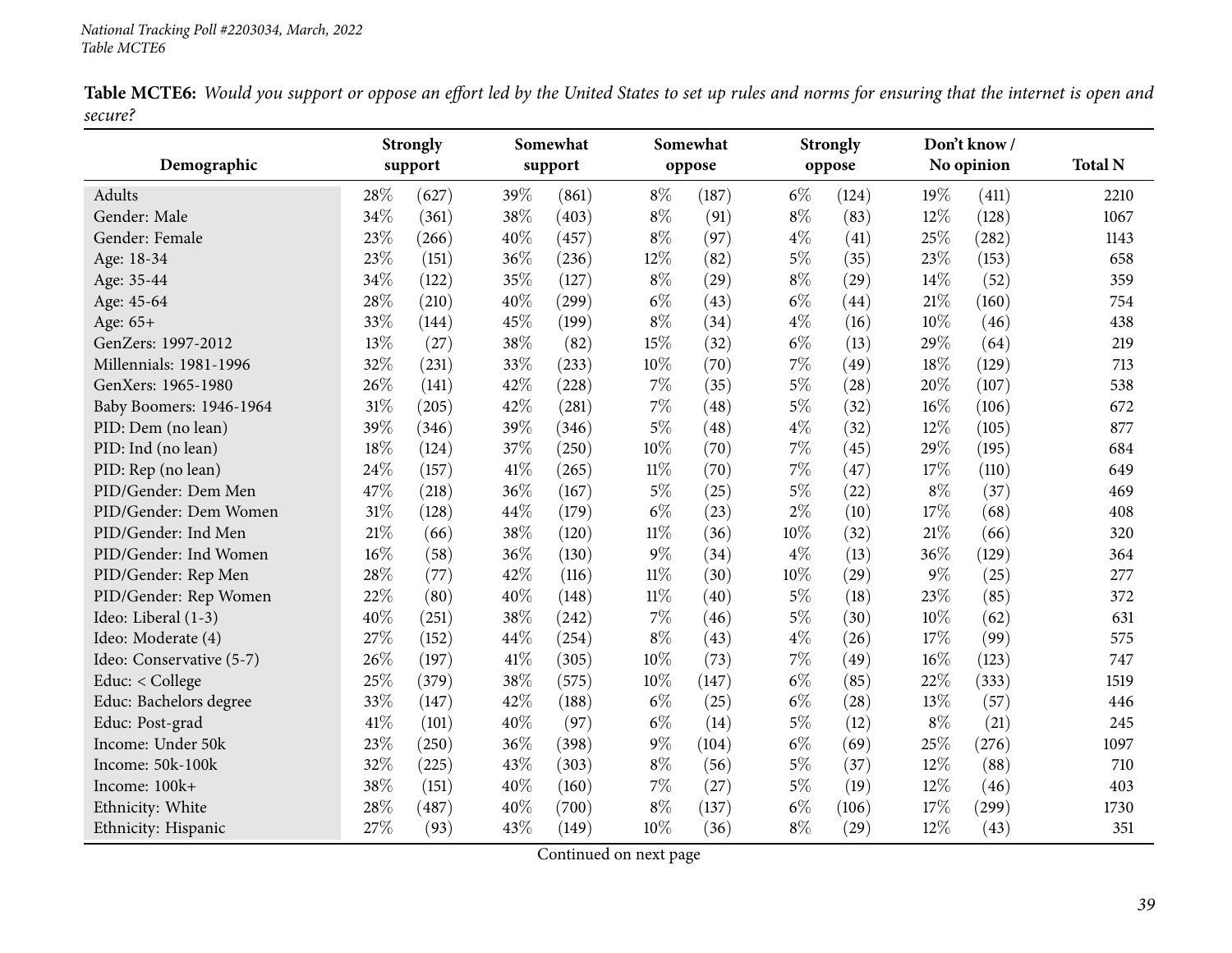**Table MCTE6:** *Would you support or oppose an effort led by the United States to set up rules and norms for ensuring that the internet is open and secure?*

| Demographic | Strongly support | | Somewhat support | | Somewhat oppose | | Strongly oppose | | Don't know / No opinion | | Total N |
|---|---|---|---|---|---|---|---|---|---|---|---|
| Adults | 28% | (627) | 39% | (861) | 8% | (187) | 6% | (124) | 19% | (411) | 2210 |
| Gender: Male | 34% | (361) | 38% | (403) | 8% | (91) | 8% | (83) | 12% | (128) | 1067 |
| Gender: Female | 23% | (266) | 40% | (457) | 8% | (97) | 4% | (41) | 25% | (282) | 1143 |
| Age: 18-34 | 23% | (151) | 36% | (236) | 12% | (82) | 5% | (35) | 23% | (153) | 658 |
| Age: 35-44 | 34% | (122) | 35% | (127) | 8% | (29) | 8% | (29) | 14% | (52) | 359 |
| Age: 45-64 | 28% | (210) | 40% | (299) | 6% | (43) | 6% | (44) | 21% | (160) | 754 |
| Age: 65+ | 33% | (144) | 45% | (199) | 8% | (34) | 4% | (16) | 10% | (46) | 438 |
| GenZers: 1997-2012 | 13% | (27) | 38% | (82) | 15% | (32) | 6% | (13) | 29% | (64) | 219 |
| Millennials: 1981-1996 | 32% | (231) | 33% | (233) | 10% | (70) | 7% | (49) | 18% | (129) | 713 |
| GenXers: 1965-1980 | 26% | (141) | 42% | (228) | 7% | (35) | 5% | (28) | 20% | (107) | 538 |
| Baby Boomers: 1946-1964 | 31% | (205) | 42% | (281) | 7% | (48) | 5% | (32) | 16% | (106) | 672 |
| PID: Dem (no lean) | 39% | (346) | 39% | (346) | 5% | (48) | 4% | (32) | 12% | (105) | 877 |
| PID: Ind (no lean) | 18% | (124) | 37% | (250) | 10% | (70) | 7% | (45) | 29% | (195) | 684 |
| PID: Rep (no lean) | 24% | (157) | 41% | (265) | 11% | (70) | 7% | (47) | 17% | (110) | 649 |
| PID/Gender: Dem Men | 47% | (218) | 36% | (167) | 5% | (25) | 5% | (22) | 8% | (37) | 469 |
| PID/Gender: Dem Women | 31% | (128) | 44% | (179) | 6% | (23) | 2% | (10) | 17% | (68) | 408 |
| PID/Gender: Ind Men | 21% | (66) | 38% | (120) | 11% | (36) | 10% | (32) | 21% | (66) | 320 |
| PID/Gender: Ind Women | 16% | (58) | 36% | (130) | 9% | (34) | 4% | (13) | 36% | (129) | 364 |
| PID/Gender: Rep Men | 28% | (77) | 42% | (116) | 11% | (30) | 10% | (29) | 9% | (25) | 277 |
| PID/Gender: Rep Women | 22% | (80) | 40% | (148) | 11% | (40) | 5% | (18) | 23% | (85) | 372 |
| Ideo: Liberal (1-3) | 40% | (251) | 38% | (242) | 7% | (46) | 5% | (30) | 10% | (62) | 631 |
| Ideo: Moderate (4) | 27% | (152) | 44% | (254) | 8% | (43) | 4% | (26) | 17% | (99) | 575 |
| Ideo: Conservative (5-7) | 26% | (197) | 41% | (305) | 10% | (73) | 7% | (49) | 16% | (123) | 747 |
| Educ: < College | 25% | (379) | 38% | (575) | 10% | (147) | 6% | (85) | 22% | (333) | 1519 |
| Educ: Bachelors degree | 33% | (147) | 42% | (188) | 6% | (25) | 6% | (28) | 13% | (57) | 446 |
| Educ: Post-grad | 41% | (101) | 40% | (97) | 6% | (14) | 5% | (12) | 8% | (21) | 245 |
| Income: Under 50k | 23% | (250) | 36% | (398) | 9% | (104) | 6% | (69) | 25% | (276) | 1097 |
| Income: 50k-100k | 32% | (225) | 43% | (303) | 8% | (56) | 5% | (37) | 12% | (88) | 710 |
| Income: 100k+ | 38% | (151) | 40% | (160) | 7% | (27) | 5% | (19) | 12% | (46) | 403 |
| Ethnicity: White | 28% | (487) | 40% | (700) | 8% | (137) | 6% | (106) | 17% | (299) | 1730 |
| Ethnicity: Hispanic | 27% | (93) | 43% | (149) | 10% | (36) | 8% | (29) | 12% | (43) | 351 |

Continued on next page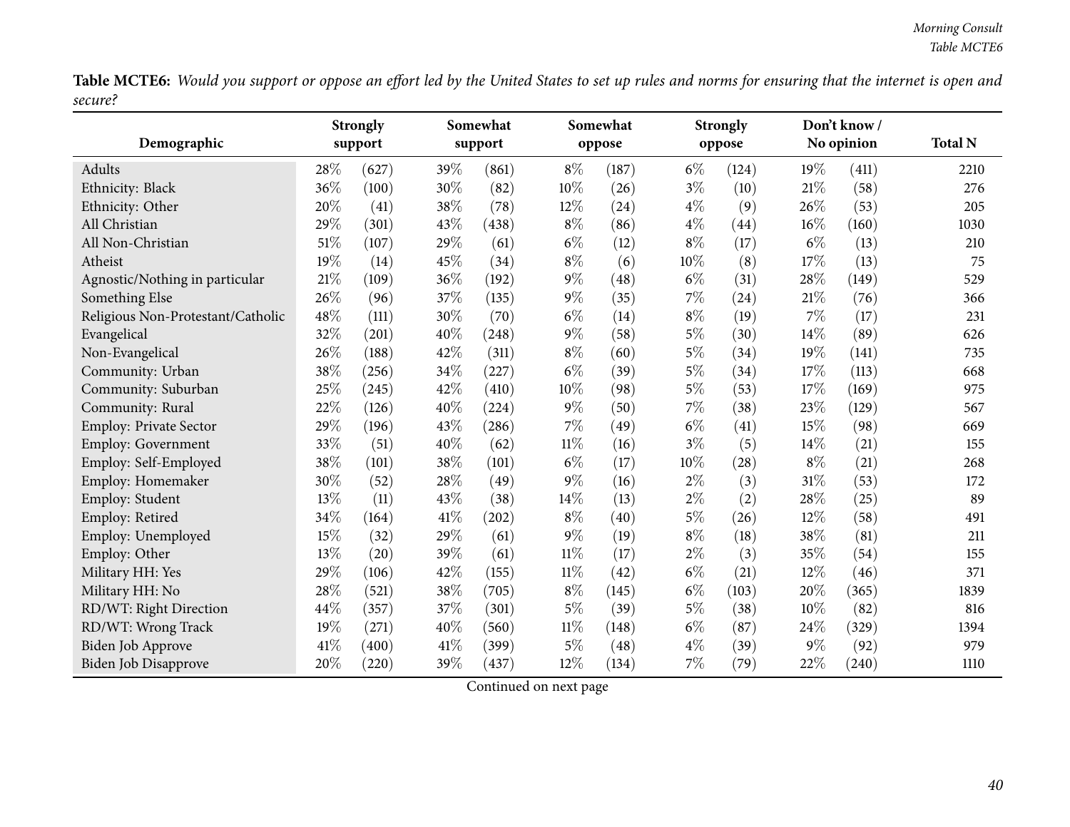**Table MCTE6:** *Would you support or oppose an effort led by the United States to set up rules and norms for ensuring that the internet is open and secure?*

| Demographic | Strongly support | | Somewhat support | | Somewhat oppose | | Strongly oppose | | Don't know / No opinion | | Total N |
|---|---|---|---|---|---|---|---|---|---|---|---|
| Adults | 28% | (627) | 39% | (861) | 8% | (187) | 6% | (124) | 19% | (411) | 2210 |
| Ethnicity: Black | 36% | (100) | 30% | (82) | 10% | (26) | 3% | (10) | 21% | (58) | 276 |
| Ethnicity: Other | 20% | (41) | 38% | (78) | 12% | (24) | 4% | (9) | 26% | (53) | 205 |
| All Christian | 29% | (301) | 43% | (438) | 8% | (86) | 4% | (44) | 16% | (160) | 1030 |
| All Non-Christian | 51% | (107) | 29% | (61) | 6% | (12) | 8% | (17) | 6% | (13) | 210 |
| Atheist | 19% | (14) | 45% | (34) | 8% | (6) | 10% | (8) | 17% | (13) | 75 |
| Agnostic/Nothing in particular | 21% | (109) | 36% | (192) | 9% | (48) | 6% | (31) | 28% | (149) | 529 |
| Something Else | 26% | (96) | 37% | (135) | 9% | (35) | 7% | (24) | 21% | (76) | 366 |
| Religious Non-Protestant/Catholic | 48% | (111) | 30% | (70) | 6% | (14) | 8% | (19) | 7% | (17) | 231 |
| Evangelical | 32% | (201) | 40% | (248) | 9% | (58) | 5% | (30) | 14% | (89) | 626 |
| Non-Evangelical | 26% | (188) | 42% | (311) | 8% | (60) | 5% | (34) | 19% | (141) | 735 |
| Community: Urban | 38% | (256) | 34% | (227) | 6% | (39) | 5% | (34) | 17% | (113) | 668 |
| Community: Suburban | 25% | (245) | 42% | (410) | 10% | (98) | 5% | (53) | 17% | (169) | 975 |
| Community: Rural | 22% | (126) | 40% | (224) | 9% | (50) | 7% | (38) | 23% | (129) | 567 |
| Employ: Private Sector | 29% | (196) | 43% | (286) | 7% | (49) | 6% | (41) | 15% | (98) | 669 |
| Employ: Government | 33% | (51) | 40% | (62) | 11% | (16) | 3% | (5) | 14% | (21) | 155 |
| Employ: Self-Employed | 38% | (101) | 38% | (101) | 6% | (17) | 10% | (28) | 8% | (21) | 268 |
| Employ: Homemaker | 30% | (52) | 28% | (49) | 9% | (16) | 2% | (3) | 31% | (53) | 172 |
| Employ: Student | 13% | (11) | 43% | (38) | 14% | (13) | 2% | (2) | 28% | (25) | 89 |
| Employ: Retired | 34% | (164) | 41% | (202) | 8% | (40) | 5% | (26) | 12% | (58) | 491 |
| Employ: Unemployed | 15% | (32) | 29% | (61) | 9% | (19) | 8% | (18) | 38% | (81) | 211 |
| Employ: Other | 13% | (20) | 39% | (61) | 11% | (17) | 2% | (3) | 35% | (54) | 155 |
| Military HH: Yes | 29% | (106) | 42% | (155) | 11% | (42) | 6% | (21) | 12% | (46) | 371 |
| Military HH: No | 28% | (521) | 38% | (705) | 8% | (145) | 6% | (103) | 20% | (365) | 1839 |
| RD/WT: Right Direction | 44% | (357) | 37% | (301) | 5% | (39) | 5% | (38) | 10% | (82) | 816 |
| RD/WT: Wrong Track | 19% | (271) | 40% | (560) | 11% | (148) | 6% | (87) | 24% | (329) | 1394 |
| Biden Job Approve | 41% | (400) | 41% | (399) | 5% | (48) | 4% | (39) | 9% | (92) | 979 |
| Biden Job Disapprove | 20% | (220) | 39% | (437) | 12% | (134) | 7% | (79) | 22% | (240) | 1110 |

Continued on next page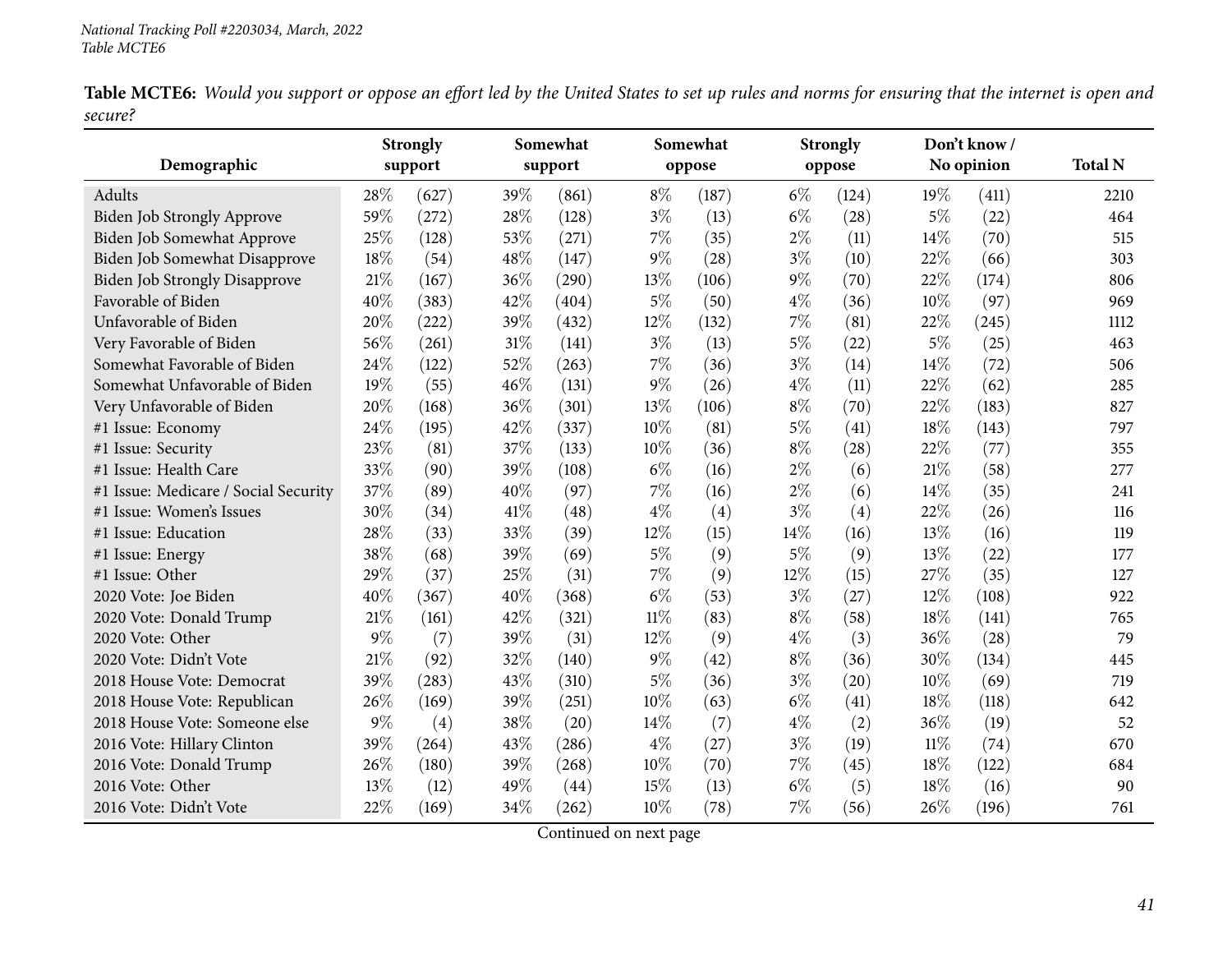**Table MCTE6:** *Would you support or oppose an effort led by the United States to set up rules and norms for ensuring that the internet is open and secure?*

| Demographic | Strongly support | | Somewhat support | | Somewhat oppose | | Strongly oppose | | Don't know / No opinion | | Total N |
|---|---|---|---|---|---|---|---|---|---|---|---|
| Adults | 28% | (627) | 39% | (861) | 8% | (187) | 6% | (124) | 19% | (411) | 2210 |
| Biden Job Strongly Approve | 59% | (272) | 28% | (128) | 3% | (13) | 6% | (28) | 5% | (22) | 464 |
| Biden Job Somewhat Approve | 25% | (128) | 53% | (271) | 7% | (35) | 2% | (11) | 14% | (70) | 515 |
| Biden Job Somewhat Disapprove | 18% | (54) | 48% | (147) | 9% | (28) | 3% | (10) | 22% | (66) | 303 |
| Biden Job Strongly Disapprove | 21% | (167) | 36% | (290) | 13% | (106) | 9% | (70) | 22% | (174) | 806 |
| Favorable of Biden | 40% | (383) | 42% | (404) | 5% | (50) | 4% | (36) | 10% | (97) | 969 |
| Unfavorable of Biden | 20% | (222) | 39% | (432) | 12% | (132) | 7% | (81) | 22% | (245) | 1112 |
| Very Favorable of Biden | 56% | (261) | 31% | (141) | 3% | (13) | 5% | (22) | 5% | (25) | 463 |
| Somewhat Favorable of Biden | 24% | (122) | 52% | (263) | 7% | (36) | 3% | (14) | 14% | (72) | 506 |
| Somewhat Unfavorable of Biden | 19% | (55) | 46% | (131) | 9% | (26) | 4% | (11) | 22% | (62) | 285 |
| Very Unfavorable of Biden | 20% | (168) | 36% | (301) | 13% | (106) | 8% | (70) | 22% | (183) | 827 |
| #1 Issue: Economy | 24% | (195) | 42% | (337) | 10% | (81) | 5% | (41) | 18% | (143) | 797 |
| #1 Issue: Security | 23% | (81) | 37% | (133) | 10% | (36) | 8% | (28) | 22% | (77) | 355 |
| #1 Issue: Health Care | 33% | (90) | 39% | (108) | 6% | (16) | 2% | (6) | 21% | (58) | 277 |
| #1 Issue: Medicare / Social Security | 37% | (89) | 40% | (97) | 7% | (16) | 2% | (6) | 14% | (35) | 241 |
| #1 Issue: Women's Issues | 30% | (34) | 41% | (48) | 4% | (4) | 3% | (4) | 22% | (26) | 116 |
| #1 Issue: Education | 28% | (33) | 33% | (39) | 12% | (15) | 14% | (16) | 13% | (16) | 119 |
| #1 Issue: Energy | 38% | (68) | 39% | (69) | 5% | (9) | 5% | (9) | 13% | (22) | 177 |
| #1 Issue: Other | 29% | (37) | 25% | (31) | 7% | (9) | 12% | (15) | 27% | (35) | 127 |
| 2020 Vote: Joe Biden | 40% | (367) | 40% | (368) | 6% | (53) | 3% | (27) | 12% | (108) | 922 |
| 2020 Vote: Donald Trump | 21% | (161) | 42% | (321) | 11% | (83) | 8% | (58) | 18% | (141) | 765 |
| 2020 Vote: Other | 9% | (7) | 39% | (31) | 12% | (9) | 4% | (3) | 36% | (28) | 79 |
| 2020 Vote: Didn't Vote | 21% | (92) | 32% | (140) | 9% | (42) | 8% | (36) | 30% | (134) | 445 |
| 2018 House Vote: Democrat | 39% | (283) | 43% | (310) | 5% | (36) | 3% | (20) | 10% | (69) | 719 |
| 2018 House Vote: Republican | 26% | (169) | 39% | (251) | 10% | (63) | 6% | (41) | 18% | (118) | 642 |
| 2018 House Vote: Someone else | 9% | (4) | 38% | (20) | 14% | (7) | 4% | (2) | 36% | (19) | 52 |
| 2016 Vote: Hillary Clinton | 39% | (264) | 43% | (286) | 4% | (27) | 3% | (19) | 11% | (74) | 670 |
| 2016 Vote: Donald Trump | 26% | (180) | 39% | (268) | 10% | (70) | 7% | (45) | 18% | (122) | 684 |
| 2016 Vote: Other | 13% | (12) | 49% | (44) | 15% | (13) | 6% | (5) | 18% | (16) | 90 |
| 2016 Vote: Didn't Vote | 22% | (169) | 34% | (262) | 10% | (78) | 7% | (56) | 26% | (196) | 761 |

Continued on next page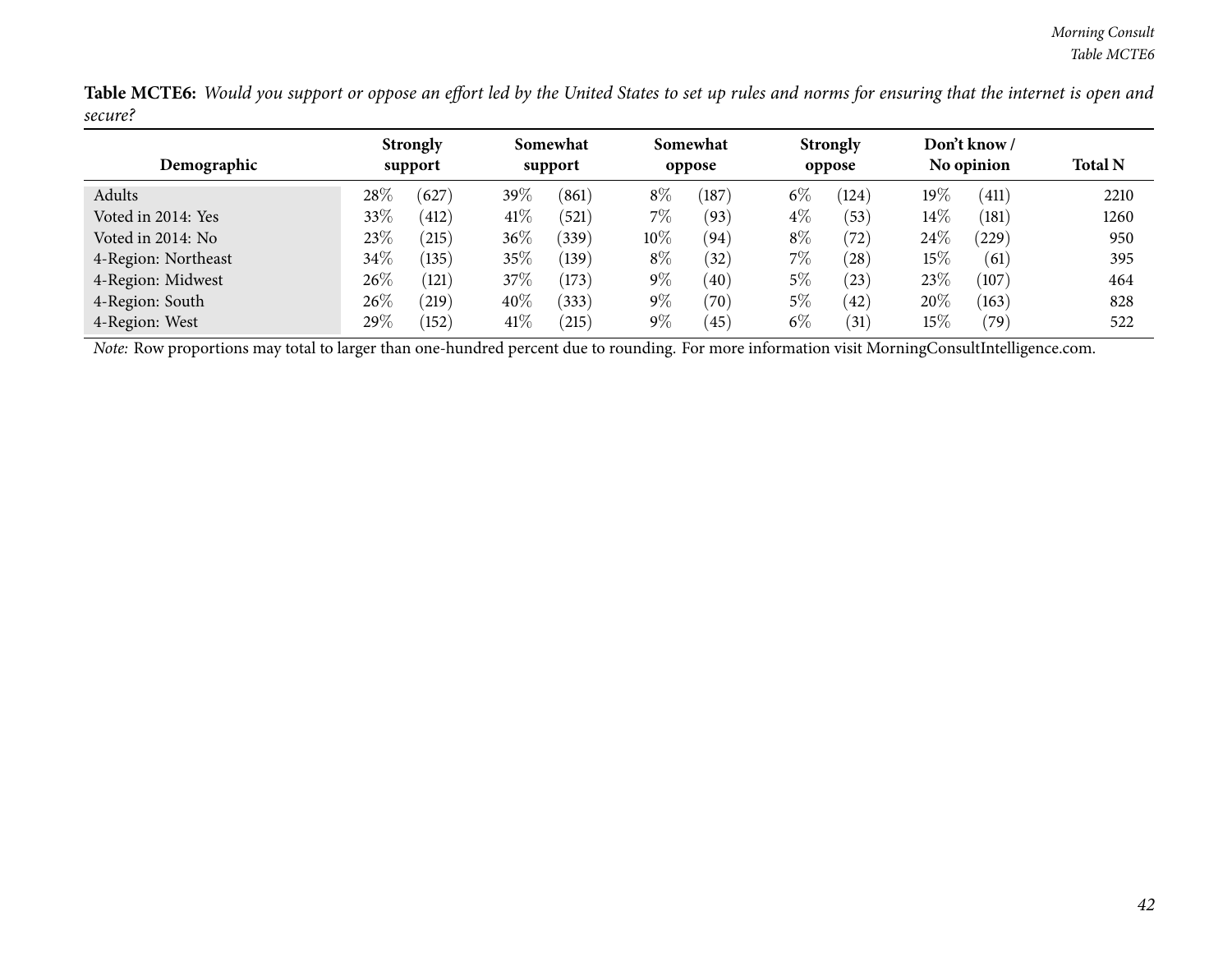**Table MCTE6:** *Would you support or oppose an effort led by the United States to set up rules and norms for ensuring that the internet is open and secure?*

| Demographic | Strongly support | | Somewhat support | | Somewhat oppose | | Strongly oppose | | Don't know / No opinion | | Total N |
|---|---|---|---|---|---|---|---|---|---|---|---|
| Adults | 28% | (627) | 39% | (861) | 8% | (187) | 6% | (124) | 19% | (411) | 2210 |
| Voted in 2014: Yes | 33% | (412) | 41% | (521) | 7% | (93) | 4% | (53) | 14% | (181) | 1260 |
| Voted in 2014: No | 23% | (215) | 36% | (339) | 10% | (94) | 8% | (72) | 24% | (229) | 950 |
| 4-Region: Northeast | 34% | (135) | 35% | (139) | 8% | (32) | 7% | (28) | 15% | (61) | 395 |
| 4-Region: Midwest | 26% | (121) | 37% | (173) | 9% | (40) | 5% | (23) | 23% | (107) | 464 |
| 4-Region: South | 26% | (219) | 40% | (333) | 9% | (70) | 5% | (42) | 20% | (163) | 828 |
| 4-Region: West | 29% | (152) | 41% | (215) | 9% | (45) | 6% | (31) | 15% | (79) | 522 |

*Note:* Row proportions may total to larger than one-hundred percent due to rounding. For more information visit MorningConsultIntelligence.com.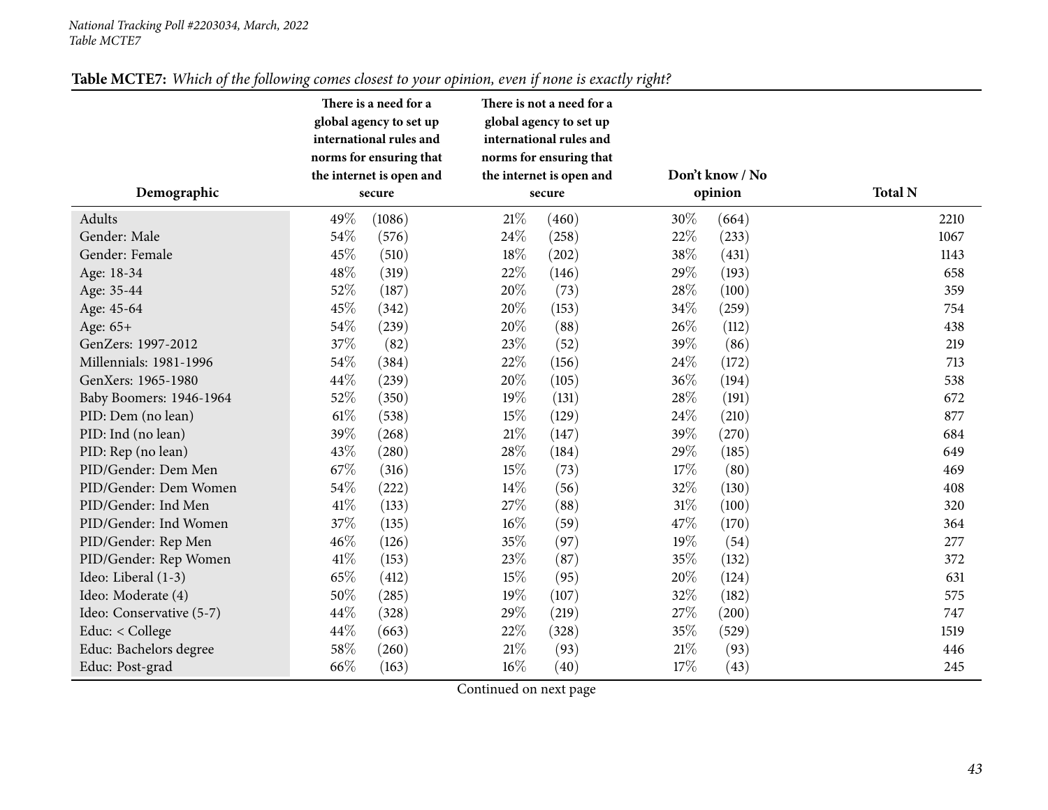National Tracking Poll #2203034, March, 2022
Table MCTE7

**Table MCTE7:** *Which of the following comes closest to your opinion, even if none is exactly right?*

| Demographic | There is a need for a global agency to set up international rules and norms for ensuring that the internet is open and secure | | There is not a need for a global agency to set up international rules and norms for ensuring that the internet is open and secure | | Don't know / No opinion | | Total N |
|---|---|---|---|---|---|---|---|
| Adults | 49% | (1086) | 21% | (460) | 30% | (664) | 2210 |
| Gender: Male | 54% | (576) | 24% | (258) | 22% | (233) | 1067 |
| Gender: Female | 45% | (510) | 18% | (202) | 38% | (431) | 1143 |
| Age: 18-34 | 48% | (319) | 22% | (146) | 29% | (193) | 658 |
| Age: 35-44 | 52% | (187) | 20% | (73) | 28% | (100) | 359 |
| Age: 45-64 | 45% | (342) | 20% | (153) | 34% | (259) | 754 |
| Age: 65+ | 54% | (239) | 20% | (88) | 26% | (112) | 438 |
| GenZers: 1997-2012 | 37% | (82) | 23% | (52) | 39% | (86) | 219 |
| Millennials: 1981-1996 | 54% | (384) | 22% | (156) | 24% | (172) | 713 |
| GenXers: 1965-1980 | 44% | (239) | 20% | (105) | 36% | (194) | 538 |
| Baby Boomers: 1946-1964 | 52% | (350) | 19% | (131) | 28% | (191) | 672 |
| PID: Dem (no lean) | 61% | (538) | 15% | (129) | 24% | (210) | 877 |
| PID: Ind (no lean) | 39% | (268) | 21% | (147) | 39% | (270) | 684 |
| PID: Rep (no lean) | 43% | (280) | 28% | (184) | 29% | (185) | 649 |
| PID/Gender: Dem Men | 67% | (316) | 15% | (73) | 17% | (80) | 469 |
| PID/Gender: Dem Women | 54% | (222) | 14% | (56) | 32% | (130) | 408 |
| PID/Gender: Ind Men | 41% | (133) | 27% | (88) | 31% | (100) | 320 |
| PID/Gender: Ind Women | 37% | (135) | 16% | (59) | 47% | (170) | 364 |
| PID/Gender: Rep Men | 46% | (126) | 35% | (97) | 19% | (54) | 277 |
| PID/Gender: Rep Women | 41% | (153) | 23% | (87) | 35% | (132) | 372 |
| Ideo: Liberal (1-3) | 65% | (412) | 15% | (95) | 20% | (124) | 631 |
| Ideo: Moderate (4) | 50% | (285) | 19% | (107) | 32% | (182) | 575 |
| Ideo: Conservative (5-7) | 44% | (328) | 29% | (219) | 27% | (200) | 747 |
| Educ: < College | 44% | (663) | 22% | (328) | 35% | (529) | 1519 |
| Educ: Bachelors degree | 58% | (260) | 21% | (93) | 21% | (93) | 446 |
| Educ: Post-grad | 66% | (163) | 16% | (40) | 17% | (43) | 245 |

Continued on next page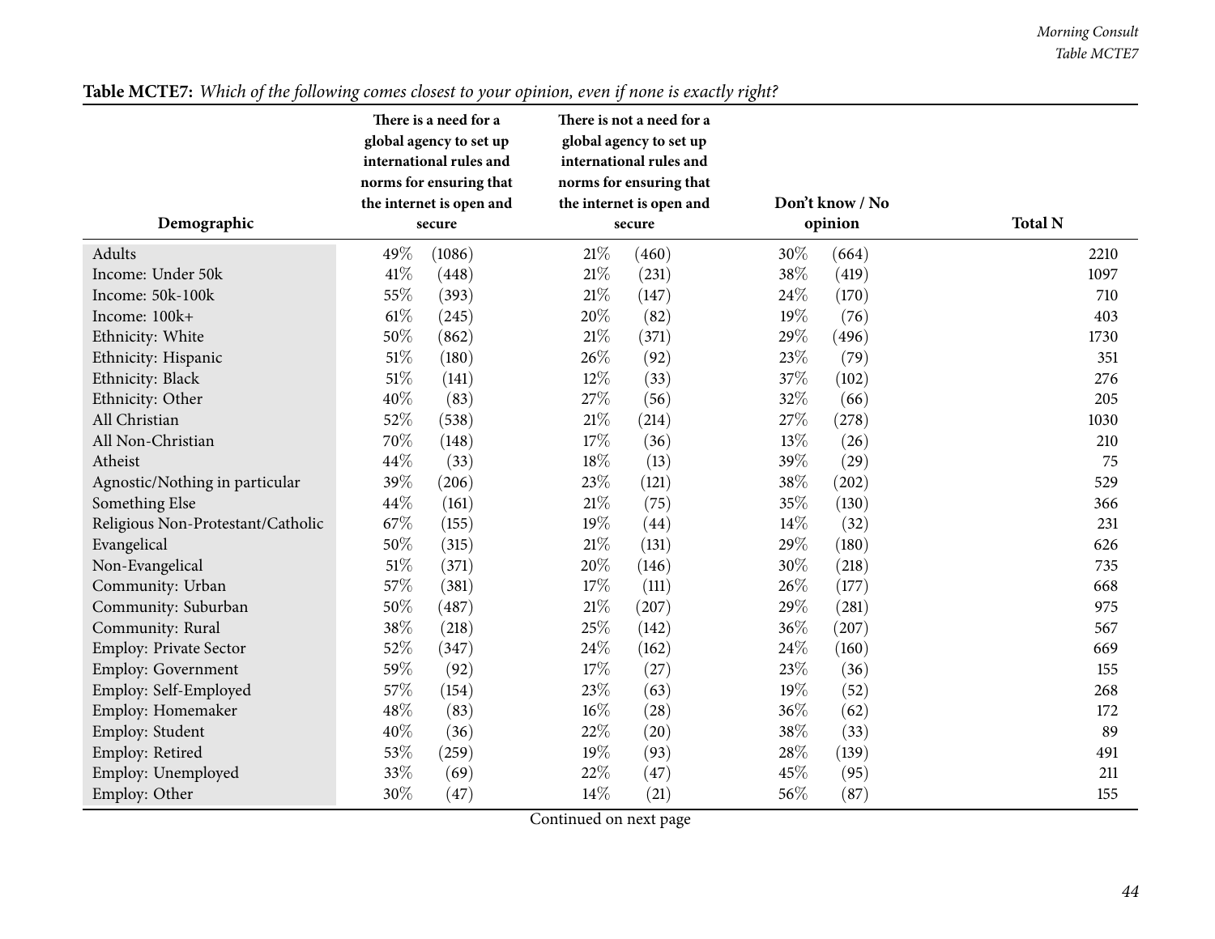**Table MCTE7:** *Which of the following comes closest to your opinion, even if none is exactly right?*

| Demographic | There is a need for a global agency to set up international rules and norms for ensuring that the internet is open and secure | There is not a need for a global agency to set up international rules and norms for ensuring that the internet is open and secure | Don't know / No opinion | Total N |
|---|---|---|---|---|
| Adults | 49% (1086) | 21% (460) | 30% (664) | 2210 |
| Income: Under 50k | 41% (448) | 21% (231) | 38% (419) | 1097 |
| Income: 50k-100k | 55% (393) | 21% (147) | 24% (170) | 710 |
| Income: 100k+ | 61% (245) | 20% (82) | 19% (76) | 403 |
| Ethnicity: White | 50% (862) | 21% (371) | 29% (496) | 1730 |
| Ethnicity: Hispanic | 51% (180) | 26% (92) | 23% (79) | 351 |
| Ethnicity: Black | 51% (141) | 12% (33) | 37% (102) | 276 |
| Ethnicity: Other | 40% (83) | 27% (56) | 32% (66) | 205 |
| All Christian | 52% (538) | 21% (214) | 27% (278) | 1030 |
| All Non-Christian | 70% (148) | 17% (36) | 13% (26) | 210 |
| Atheist | 44% (33) | 18% (13) | 39% (29) | 75 |
| Agnostic/Nothing in particular | 39% (206) | 23% (121) | 38% (202) | 529 |
| Something Else | 44% (161) | 21% (75) | 35% (130) | 366 |
| Religious Non-Protestant/Catholic | 67% (155) | 19% (44) | 14% (32) | 231 |
| Evangelical | 50% (315) | 21% (131) | 29% (180) | 626 |
| Non-Evangelical | 51% (371) | 20% (146) | 30% (218) | 735 |
| Community: Urban | 57% (381) | 17% (111) | 26% (177) | 668 |
| Community: Suburban | 50% (487) | 21% (207) | 29% (281) | 975 |
| Community: Rural | 38% (218) | 25% (142) | 36% (207) | 567 |
| Employ: Private Sector | 52% (347) | 24% (162) | 24% (160) | 669 |
| Employ: Government | 59% (92) | 17% (27) | 23% (36) | 155 |
| Employ: Self-Employed | 57% (154) | 23% (63) | 19% (52) | 268 |
| Employ: Homemaker | 48% (83) | 16% (28) | 36% (62) | 172 |
| Employ: Student | 40% (36) | 22% (20) | 38% (33) | 89 |
| Employ: Retired | 53% (259) | 19% (93) | 28% (139) | 491 |
| Employ: Unemployed | 33% (69) | 22% (47) | 45% (95) | 211 |
| Employ: Other | 30% (47) | 14% (21) | 56% (87) | 155 |

Continued on next page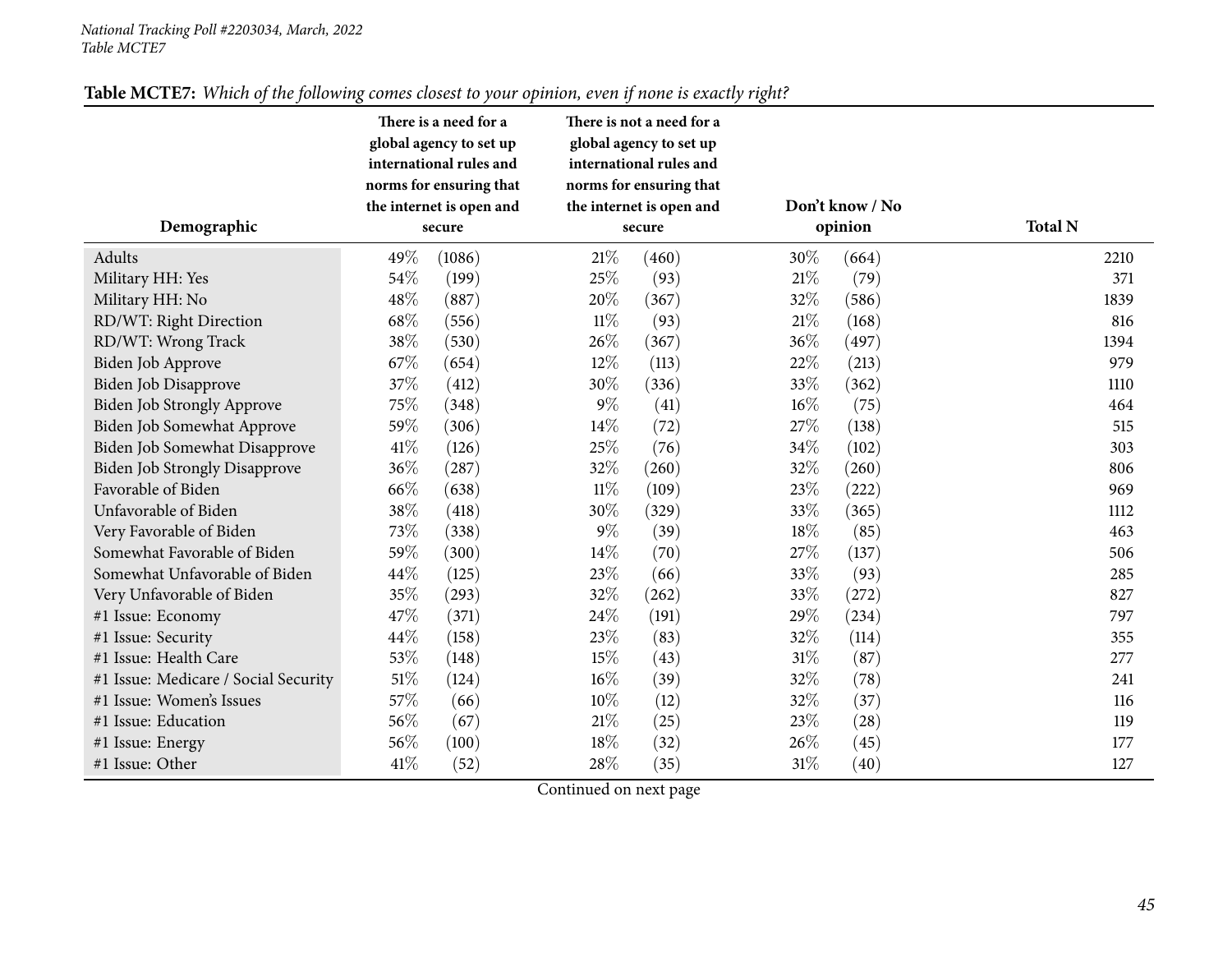**Table MCTE7:** *Which of the following comes closest to your opinion, even if none is exactly right?*

| Demographic | There is a need for a global agency to set up international rules and norms for ensuring that the internet is open and secure | | There is not a need for a global agency to set up international rules and norms for ensuring that the internet is open and secure | | Don't know / No opinion | | Total N |
|---|---|---|---|---|---|---|---|
| Adults | 49% | (1086) | 21% | (460) | 30% | (664) | 2210 |
| Military HH: Yes | 54% | (199) | 25% | (93) | 21% | (79) | 371 |
| Military HH: No | 48% | (887) | 20% | (367) | 32% | (586) | 1839 |
| RD/WT: Right Direction | 68% | (556) | 11% | (93) | 21% | (168) | 816 |
| RD/WT: Wrong Track | 38% | (530) | 26% | (367) | 36% | (497) | 1394 |
| Biden Job Approve | 67% | (654) | 12% | (113) | 22% | (213) | 979 |
| Biden Job Disapprove | 37% | (412) | 30% | (336) | 33% | (362) | 1110 |
| Biden Job Strongly Approve | 75% | (348) | 9% | (41) | 16% | (75) | 464 |
| Biden Job Somewhat Approve | 59% | (306) | 14% | (72) | 27% | (138) | 515 |
| Biden Job Somewhat Disapprove | 41% | (126) | 25% | (76) | 34% | (102) | 303 |
| Biden Job Strongly Disapprove | 36% | (287) | 32% | (260) | 32% | (260) | 806 |
| Favorable of Biden | 66% | (638) | 11% | (109) | 23% | (222) | 969 |
| Unfavorable of Biden | 38% | (418) | 30% | (329) | 33% | (365) | 1112 |
| Very Favorable of Biden | 73% | (338) | 9% | (39) | 18% | (85) | 463 |
| Somewhat Favorable of Biden | 59% | (300) | 14% | (70) | 27% | (137) | 506 |
| Somewhat Unfavorable of Biden | 44% | (125) | 23% | (66) | 33% | (93) | 285 |
| Very Unfavorable of Biden | 35% | (293) | 32% | (262) | 33% | (272) | 827 |
| #1 Issue: Economy | 47% | (371) | 24% | (191) | 29% | (234) | 797 |
| #1 Issue: Security | 44% | (158) | 23% | (83) | 32% | (114) | 355 |
| #1 Issue: Health Care | 53% | (148) | 15% | (43) | 31% | (87) | 277 |
| #1 Issue: Medicare / Social Security | 51% | (124) | 16% | (39) | 32% | (78) | 241 |
| #1 Issue: Women's Issues | 57% | (66) | 10% | (12) | 32% | (37) | 116 |
| #1 Issue: Education | 56% | (67) | 21% | (25) | 23% | (28) | 119 |
| #1 Issue: Energy | 56% | (100) | 18% | (32) | 26% | (45) | 177 |
| #1 Issue: Other | 41% | (52) | 28% | (35) | 31% | (40) | 127 |

Continued on next page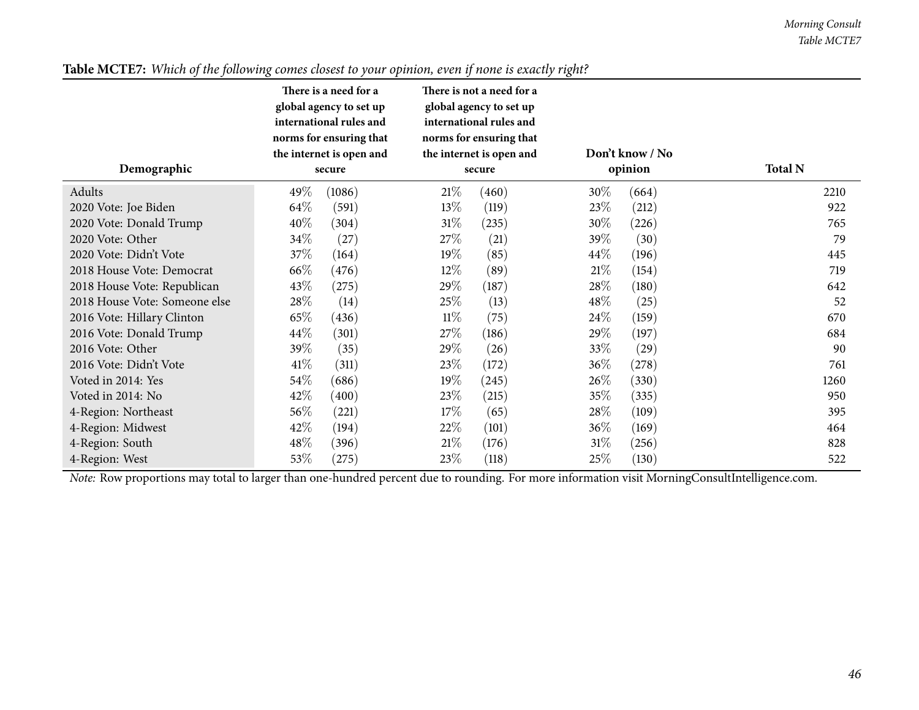**Table MCTE7:** *Which of the following comes closest to your opinion, even if none is exactly right?*

| Demographic | There is a need for a global agency to set up international rules and norms for ensuring that the internet is open and secure | | There is not a need for a global agency to set up international rules and norms for ensuring that the internet is open and secure | | Don't know / No opinion | | Total N |
|---|---|---|---|---|---|---|---|
| Adults | 49% | (1086) | 21% | (460) | 30% | (664) | 2210 |
| 2020 Vote: Joe Biden | 64% | (591) | 13% | (119) | 23% | (212) | 922 |
| 2020 Vote: Donald Trump | 40% | (304) | 31% | (235) | 30% | (226) | 765 |
| 2020 Vote: Other | 34% | (27) | 27% | (21) | 39% | (30) | 79 |
| 2020 Vote: Didn't Vote | 37% | (164) | 19% | (85) | 44% | (196) | 445 |
| 2018 House Vote: Democrat | 66% | (476) | 12% | (89) | 21% | (154) | 719 |
| 2018 House Vote: Republican | 43% | (275) | 29% | (187) | 28% | (180) | 642 |
| 2018 House Vote: Someone else | 28% | (14) | 25% | (13) | 48% | (25) | 52 |
| 2016 Vote: Hillary Clinton | 65% | (436) | 11% | (75) | 24% | (159) | 670 |
| 2016 Vote: Donald Trump | 44% | (301) | 27% | (186) | 29% | (197) | 684 |
| 2016 Vote: Other | 39% | (35) | 29% | (26) | 33% | (29) | 90 |
| 2016 Vote: Didn't Vote | 41% | (311) | 23% | (172) | 36% | (278) | 761 |
| Voted in 2014: Yes | 54% | (686) | 19% | (245) | 26% | (330) | 1260 |
| Voted in 2014: No | 42% | (400) | 23% | (215) | 35% | (335) | 950 |
| 4-Region: Northeast | 56% | (221) | 17% | (65) | 28% | (109) | 395 |
| 4-Region: Midwest | 42% | (194) | 22% | (101) | 36% | (169) | 464 |
| 4-Region: South | 48% | (396) | 21% | (176) | 31% | (256) | 828 |
| 4-Region: West | 53% | (275) | 23% | (118) | 25% | (130) | 522 |

*Note:* Row proportions may total to larger than one-hundred percent due to rounding. For more information visit MorningConsultIntelligence.com.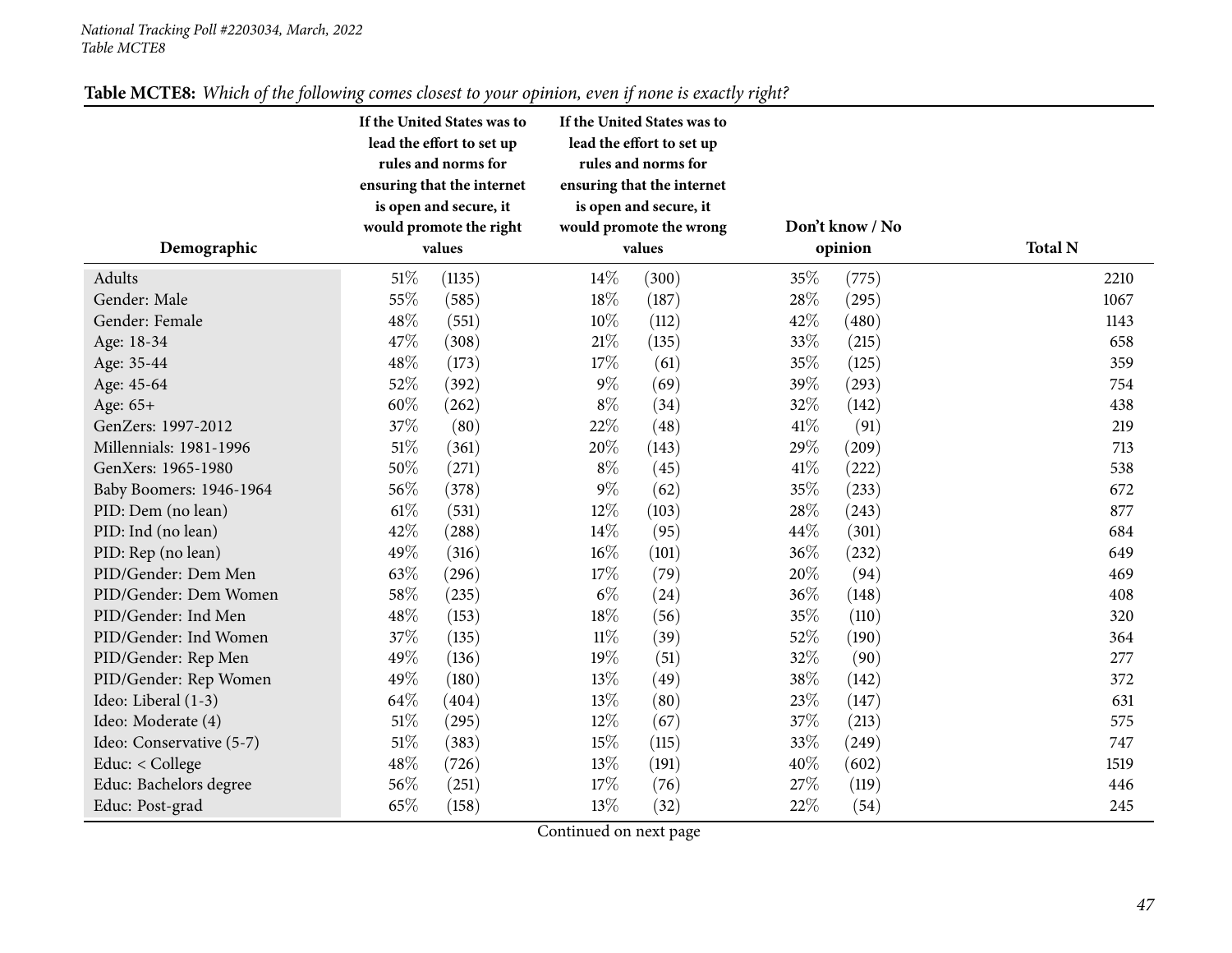National Tracking Poll #2203034, March, 2022
Table MCTE8

**Table MCTE8:** *Which of the following comes closest to your opinion, even if none is exactly right?*

| Demographic | If the United States was to lead the effort to set up rules and norms for ensuring that the internet is open and secure, it would promote the right values | If the United States was to lead the effort to set up rules and norms for ensuring that the internet is open and secure, it would promote the wrong values | Don't know / No opinion | Total N |
|---|---|---|---|---|
| Adults | 51% (1135) | 14% (300) | 35% (775) | 2210 |
| Gender: Male | 55% (585) | 18% (187) | 28% (295) | 1067 |
| Gender: Female | 48% (551) | 10% (112) | 42% (480) | 1143 |
| Age: 18-34 | 47% (308) | 21% (135) | 33% (215) | 658 |
| Age: 35-44 | 48% (173) | 17% (61) | 35% (125) | 359 |
| Age: 45-64 | 52% (392) | 9% (69) | 39% (293) | 754 |
| Age: 65+ | 60% (262) | 8% (34) | 32% (142) | 438 |
| GenZers: 1997-2012 | 37% (80) | 22% (48) | 41% (91) | 219 |
| Millennials: 1981-1996 | 51% (361) | 20% (143) | 29% (209) | 713 |
| GenXers: 1965-1980 | 50% (271) | 8% (45) | 41% (222) | 538 |
| Baby Boomers: 1946-1964 | 56% (378) | 9% (62) | 35% (233) | 672 |
| PID: Dem (no lean) | 61% (531) | 12% (103) | 28% (243) | 877 |
| PID: Ind (no lean) | 42% (288) | 14% (95) | 44% (301) | 684 |
| PID: Rep (no lean) | 49% (316) | 16% (101) | 36% (232) | 649 |
| PID/Gender: Dem Men | 63% (296) | 17% (79) | 20% (94) | 469 |
| PID/Gender: Dem Women | 58% (235) | 6% (24) | 36% (148) | 408 |
| PID/Gender: Ind Men | 48% (153) | 18% (56) | 35% (110) | 320 |
| PID/Gender: Ind Women | 37% (135) | 11% (39) | 52% (190) | 364 |
| PID/Gender: Rep Men | 49% (136) | 19% (51) | 32% (90) | 277 |
| PID/Gender: Rep Women | 49% (180) | 13% (49) | 38% (142) | 372 |
| Ideo: Liberal (1-3) | 64% (404) | 13% (80) | 23% (147) | 631 |
| Ideo: Moderate (4) | 51% (295) | 12% (67) | 37% (213) | 575 |
| Ideo: Conservative (5-7) | 51% (383) | 15% (115) | 33% (249) | 747 |
| Educ: < College | 48% (726) | 13% (191) | 40% (602) | 1519 |
| Educ: Bachelors degree | 56% (251) | 17% (76) | 27% (119) | 446 |
| Educ: Post-grad | 65% (158) | 13% (32) | 22% (54) | 245 |

Continued on next page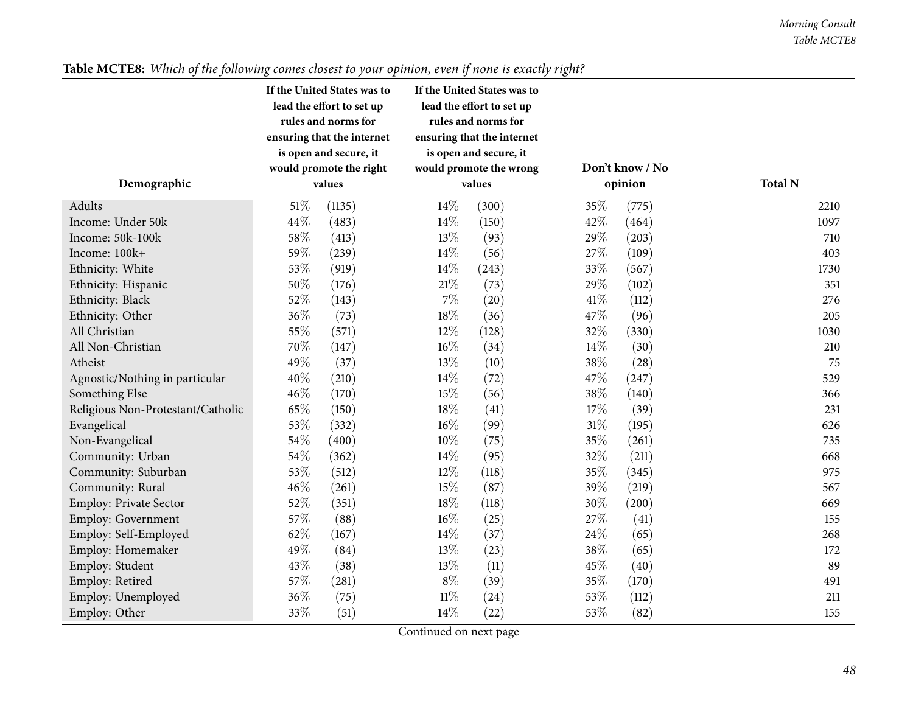**Table MCTE8:** *Which of the following comes closest to your opinion, even if none is exactly right?*

| Demographic | If the United States was to lead the effort to set up rules and norms for ensuring that the internet is open and secure, it would promote the right values | | If the United States was to lead the effort to set up rules and norms for ensuring that the internet is open and secure, it would promote the wrong values | | Don't know / No opinion | | Total N |
|---|---|---|---|---|---|---|---|
| Adults | 51% | (1135) | 14% | (300) | 35% | (775) | 2210 |
| Income: Under 50k | 44% | (483) | 14% | (150) | 42% | (464) | 1097 |
| Income: 50k-100k | 58% | (413) | 13% | (93) | 29% | (203) | 710 |
| Income: 100k+ | 59% | (239) | 14% | (56) | 27% | (109) | 403 |
| Ethnicity: White | 53% | (919) | 14% | (243) | 33% | (567) | 1730 |
| Ethnicity: Hispanic | 50% | (176) | 21% | (73) | 29% | (102) | 351 |
| Ethnicity: Black | 52% | (143) | 7% | (20) | 41% | (112) | 276 |
| Ethnicity: Other | 36% | (73) | 18% | (36) | 47% | (96) | 205 |
| All Christian | 55% | (571) | 12% | (128) | 32% | (330) | 1030 |
| All Non-Christian | 70% | (147) | 16% | (34) | 14% | (30) | 210 |
| Atheist | 49% | (37) | 13% | (10) | 38% | (28) | 75 |
| Agnostic/Nothing in particular | 40% | (210) | 14% | (72) | 47% | (247) | 529 |
| Something Else | 46% | (170) | 15% | (56) | 38% | (140) | 366 |
| Religious Non-Protestant/Catholic | 65% | (150) | 18% | (41) | 17% | (39) | 231 |
| Evangelical | 53% | (332) | 16% | (99) | 31% | (195) | 626 |
| Non-Evangelical | 54% | (400) | 10% | (75) | 35% | (261) | 735 |
| Community: Urban | 54% | (362) | 14% | (95) | 32% | (211) | 668 |
| Community: Suburban | 53% | (512) | 12% | (118) | 35% | (345) | 975 |
| Community: Rural | 46% | (261) | 15% | (87) | 39% | (219) | 567 |
| Employ: Private Sector | 52% | (351) | 18% | (118) | 30% | (200) | 669 |
| Employ: Government | 57% | (88) | 16% | (25) | 27% | (41) | 155 |
| Employ: Self-Employed | 62% | (167) | 14% | (37) | 24% | (65) | 268 |
| Employ: Homemaker | 49% | (84) | 13% | (23) | 38% | (65) | 172 |
| Employ: Student | 43% | (38) | 13% | (11) | 45% | (40) | 89 |
| Employ: Retired | 57% | (281) | 8% | (39) | 35% | (170) | 491 |
| Employ: Unemployed | 36% | (75) | 11% | (24) | 53% | (112) | 211 |
| Employ: Other | 33% | (51) | 14% | (22) | 53% | (82) | 155 |

Continued on next page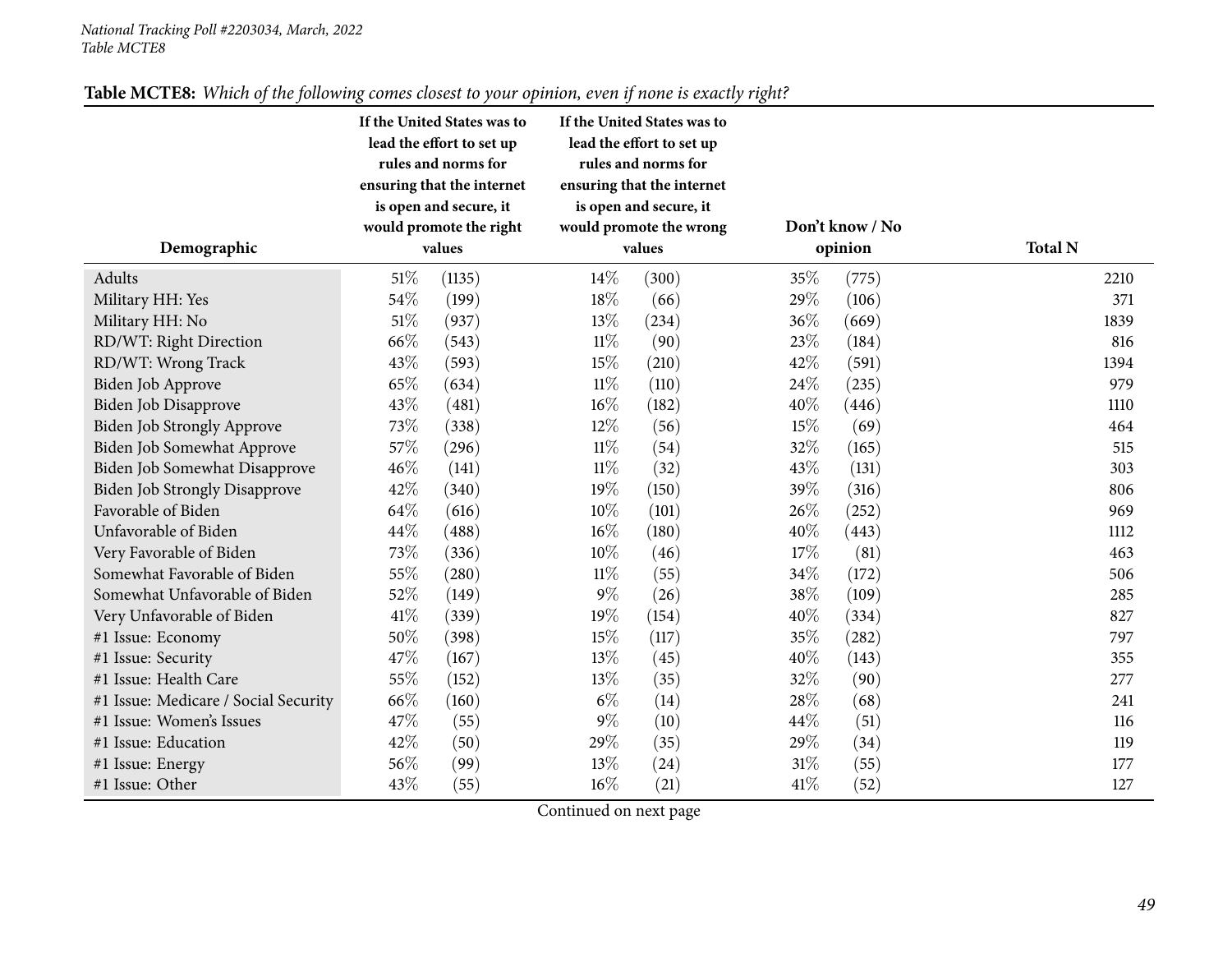*National Tracking Poll #2203034, March, 2022*
*Table MCTE8*

**Table MCTE8:** *Which of the following comes closest to your opinion, even if none is exactly right?*

| Demographic | If the United States was to lead the effort to set up rules and norms for ensuring that the internet is open and secure, it would promote the right values | | If the United States was to lead the effort to set up rules and norms for ensuring that the internet is open and secure, it would promote the wrong values | | Don't know / No opinion | | Total N |
|---|---|---|---|---|---|---|---|
| Adults | 51% | (1135) | 14% | (300) | 35% | (775) | 2210 |
| Military HH: Yes | 54% | (199) | 18% | (66) | 29% | (106) | 371 |
| Military HH: No | 51% | (937) | 13% | (234) | 36% | (669) | 1839 |
| RD/WT: Right Direction | 66% | (543) | 11% | (90) | 23% | (184) | 816 |
| RD/WT: Wrong Track | 43% | (593) | 15% | (210) | 42% | (591) | 1394 |
| Biden Job Approve | 65% | (634) | 11% | (110) | 24% | (235) | 979 |
| Biden Job Disapprove | 43% | (481) | 16% | (182) | 40% | (446) | 1110 |
| Biden Job Strongly Approve | 73% | (338) | 12% | (56) | 15% | (69) | 464 |
| Biden Job Somewhat Approve | 57% | (296) | 11% | (54) | 32% | (165) | 515 |
| Biden Job Somewhat Disapprove | 46% | (141) | 11% | (32) | 43% | (131) | 303 |
| Biden Job Strongly Disapprove | 42% | (340) | 19% | (150) | 39% | (316) | 806 |
| Favorable of Biden | 64% | (616) | 10% | (101) | 26% | (252) | 969 |
| Unfavorable of Biden | 44% | (488) | 16% | (180) | 40% | (443) | 1112 |
| Very Favorable of Biden | 73% | (336) | 10% | (46) | 17% | (81) | 463 |
| Somewhat Favorable of Biden | 55% | (280) | 11% | (55) | 34% | (172) | 506 |
| Somewhat Unfavorable of Biden | 52% | (149) | 9% | (26) | 38% | (109) | 285 |
| Very Unfavorable of Biden | 41% | (339) | 19% | (154) | 40% | (334) | 827 |
| #1 Issue: Economy | 50% | (398) | 15% | (117) | 35% | (282) | 797 |
| #1 Issue: Security | 47% | (167) | 13% | (45) | 40% | (143) | 355 |
| #1 Issue: Health Care | 55% | (152) | 13% | (35) | 32% | (90) | 277 |
| #1 Issue: Medicare / Social Security | 66% | (160) | 6% | (14) | 28% | (68) | 241 |
| #1 Issue: Women's Issues | 47% | (55) | 9% | (10) | 44% | (51) | 116 |
| #1 Issue: Education | 42% | (50) | 29% | (35) | 29% | (34) | 119 |
| #1 Issue: Energy | 56% | (99) | 13% | (24) | 31% | (55) | 177 |
| #1 Issue: Other | 43% | (55) | 16% | (21) | 41% | (52) | 127 |

Continued on next page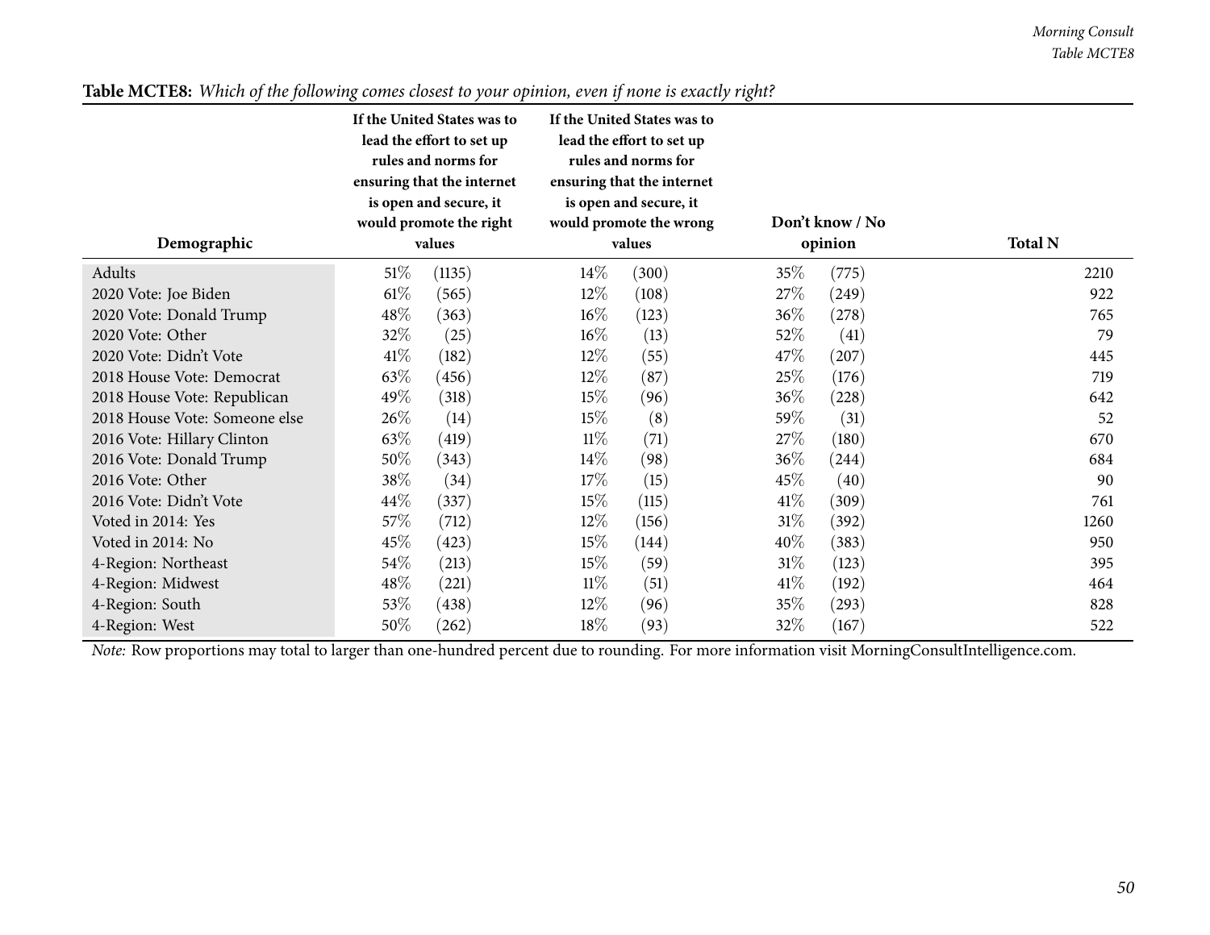**Table MCTE8:** *Which of the following comes closest to your opinion, even if none is exactly right?*

| Demographic | If the United States was to lead the effort to set up rules and norms for ensuring that the internet is open and secure, it would promote the right values | | If the United States was to lead the effort to set up rules and norms for ensuring that the internet is open and secure, it would promote the wrong values | | Don't know / No opinion | | Total N |
|---|---|---|---|---|---|---|---|
| Adults | 51% | (1135) | 14% | (300) | 35% | (775) | 2210 |
| 2020 Vote: Joe Biden | 61% | (565) | 12% | (108) | 27% | (249) | 922 |
| 2020 Vote: Donald Trump | 48% | (363) | 16% | (123) | 36% | (278) | 765 |
| 2020 Vote: Other | 32% | (25) | 16% | (13) | 52% | (41) | 79 |
| 2020 Vote: Didn't Vote | 41% | (182) | 12% | (55) | 47% | (207) | 445 |
| 2018 House Vote: Democrat | 63% | (456) | 12% | (87) | 25% | (176) | 719 |
| 2018 House Vote: Republican | 49% | (318) | 15% | (96) | 36% | (228) | 642 |
| 2018 House Vote: Someone else | 26% | (14) | 15% | (8) | 59% | (31) | 52 |
| 2016 Vote: Hillary Clinton | 63% | (419) | 11% | (71) | 27% | (180) | 670 |
| 2016 Vote: Donald Trump | 50% | (343) | 14% | (98) | 36% | (244) | 684 |
| 2016 Vote: Other | 38% | (34) | 17% | (15) | 45% | (40) | 90 |
| 2016 Vote: Didn't Vote | 44% | (337) | 15% | (115) | 41% | (309) | 761 |
| Voted in 2014: Yes | 57% | (712) | 12% | (156) | 31% | (392) | 1260 |
| Voted in 2014: No | 45% | (423) | 15% | (144) | 40% | (383) | 950 |
| 4-Region: Northeast | 54% | (213) | 15% | (59) | 31% | (123) | 395 |
| 4-Region: Midwest | 48% | (221) | 11% | (51) | 41% | (192) | 464 |
| 4-Region: South | 53% | (438) | 12% | (96) | 35% | (293) | 828 |
| 4-Region: West | 50% | (262) | 18% | (93) | 32% | (167) | 522 |

*Note:* Row proportions may total to larger than one-hundred percent due to rounding. For more information visit MorningConsultIntelligence.com.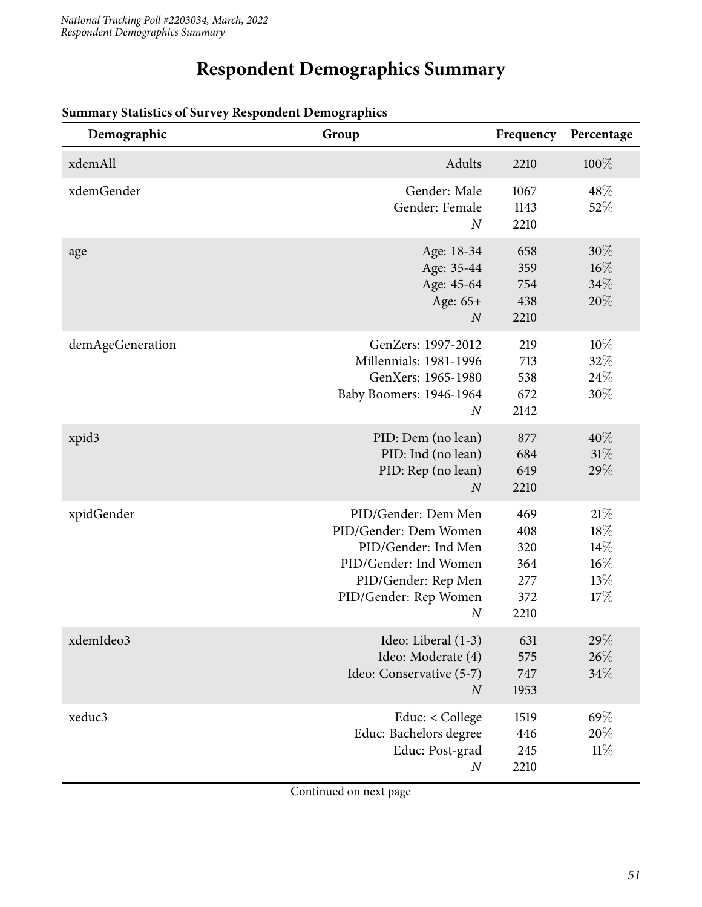# Respondent Demographics Summary

**Summary Statistics of Survey Respondent Demographics**

| Demographic | Group | Frequency | Percentage |
|---|---|---|---|
| xdemAll | Adults | 2210 | 100% |
| xdemGender | Gender: Male | 1067 | 48% |
| | Gender: Female | 1143 | 52% |
| | *N* | 2210 | |
| age | Age: 18-34 | 658 | 30% |
| | Age: 35-44 | 359 | 16% |
| | Age: 45-64 | 754 | 34% |
| | Age: 65+ | 438 | 20% |
| | *N* | 2210 | |
| demAgeGeneration | GenZers: 1997-2012 | 219 | 10% |
| | Millennials: 1981-1996 | 713 | 32% |
| | GenXers: 1965-1980 | 538 | 24% |
| | Baby Boomers: 1946-1964 | 672 | 30% |
| | *N* | 2142 | |
| xpid3 | PID: Dem (no lean) | 877 | 40% |
| | PID: Ind (no lean) | 684 | 31% |
| | PID: Rep (no lean) | 649 | 29% |
| | *N* | 2210 | |
| xpidGender | PID/Gender: Dem Men | 469 | 21% |
| | PID/Gender: Dem Women | 408 | 18% |
| | PID/Gender: Ind Men | 320 | 14% |
| | PID/Gender: Ind Women | 364 | 16% |
| | PID/Gender: Rep Men | 277 | 13% |
| | PID/Gender: Rep Women | 372 | 17% |
| | *N* | 2210 | |
| xdemIdeo3 | Ideo: Liberal (1-3) | 631 | 29% |
| | Ideo: Moderate (4) | 575 | 26% |
| | Ideo: Conservative (5-7) | 747 | 34% |
| | *N* | 1953 | |
| xeduc3 | Educ: < College | 1519 | 69% |
| | Educ: Bachelors degree | 446 | 20% |
| | Educ: Post-grad | 245 | 11% |
| | *N* | 2210 | |

Continued on next page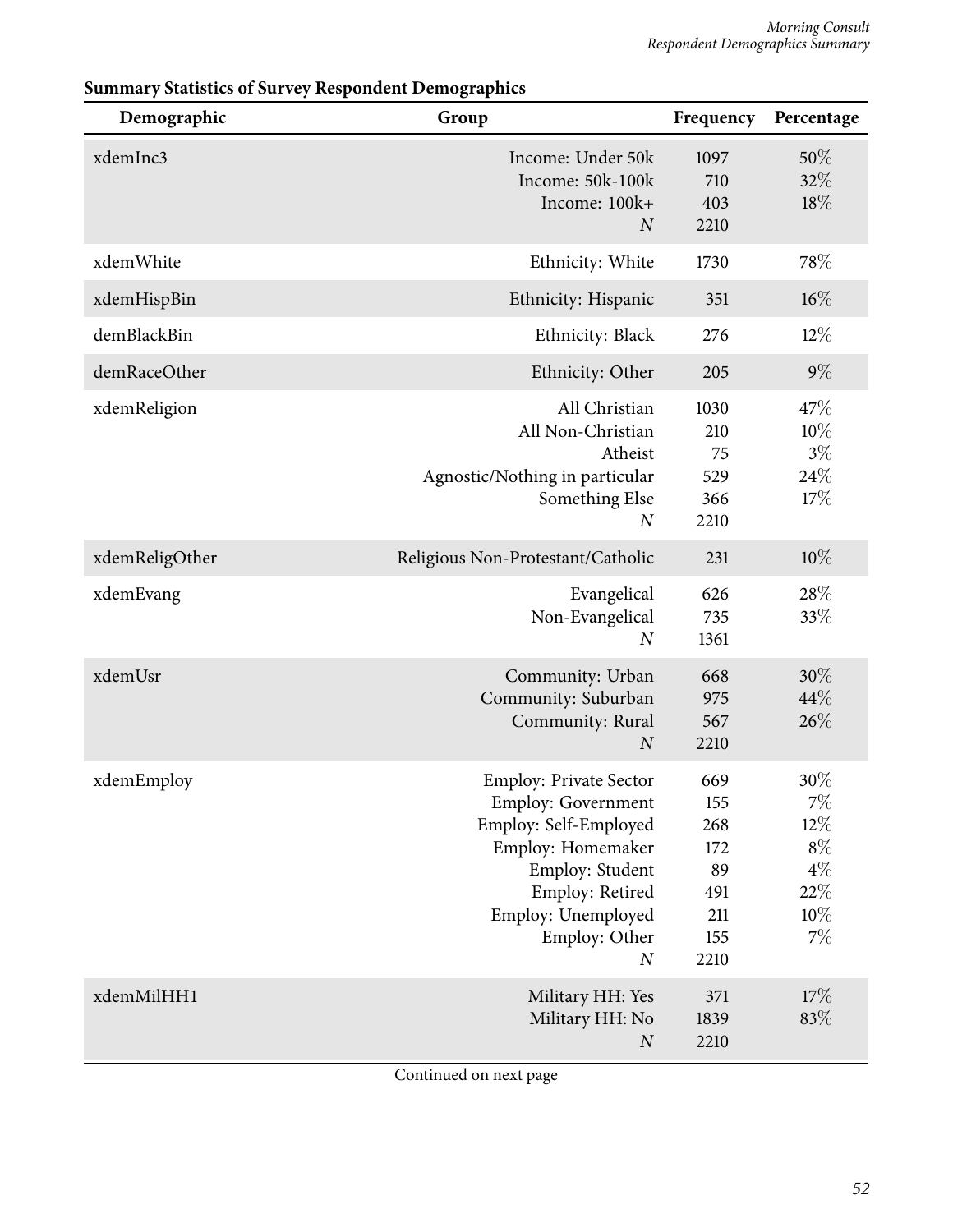**Summary Statistics of Survey Respondent Demographics**

| Demographic | Group | Frequency | Percentage |
|---|---|---|---|
| xdemInc3 | Income: Under 50k | 1097 | 50% |
| | Income: 50k-100k | 710 | 32% |
| | Income: 100k+ | 403 | 18% |
| | *N* | 2210 | |
| xdemWhite | Ethnicity: White | 1730 | 78% |
| xdemHispBin | Ethnicity: Hispanic | 351 | 16% |
| demBlackBin | Ethnicity: Black | 276 | 12% |
| demRaceOther | Ethnicity: Other | 205 | 9% |
| xdemReligion | All Christian | 1030 | 47% |
| | All Non-Christian | 210 | 10% |
| | Atheist | 75 | 3% |
| | Agnostic/Nothing in particular | 529 | 24% |
| | Something Else | 366 | 17% |
| | *N* | 2210 | |
| xdemReligOther | Religious Non-Protestant/Catholic | 231 | 10% |
| xdemEvang | Evangelical | 626 | 28% |
| | Non-Evangelical | 735 | 33% |
| | *N* | 1361 | |
| xdemUsr | Community: Urban | 668 | 30% |
| | Community: Suburban | 975 | 44% |
| | Community: Rural | 567 | 26% |
| | *N* | 2210 | |
| xdemEmploy | Employ: Private Sector | 669 | 30% |
| | Employ: Government | 155 | 7% |
| | Employ: Self-Employed | 268 | 12% |
| | Employ: Homemaker | 172 | 8% |
| | Employ: Student | 89 | 4% |
| | Employ: Retired | 491 | 22% |
| | Employ: Unemployed | 211 | 10% |
| | Employ: Other | 155 | 7% |
| | *N* | 2210 | |
| xdemMilHH1 | Military HH: Yes | 371 | 17% |
| | Military HH: No | 1839 | 83% |
| | *N* | 2210 | |

Continued on next page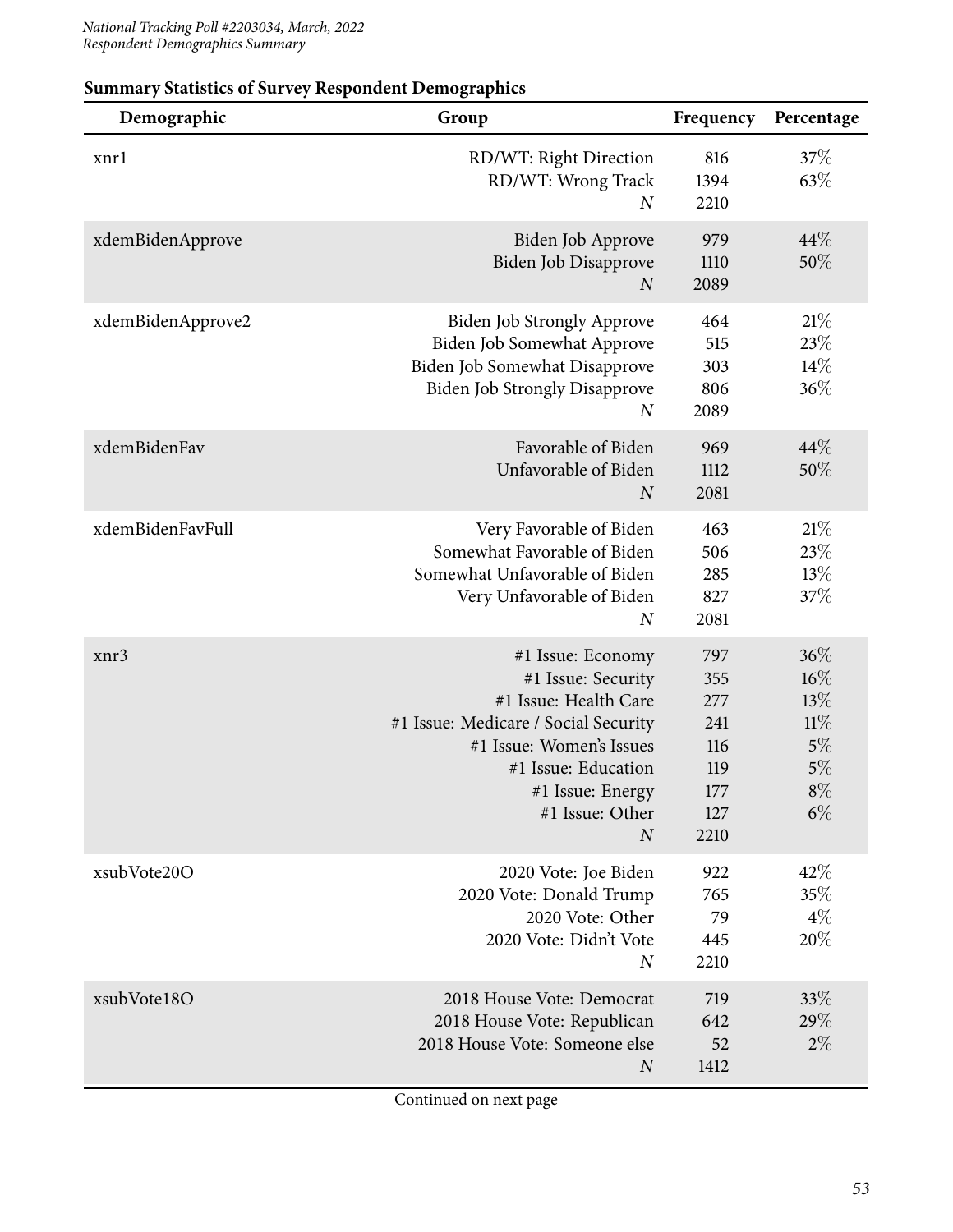**Summary Statistics of Survey Respondent Demographics**

| Demographic | Group | Frequency | Percentage |
|---|---|---|---|
| xnr1 | RD/WT: Right Direction | 816 | 37% |
| | RD/WT: Wrong Track | 1394 | 63% |
| | *N* | 2210 | |
| xdemBidenApprove | Biden Job Approve | 979 | 44% |
| | Biden Job Disapprove | 1110 | 50% |
| | *N* | 2089 | |
| xdemBidenApprove2 | Biden Job Strongly Approve | 464 | 21% |
| | Biden Job Somewhat Approve | 515 | 23% |
| | Biden Job Somewhat Disapprove | 303 | 14% |
| | Biden Job Strongly Disapprove | 806 | 36% |
| | *N* | 2089 | |
| xdemBidenFav | Favorable of Biden | 969 | 44% |
| | Unfavorable of Biden | 1112 | 50% |
| | *N* | 2081 | |
| xdemBidenFavFull | Very Favorable of Biden | 463 | 21% |
| | Somewhat Favorable of Biden | 506 | 23% |
| | Somewhat Unfavorable of Biden | 285 | 13% |
| | Very Unfavorable of Biden | 827 | 37% |
| | *N* | 2081 | |
| xnr3 | #1 Issue: Economy | 797 | 36% |
| | #1 Issue: Security | 355 | 16% |
| | #1 Issue: Health Care | 277 | 13% |
| | #1 Issue: Medicare / Social Security | 241 | 11% |
| | #1 Issue: Women's Issues | 116 | 5% |
| | #1 Issue: Education | 119 | 5% |
| | #1 Issue: Energy | 177 | 8% |
| | #1 Issue: Other | 127 | 6% |
| | *N* | 2210 | |
| xsubVote20O | 2020 Vote: Joe Biden | 922 | 42% |
| | 2020 Vote: Donald Trump | 765 | 35% |
| | 2020 Vote: Other | 79 | 4% |
| | 2020 Vote: Didn't Vote | 445 | 20% |
| | *N* | 2210 | |
| xsubVote18O | 2018 House Vote: Democrat | 719 | 33% |
| | 2018 House Vote: Republican | 642 | 29% |
| | 2018 House Vote: Someone else | 52 | 2% |
| | *N* | 1412 | |

Continued on next page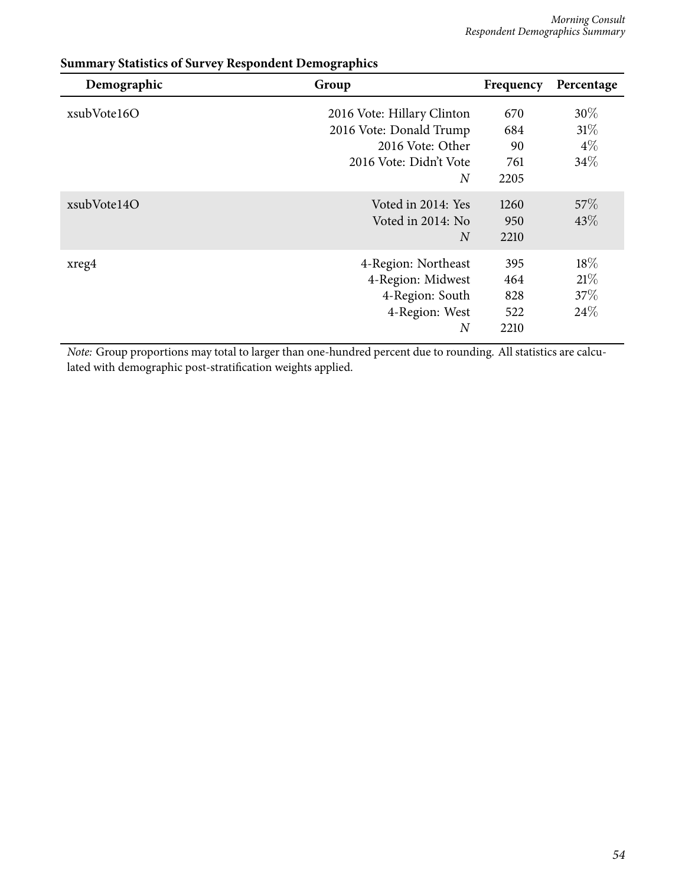**Summary Statistics of Survey Respondent Demographics**

| Demographic | Group | Frequency | Percentage |
|---|---|---|---|
| xsubVote16O | 2016 Vote: Hillary Clinton | 670 | 30% |
| | 2016 Vote: Donald Trump | 684 | 31% |
| | 2016 Vote: Other | 90 | 4% |
| | 2016 Vote: Didn't Vote | 761 | 34% |
| | *N* | 2205 | |
| xsubVote14O | Voted in 2014: Yes | 1260 | 57% |
| | Voted in 2014: No | 950 | 43% |
| | *N* | 2210 | |
| xreg4 | 4-Region: Northeast | 395 | 18% |
| | 4-Region: Midwest | 464 | 21% |
| | 4-Region: South | 828 | 37% |
| | 4-Region: West | 522 | 24% |
| | *N* | 2210 | |

*Note:* Group proportions may total to larger than one-hundred percent due to rounding. All statistics are calculated with demographic post-stratification weights applied.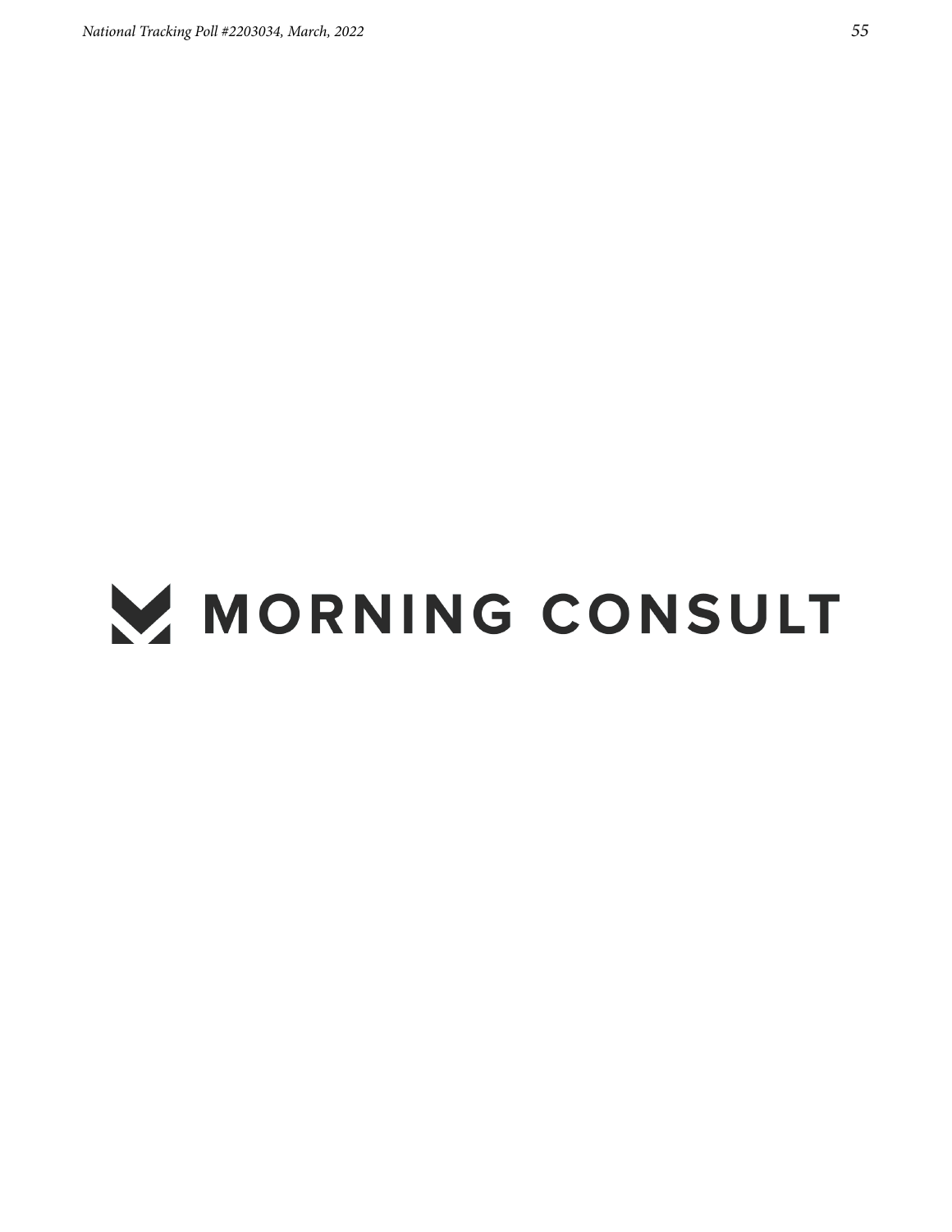MORNING CONSULT